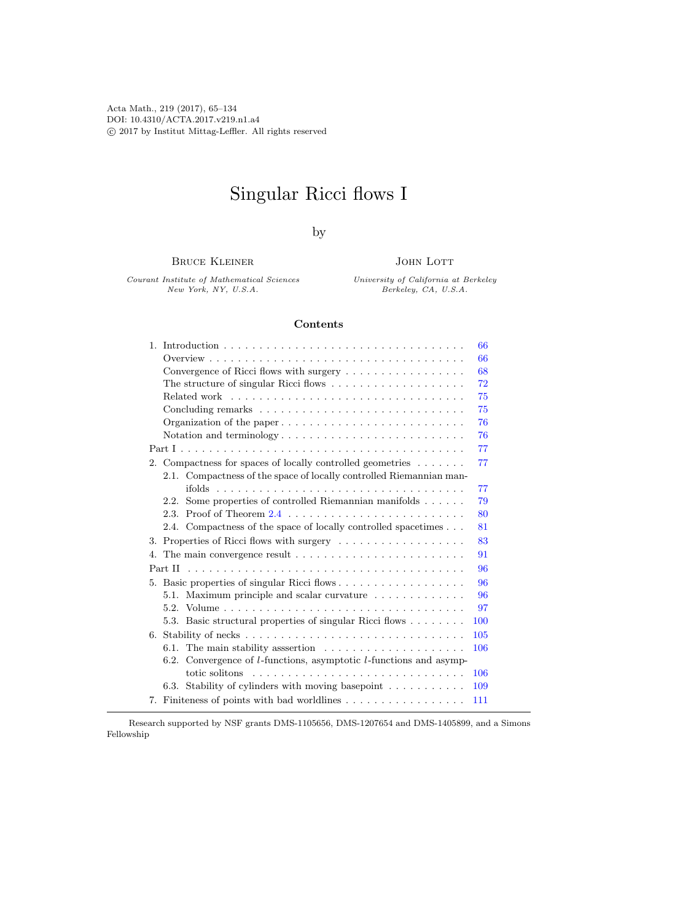Acta Math., 219 (2017), 65–134
DOI: 10.4310/ACTA.2017.v219.n1.a4
© 2017 by Institut Mittag-Leffler. All rights reserved

# Singular Ricci flows I

by

**Bruce Kleiner**
*Courant Institute of Mathematical Sciences*
*New York, NY, U.S.A.*

**John Lott**
*University of California at Berkeley*
*Berkeley, CA, U.S.A.*

## Contents

1. Introduction . . . . . 66
   - Overview . . . . . 66
   - Convergence of Ricci flows with surgery . . . . . 68
   - The structure of singular Ricci flows . . . . . 72
   - Related work . . . . . 75
   - Concluding remarks . . . . . 75
   - Organization of the paper . . . . . 76
   - Notation and terminology . . . . . 76

Part I . . . . . 77

2. Compactness for spaces of locally controlled geometries . . . . . 77
   - 2.1. Compactness of the space of locally controlled Riemannian manifolds . . . . . 77
   - 2.2. Some properties of controlled Riemannian manifolds . . . . . 79
   - 2.3. Proof of Theorem 2.4 . . . . . 80
   - 2.4. Compactness of the space of locally controlled spacetimes . . . . . 81
3. Properties of Ricci flows with surgery . . . . . 83
4. The main convergence result . . . . . 91

Part II . . . . . 96

5. Basic properties of singular Ricci flows . . . . . 96
   - 5.1. Maximum principle and scalar curvature . . . . . 96
   - 5.2. Volume . . . . . 97
   - 5.3. Basic structural properties of singular Ricci flows . . . . . 100
6. Stability of necks . . . . . 105
   - 6.1. The main stability asssertion . . . . . 106
   - 6.2. Convergence of $l$-functions, asymptotic $l$-functions and asymptotic solitons . . . . . 106
   - 6.3. Stability of cylinders with moving basepoint . . . . . 109
7. Finiteness of points with bad worldlines . . . . . 111

---

Research supported by NSF grants DMS-1105656, DMS-1207654 and DMS-1405899, and a Simons Fellowship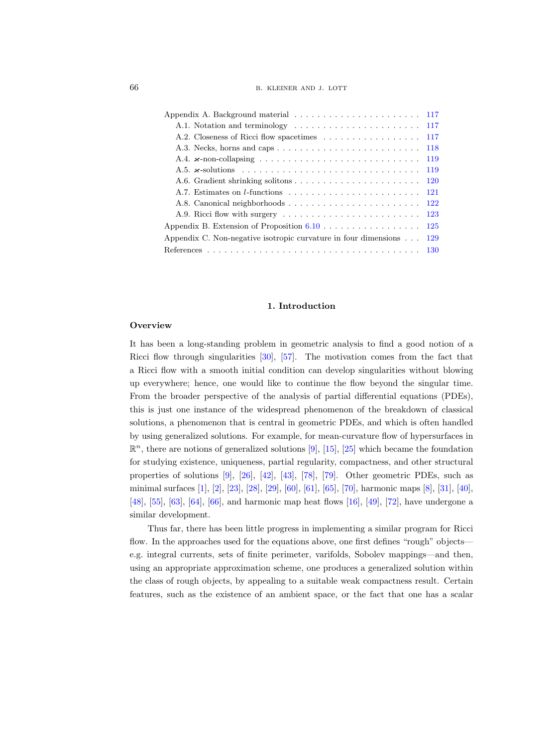Appendix A. Background material . . . . . . . . . . . . . . . . . . . . . . 117
  A.1. Notation and terminology . . . . . . . . . . . . . . . . . . . . . . 117
  A.2. Closeness of Ricci flow spacetimes . . . . . . . . . . . . . . . . . 117
  A.3. Necks, horns and caps . . . . . . . . . . . . . . . . . . . . . . . . 118
  A.4. $\varkappa$-non-collapsing . . . . . . . . . . . . . . . . . . . . . . . . . . 119
  A.5. $\varkappa$-solutions . . . . . . . . . . . . . . . . . . . . . . . . . . . . . 119
  A.6. Gradient shrinking solitons . . . . . . . . . . . . . . . . . . . . . . 120
  A.7. Estimates on $l$-functions . . . . . . . . . . . . . . . . . . . . . . 121
  A.8. Canonical neighborhoods . . . . . . . . . . . . . . . . . . . . . . . 122
  A.9. Ricci flow with surgery . . . . . . . . . . . . . . . . . . . . . . . . 123
Appendix B. Extension of Proposition 6.10 . . . . . . . . . . . . . . . . 125
Appendix C. Non-negative isotropic curvature in four dimensions . . . 129
References . . . . . . . . . . . . . . . . . . . . . . . . . . . . . . . . . . . . 130

## 1. Introduction

### Overview

It has been a long-standing problem in geometric analysis to find a good notion of a Ricci flow through singularities [30], [57]. The motivation comes from the fact that a Ricci flow with a smooth initial condition can develop singularities without blowing up everywhere; hence, one would like to continue the flow beyond the singular time. From the broader perspective of the analysis of partial differential equations (PDEs), this is just one instance of the widespread phenomenon of the breakdown of classical solutions, a phenomenon that is central in geometric PDEs, and which is often handled by using generalized solutions. For example, for mean-curvature flow of hypersurfaces in $\mathbb{R}^n$, there are notions of generalized solutions [9], [15], [25] which became the foundation for studying existence, uniqueness, partial regularity, compactness, and other structural properties of solutions [9], [26], [42], [43], [78], [79]. Other geometric PDEs, such as minimal surfaces [1], [2], [23], [28], [29], [60], [61], [65], [70], harmonic maps [8], [31], [40], [48], [55], [63], [64], [66], and harmonic map heat flows [16], [49], [72], have undergone a similar development.

Thus far, there has been little progress in implementing a similar program for Ricci flow. In the approaches used for the equations above, one first defines "rough" objects—e.g. integral currents, sets of finite perimeter, varifolds, Sobolev mappings—and then, using an appropriate approximation scheme, one produces a generalized solution within the class of rough objects, by appealing to a suitable weak compactness result. Certain features, such as the existence of an ambient space, or the fact that one has a scalar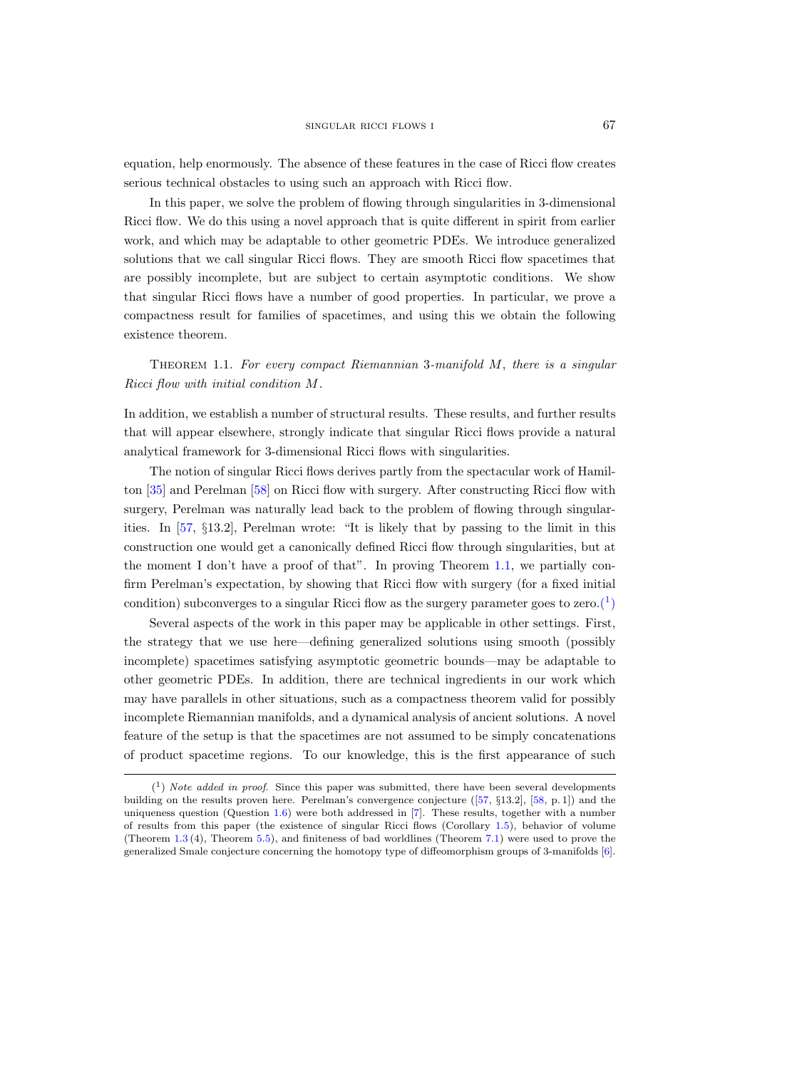equation, help enormously. The absence of these features in the case of Ricci flow creates serious technical obstacles to using such an approach with Ricci flow.

In this paper, we solve the problem of flowing through singularities in 3-dimensional Ricci flow. We do this using a novel approach that is quite different in spirit from earlier work, and which may be adaptable to other geometric PDEs. We introduce generalized solutions that we call singular Ricci flows. They are smooth Ricci flow spacetimes that are possibly incomplete, but are subject to certain asymptotic conditions. We show that singular Ricci flows have a number of good properties. In particular, we prove a compactness result for families of spacetimes, and using this we obtain the following existence theorem.

Theorem 1.1. *For every compact Riemannian 3-manifold $M$, there is a singular Ricci flow with initial condition $M$.*

In addition, we establish a number of structural results. These results, and further results that will appear elsewhere, strongly indicate that singular Ricci flows provide a natural analytical framework for 3-dimensional Ricci flows with singularities.

The notion of singular Ricci flows derives partly from the spectacular work of Hamilton [35] and Perelman [58] on Ricci flow with surgery. After constructing Ricci flow with surgery, Perelman was naturally lead back to the problem of flowing through singularities. In [57, §13.2], Perelman wrote: "It is likely that by passing to the limit in this construction one would get a canonically defined Ricci flow through singularities, but at the moment I don't have a proof of that". In proving Theorem 1.1, we partially confirm Perelman's expectation, by showing that Ricci flow with surgery (for a fixed initial condition) subconverges to a singular Ricci flow as the surgery parameter goes to zero.(1)

Several aspects of the work in this paper may be applicable in other settings. First, the strategy that we use here—defining generalized solutions using smooth (possibly incomplete) spacetimes satisfying asymptotic geometric bounds—may be adaptable to other geometric PDEs. In addition, there are technical ingredients in our work which may have parallels in other situations, such as a compactness theorem valid for possibly incomplete Riemannian manifolds, and a dynamical analysis of ancient solutions. A novel feature of the setup is that the spacetimes are not assumed to be simply concatenations of product spacetime regions. To our knowledge, this is the first appearance of such

(1) *Note added in proof.* Since this paper was submitted, there have been several developments building on the results proven here. Perelman's convergence conjecture ([57, §13.2], [58, p. 1]) and the uniqueness question (Question 1.6) were both addressed in [7]. These results, together with a number of results from this paper (the existence of singular Ricci flows (Corollary 1.5), behavior of volume (Theorem 1.3 (4), Theorem 5.5), and finiteness of bad worldlines (Theorem 7.1) were used to prove the generalized Smale conjecture concerning the homotopy type of diffeomorphism groups of 3-manifolds [6].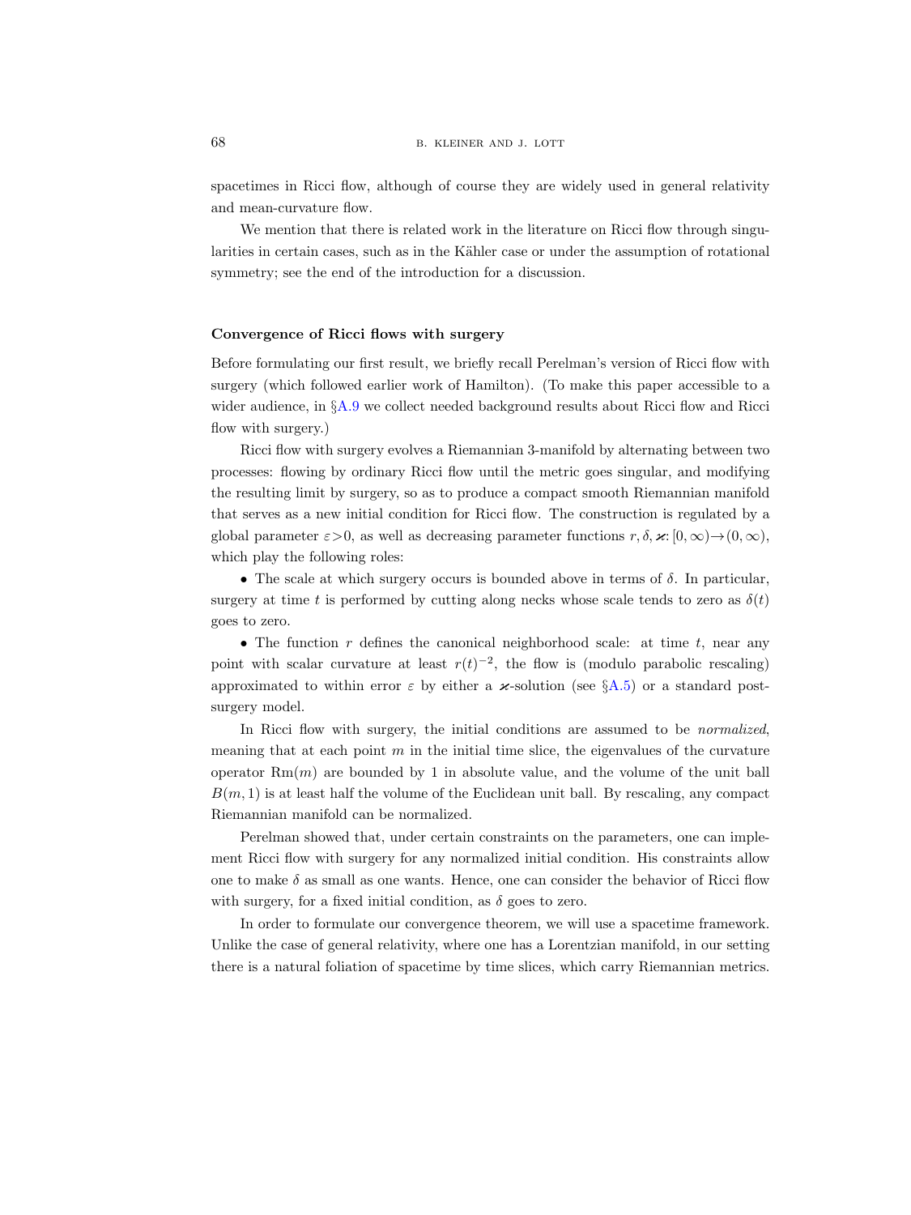spacetimes in Ricci flow, although of course they are widely used in general relativity and mean-curvature flow.

We mention that there is related work in the literature on Ricci flow through singularities in certain cases, such as in the Kähler case or under the assumption of rotational symmetry; see the end of the introduction for a discussion.

### Convergence of Ricci flows with surgery

Before formulating our first result, we briefly recall Perelman's version of Ricci flow with surgery (which followed earlier work of Hamilton). (To make this paper accessible to a wider audience, in §A.9 we collect needed background results about Ricci flow and Ricci flow with surgery.)

Ricci flow with surgery evolves a Riemannian 3-manifold by alternating between two processes: flowing by ordinary Ricci flow until the metric goes singular, and modifying the resulting limit by surgery, so as to produce a compact smooth Riemannian manifold that serves as a new initial condition for Ricci flow. The construction is regulated by a global parameter $\varepsilon>0$, as well as decreasing parameter functions $r, \delta, \varkappa: [0,\infty)\to(0,\infty)$, which play the following roles:

- The scale at which surgery occurs is bounded above in terms of $\delta$. In particular, surgery at time $t$ is performed by cutting along necks whose scale tends to zero as $\delta(t)$ goes to zero.
- The function $r$ defines the canonical neighborhood scale: at time $t$, near any point with scalar curvature at least $r(t)^{-2}$, the flow is (modulo parabolic rescaling) approximated to within error $\varepsilon$ by either a $\varkappa$-solution (see §A.5) or a standard post-surgery model.

In Ricci flow with surgery, the initial conditions are assumed to be *normalized*, meaning that at each point $m$ in the initial time slice, the eigenvalues of the curvature operator $\mathrm{Rm}(m)$ are bounded by 1 in absolute value, and the volume of the unit ball $B(m,1)$ is at least half the volume of the Euclidean unit ball. By rescaling, any compact Riemannian manifold can be normalized.

Perelman showed that, under certain constraints on the parameters, one can implement Ricci flow with surgery for any normalized initial condition. His constraints allow one to make $\delta$ as small as one wants. Hence, one can consider the behavior of Ricci flow with surgery, for a fixed initial condition, as $\delta$ goes to zero.

In order to formulate our convergence theorem, we will use a spacetime framework. Unlike the case of general relativity, where one has a Lorentzian manifold, in our setting there is a natural foliation of spacetime by time slices, which carry Riemannian metrics.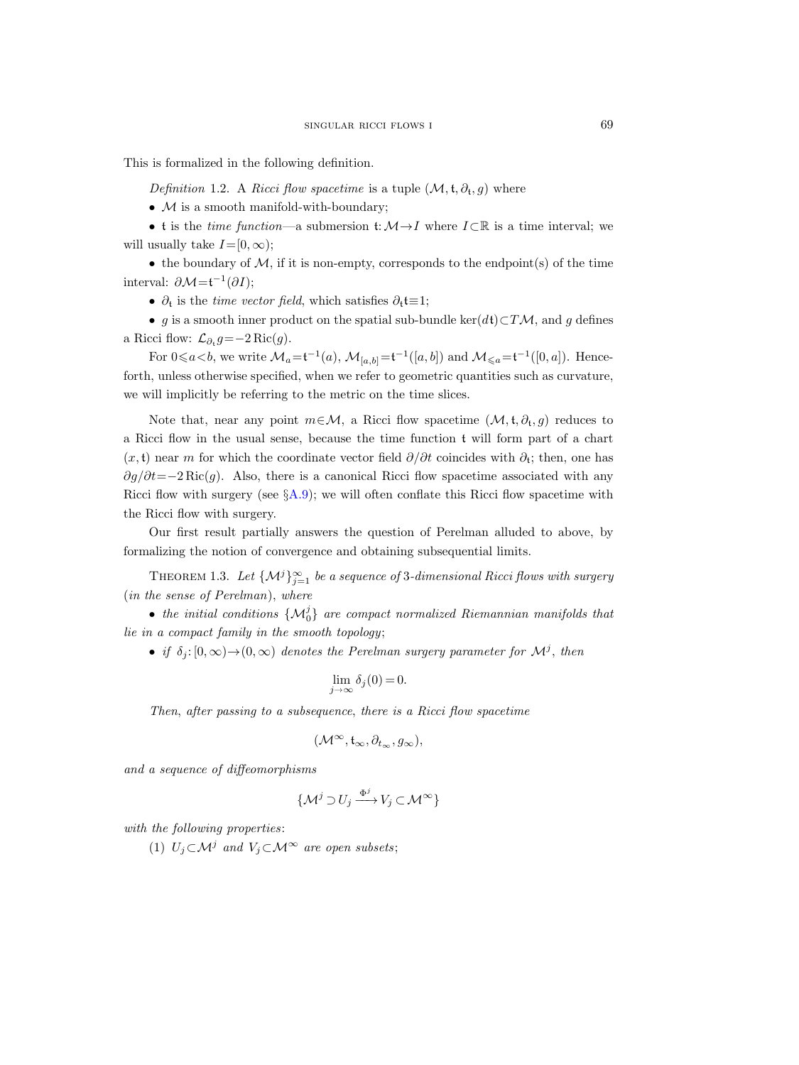This is formalized in the following definition.

*Definition* 1.2. A *Ricci flow spacetime* is a tuple $(\mathcal{M}, \mathfrak{t}, \partial_{\mathfrak{t}}, g)$ where

- $\mathcal{M}$ is a smooth manifold-with-boundary;
- $\mathfrak{t}$ is the *time function*—a submersion $\mathfrak{t}\colon \mathcal{M} \to I$ where $I \subset \mathbb{R}$ is a time interval; we will usually take $I = [0, \infty)$;
- the boundary of $\mathcal{M}$, if it is non-empty, corresponds to the endpoint(s) of the time interval: $\partial\mathcal{M} = \mathfrak{t}^{-1}(\partial I)$;
- $\partial_{\mathfrak{t}}$ is the *time vector field*, which satisfies $\partial_{\mathfrak{t}}\mathfrak{t} \equiv 1$;
- $g$ is a smooth inner product on the spatial sub-bundle $\ker(d\mathfrak{t}) \subset T\mathcal{M}$, and $g$ defines a Ricci flow: $\mathcal{L}_{\partial_{\mathfrak{t}}} g = -2\operatorname{Ric}(g)$.

For $0 \leqslant a < b$, we write $\mathcal{M}_a = \mathfrak{t}^{-1}(a)$, $\mathcal{M}_{[a,b]} = \mathfrak{t}^{-1}([a,b])$ and $\mathcal{M}_{\leqslant a} = \mathfrak{t}^{-1}([0,a])$. Henceforth, unless otherwise specified, when we refer to geometric quantities such as curvature, we will implicitly be referring to the metric on the time slices.

Note that, near any point $m \in \mathcal{M}$, a Ricci flow spacetime $(\mathcal{M}, \mathfrak{t}, \partial_{\mathfrak{t}}, g)$ reduces to a Ricci flow in the usual sense, because the time function $\mathfrak{t}$ will form part of a chart $(x, \mathfrak{t})$ near $m$ for which the coordinate vector field $\partial/\partial t$ coincides with $\partial_{\mathfrak{t}}$; then, one has $\partial g/\partial t = -2\operatorname{Ric}(g)$. Also, there is a canonical Ricci flow spacetime associated with any Ricci flow with surgery (see §A.9); we will often conflate this Ricci flow spacetime with the Ricci flow with surgery.

Our first result partially answers the question of Perelman alluded to above, by formalizing the notion of convergence and obtaining subsequential limits.

Theorem 1.3. *Let $\{\mathcal{M}^j\}_{j=1}^{\infty}$ be a sequence of 3-dimensional Ricci flows with surgery* (*in the sense of Perelman*), *where*

- *the initial conditions $\{\mathcal{M}_0^j\}$ are compact normalized Riemannian manifolds that lie in a compact family in the smooth topology*;
- *if $\delta_j\colon [0, \infty) \to (0, \infty)$ denotes the Perelman surgery parameter for $\mathcal{M}^j$, then*

$$\lim_{j \to \infty} \delta_j(0) = 0.$$

*Then*, *after passing to a subsequence*, *there is a Ricci flow spacetime*

$$(\mathcal{M}^{\infty}, \mathfrak{t}_{\infty}, \partial_{t_{\infty}}, g_{\infty}),$$

*and a sequence of diffeomorphisms*

$$\{\mathcal{M}^j \supset U_j \xrightarrow{\Phi^j} V_j \subset \mathcal{M}^{\infty}\}$$

*with the following properties*:

(1) *$U_j \subset \mathcal{M}^j$ and $V_j \subset \mathcal{M}^{\infty}$ are open subsets*;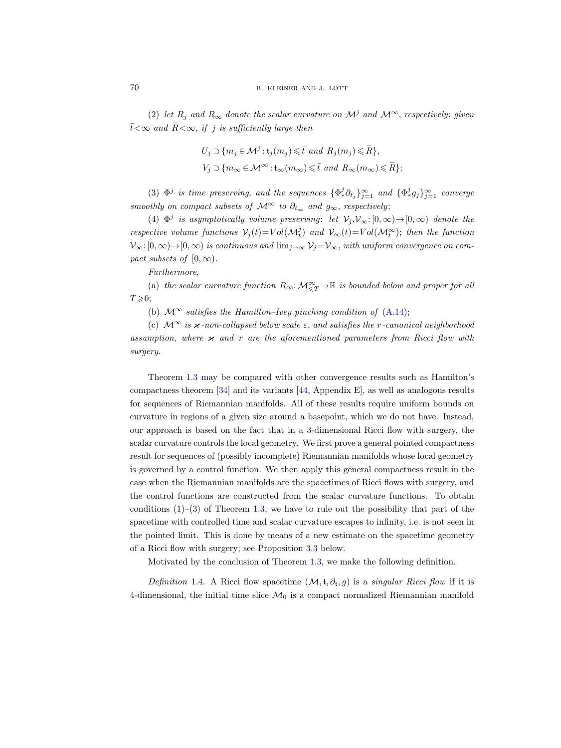(2) *let $R_j$ and $R_\infty$ denote the scalar curvature on $\mathcal{M}^j$ and $\mathcal{M}^\infty$, respectively; given $\bar{t}<\infty$ and $\overline{R}<\infty$, if $j$ is sufficiently large then*

$$U_j \supset \{m_j \in \mathcal{M}^j : \mathfrak{t}_j(m_j) \leqslant \bar{t} \text{ and } R_j(m_j) \leqslant \overline{R}\},$$
$$V_j \supset \{m_\infty \in \mathcal{M}^\infty : \mathfrak{t}_\infty(m_\infty) \leqslant \bar{t} \text{ and } R_\infty(m_\infty) \leqslant \overline{R}\};$$

(3) *$\Phi^j$ is time preserving, and the sequences $\{\Phi^j_* \partial_{\mathfrak{t}_j}\}_{j=1}^\infty$ and $\{\Phi^j_* g_j\}_{j=1}^\infty$ converge smoothly on compact subsets of $\mathcal{M}^\infty$ to $\partial_{\mathfrak{t}_\infty}$ and $g_\infty$, respectively;*

(4) *$\Phi^j$ is asymptotically volume preserving: let $\mathcal{V}_j, \mathcal{V}_\infty : [0,\infty) \to [0,\infty)$ denote the respective volume functions $\mathcal{V}_j(t) = Vol(\mathcal{M}^j_t)$ and $\mathcal{V}_\infty(t) = Vol(\mathcal{M}^\infty_t)$; then the function $\mathcal{V}_\infty : [0,\infty) \to [0,\infty)$ is continuous and $\lim_{j\to\infty} \mathcal{V}_j = \mathcal{V}_\infty$, with uniform convergence on compact subsets of $[0,\infty)$.*

*Furthermore,*

(a) *the scalar curvature function $R_\infty : \mathcal{M}^\infty_{\leqslant T} \to \mathbb{R}$ is bounded below and proper for all $T \geqslant 0$;*

(b) *$\mathcal{M}^\infty$ satisfies the Hamilton–Ivey pinching condition of (A.14);*

(c) *$\mathcal{M}^\infty$ is $\varkappa$-non-collapsed below scale $\varepsilon$, and satisfies the $r$-canonical neighborhood assumption, where $\varkappa$ and $r$ are the aforementioned parameters from Ricci flow with surgery.*

Theorem 1.3 may be compared with other convergence results such as Hamilton's compactness theorem [34] and its variants [44, Appendix E], as well as analogous results for sequences of Riemannian manifolds. All of these results require uniform bounds on curvature in regions of a given size around a basepoint, which we do not have. Instead, our approach is based on the fact that in a 3-dimensional Ricci flow with surgery, the scalar curvature controls the local geometry. We first prove a general pointed compactness result for sequences of (possibly incomplete) Riemannian manifolds whose local geometry is governed by a control function. We then apply this general compactness result in the case when the Riemannian manifolds are the spacetimes of Ricci flows with surgery, and the control functions are constructed from the scalar curvature functions. To obtain conditions (1)–(3) of Theorem 1.3, we have to rule out the possibility that part of the spacetime with controlled time and scalar curvature escapes to infinity, i.e. is not seen in the pointed limit. This is done by means of a new estimate on the spacetime geometry of a Ricci flow with surgery; see Proposition 3.3 below.

Motivated by the conclusion of Theorem 1.3, we make the following definition.

*Definition* 1.4. A Ricci flow spacetime $(\mathcal{M}, \mathfrak{t}, \partial_\mathfrak{t}, g)$ is a *singular Ricci flow* if it is 4-dimensional, the initial time slice $\mathcal{M}_0$ is a compact normalized Riemannian manifold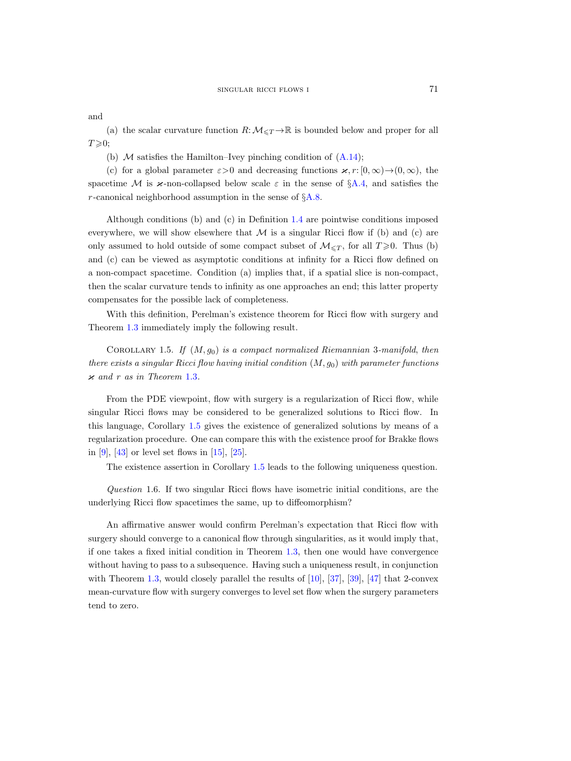and

(a) the scalar curvature function $R\colon \mathcal{M}_{\leqslant T}\to\mathbb{R}$ is bounded below and proper for all $T\geqslant 0$;

(b) $\mathcal{M}$ satisfies the Hamilton–Ivey pinching condition of (A.14);

(c) for a global parameter $\varepsilon>0$ and decreasing functions $\varkappa, r\colon [0,\infty)\to(0,\infty)$, the spacetime $\mathcal{M}$ is $\varkappa$-non-collapsed below scale $\varepsilon$ in the sense of §A.4, and satisfies the $r$-canonical neighborhood assumption in the sense of §A.8.

Although conditions (b) and (c) in Definition 1.4 are pointwise conditions imposed everywhere, we will show elsewhere that $\mathcal{M}$ is a singular Ricci flow if (b) and (c) are only assumed to hold outside of some compact subset of $\mathcal{M}_{\leqslant T}$, for all $T\geqslant 0$. Thus (b) and (c) can be viewed as asymptotic conditions at infinity for a Ricci flow defined on a non-compact spacetime. Condition (a) implies that, if a spatial slice is non-compact, then the scalar curvature tends to infinity as one approaches an end; this latter property compensates for the possible lack of completeness.

With this definition, Perelman's existence theorem for Ricci flow with surgery and Theorem 1.3 immediately imply the following result.

Corollary 1.5. *If $(M, g_0)$ is a compact normalized Riemannian 3-manifold, then there exists a singular Ricci flow having initial condition $(M, g_0)$ with parameter functions $\varkappa$ and $r$ as in Theorem 1.3.*

From the PDE viewpoint, flow with surgery is a regularization of Ricci flow, while singular Ricci flows may be considered to be generalized solutions to Ricci flow. In this language, Corollary 1.5 gives the existence of generalized solutions by means of a regularization procedure. One can compare this with the existence proof for Brakke flows in [9], [43] or level set flows in [15], [25].

The existence assertion in Corollary 1.5 leads to the following uniqueness question.

*Question* 1.6. If two singular Ricci flows have isometric initial conditions, are the underlying Ricci flow spacetimes the same, up to diffeomorphism?

An affirmative answer would confirm Perelman's expectation that Ricci flow with surgery should converge to a canonical flow through singularities, as it would imply that, if one takes a fixed initial condition in Theorem 1.3, then one would have convergence without having to pass to a subsequence. Having such a uniqueness result, in conjunction with Theorem 1.3, would closely parallel the results of [10], [37], [39], [47] that 2-convex mean-curvature flow with surgery converges to level set flow when the surgery parameters tend to zero.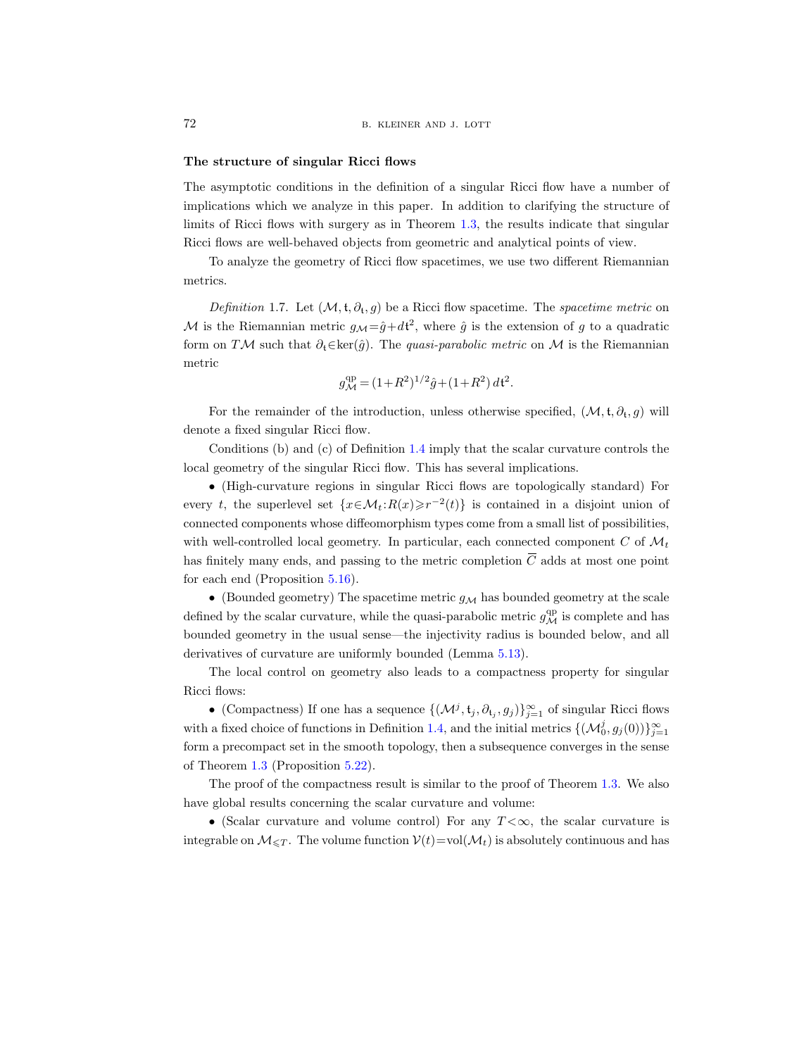**The structure of singular Ricci flows**

The asymptotic conditions in the definition of a singular Ricci flow have a number of implications which we analyze in this paper. In addition to clarifying the structure of limits of Ricci flows with surgery as in Theorem 1.3, the results indicate that singular Ricci flows are well-behaved objects from geometric and analytical points of view.

To analyze the geometry of Ricci flow spacetimes, we use two different Riemannian metrics.

*Definition* 1.7. Let $(\mathcal{M}, \mathfrak{t}, \partial_{\mathfrak{t}}, g)$ be a Ricci flow spacetime. The *spacetime metric* on $\mathcal{M}$ is the Riemannian metric $g_{\mathcal{M}} = \hat{g} + d\mathfrak{t}^2$, where $\hat{g}$ is the extension of $g$ to a quadratic form on $T\mathcal{M}$ such that $\partial_{\mathfrak{t}} \in \ker(\hat{g})$. The *quasi-parabolic metric* on $\mathcal{M}$ is the Riemannian metric

$$g^{\mathrm{qp}}_{\mathcal{M}} = (1+R^2)^{1/2} \hat{g} + (1+R^2)\, d\mathfrak{t}^2.$$

For the remainder of the introduction, unless otherwise specified, $(\mathcal{M}, \mathfrak{t}, \partial_{\mathfrak{t}}, g)$ will denote a fixed singular Ricci flow.

Conditions (b) and (c) of Definition 1.4 imply that the scalar curvature controls the local geometry of the singular Ricci flow. This has several implications.

- (High-curvature regions in singular Ricci flows are topologically standard) For every $t$, the superlevel set $\{x \in \mathcal{M}_t : R(x) \geqslant r^{-2}(t)\}$ is contained in a disjoint union of connected components whose diffeomorphism types come from a small list of possibilities, with well-controlled local geometry. In particular, each connected component $C$ of $\mathcal{M}_t$ has finitely many ends, and passing to the metric completion $\overline{C}$ adds at most one point for each end (Proposition 5.16).
- (Bounded geometry) The spacetime metric $g_{\mathcal{M}}$ has bounded geometry at the scale defined by the scalar curvature, while the quasi-parabolic metric $g^{\mathrm{qp}}_{\mathcal{M}}$ is complete and has bounded geometry in the usual sense—the injectivity radius is bounded below, and all derivatives of curvature are uniformly bounded (Lemma 5.13).

The local control on geometry also leads to a compactness property for singular Ricci flows:

- (Compactness) If one has a sequence $\{(\mathcal{M}^j, \mathfrak{t}_j, \partial_{\mathfrak{t}_j}, g_j)\}_{j=1}^{\infty}$ of singular Ricci flows with a fixed choice of functions in Definition 1.4, and the initial metrics $\{(\mathcal{M}^j_0, g_j(0))\}_{j=1}^{\infty}$ form a precompact set in the smooth topology, then a subsequence converges in the sense of Theorem 1.3 (Proposition 5.22).

The proof of the compactness result is similar to the proof of Theorem 1.3. We also have global results concerning the scalar curvature and volume:

- (Scalar curvature and volume control) For any $T < \infty$, the scalar curvature is integrable on $\mathcal{M}_{\leqslant T}$. The volume function $\mathcal{V}(t) = \mathrm{vol}(\mathcal{M}_t)$ is absolutely continuous and has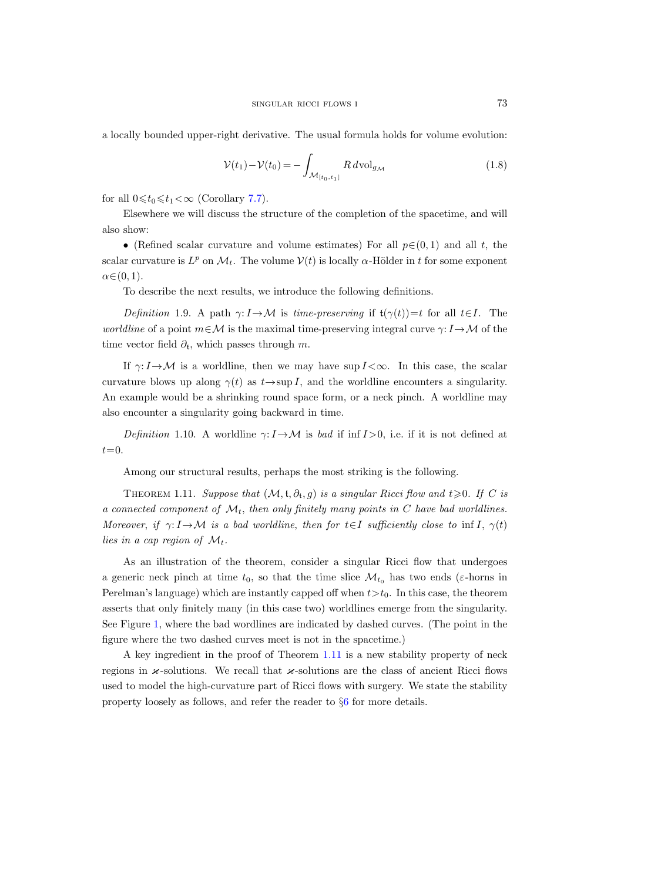a locally bounded upper-right derivative. The usual formula holds for volume evolution:

$$\mathcal{V}(t_1)-\mathcal{V}(t_0) = -\int_{\mathcal{M}_{[t_0,t_1]}} R\, d\mathrm{vol}_{g_{\mathcal{M}}} \tag{1.8}$$

for all $0 \leqslant t_0 \leqslant t_1 < \infty$ (Corollary 7.7).

Elsewhere we will discuss the structure of the completion of the spacetime, and will also show:

- (Refined scalar curvature and volume estimates) For all $p \in (0,1)$ and all $t$, the scalar curvature is $L^p$ on $\mathcal{M}_t$. The volume $\mathcal{V}(t)$ is locally $\alpha$-Hölder in $t$ for some exponent $\alpha \in (0,1)$.

To describe the next results, we introduce the following definitions.

*Definition* 1.9. A path $\gamma: I \to \mathcal{M}$ is *time-preserving* if $\mathfrak{t}(\gamma(t)) = t$ for all $t \in I$. The *worldline* of a point $m \in \mathcal{M}$ is the maximal time-preserving integral curve $\gamma: I \to \mathcal{M}$ of the time vector field $\partial_{\mathfrak{t}}$, which passes through $m$.

If $\gamma: I \to \mathcal{M}$ is a worldline, then we may have $\sup I < \infty$. In this case, the scalar curvature blows up along $\gamma(t)$ as $t \to \sup I$, and the worldline encounters a singularity. An example would be a shrinking round space form, or a neck pinch. A worldline may also encounter a singularity going backward in time.

*Definition* 1.10. A worldline $\gamma: I \to \mathcal{M}$ is *bad* if $\inf I > 0$, i.e. if it is not defined at $t=0$.

Among our structural results, perhaps the most striking is the following.

THEOREM 1.11. *Suppose that $(\mathcal{M}, \mathfrak{t}, \partial_{\mathfrak{t}}, g)$ is a singular Ricci flow and $t \geqslant 0$. If $C$ is a connected component of $\mathcal{M}_t$, then only finitely many points in $C$ have bad worldlines. Moreover, if $\gamma: I \to \mathcal{M}$ is a bad worldline, then for $t \in I$ sufficiently close to $\inf I$, $\gamma(t)$ lies in a cap region of $\mathcal{M}_t$.*

As an illustration of the theorem, consider a singular Ricci flow that undergoes a generic neck pinch at time $t_0$, so that the time slice $\mathcal{M}_{t_0}$ has two ends ($\varepsilon$-horns in Perelman's language) which are instantly capped off when $t > t_0$. In this case, the theorem asserts that only finitely many (in this case two) worldlines emerge from the singularity. See Figure 1, where the bad wordlines are indicated by dashed curves. (The point in the figure where the two dashed curves meet is not in the spacetime.)

A key ingredient in the proof of Theorem 1.11 is a new stability property of neck regions in $\varkappa$-solutions. We recall that $\varkappa$-solutions are the class of ancient Ricci flows used to model the high-curvature part of Ricci flows with surgery. We state the stability property loosely as follows, and refer the reader to §6 for more details.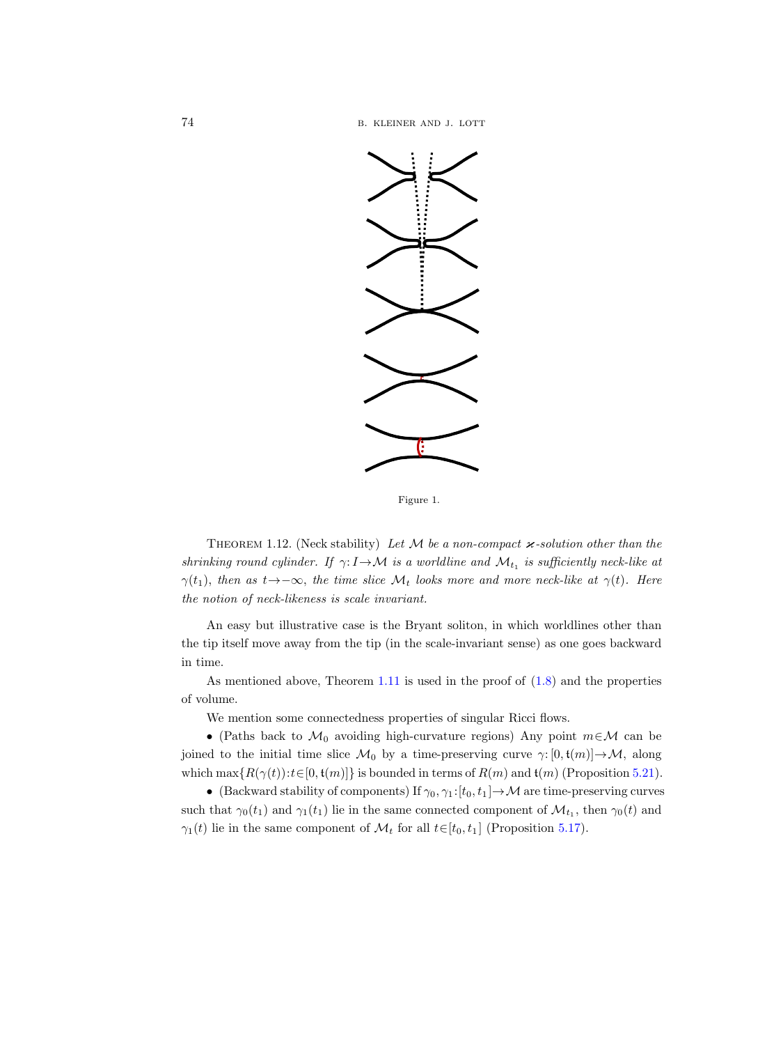Figure 1.

Theorem 1.12. (Neck stability) *Let $\mathcal{M}$ be a non-compact $\varkappa$-solution other than the shrinking round cylinder. If $\gamma: I \to \mathcal{M}$ is a worldline and $\mathcal{M}_{t_1}$ is sufficiently neck-like at $\gamma(t_1)$, then as $t \to -\infty$, the time slice $\mathcal{M}_t$ looks more and more neck-like at $\gamma(t)$. Here the notion of neck-likeness is scale invariant.*

An easy but illustrative case is the Bryant soliton, in which worldlines other than the tip itself move away from the tip (in the scale-invariant sense) as one goes backward in time.

As mentioned above, Theorem 1.11 is used in the proof of (1.8) and the properties of volume.

We mention some connectedness properties of singular Ricci flows.

- (Paths back to $\mathcal{M}_0$ avoiding high-curvature regions) Any point $m \in \mathcal{M}$ can be joined to the initial time slice $\mathcal{M}_0$ by a time-preserving curve $\gamma: [0, \mathfrak{t}(m)] \to \mathcal{M}$, along which $\max\{R(\gamma(t)) : t \in [0, \mathfrak{t}(m)]\}$ is bounded in terms of $R(m)$ and $\mathfrak{t}(m)$ (Proposition 5.21).
- (Backward stability of components) If $\gamma_0, \gamma_1 : [t_0, t_1] \to \mathcal{M}$ are time-preserving curves such that $\gamma_0(t_1)$ and $\gamma_1(t_1)$ lie in the same connected component of $\mathcal{M}_{t_1}$, then $\gamma_0(t)$ and $\gamma_1(t)$ lie in the same component of $\mathcal{M}_t$ for all $t \in [t_0, t_1]$ (Proposition 5.17).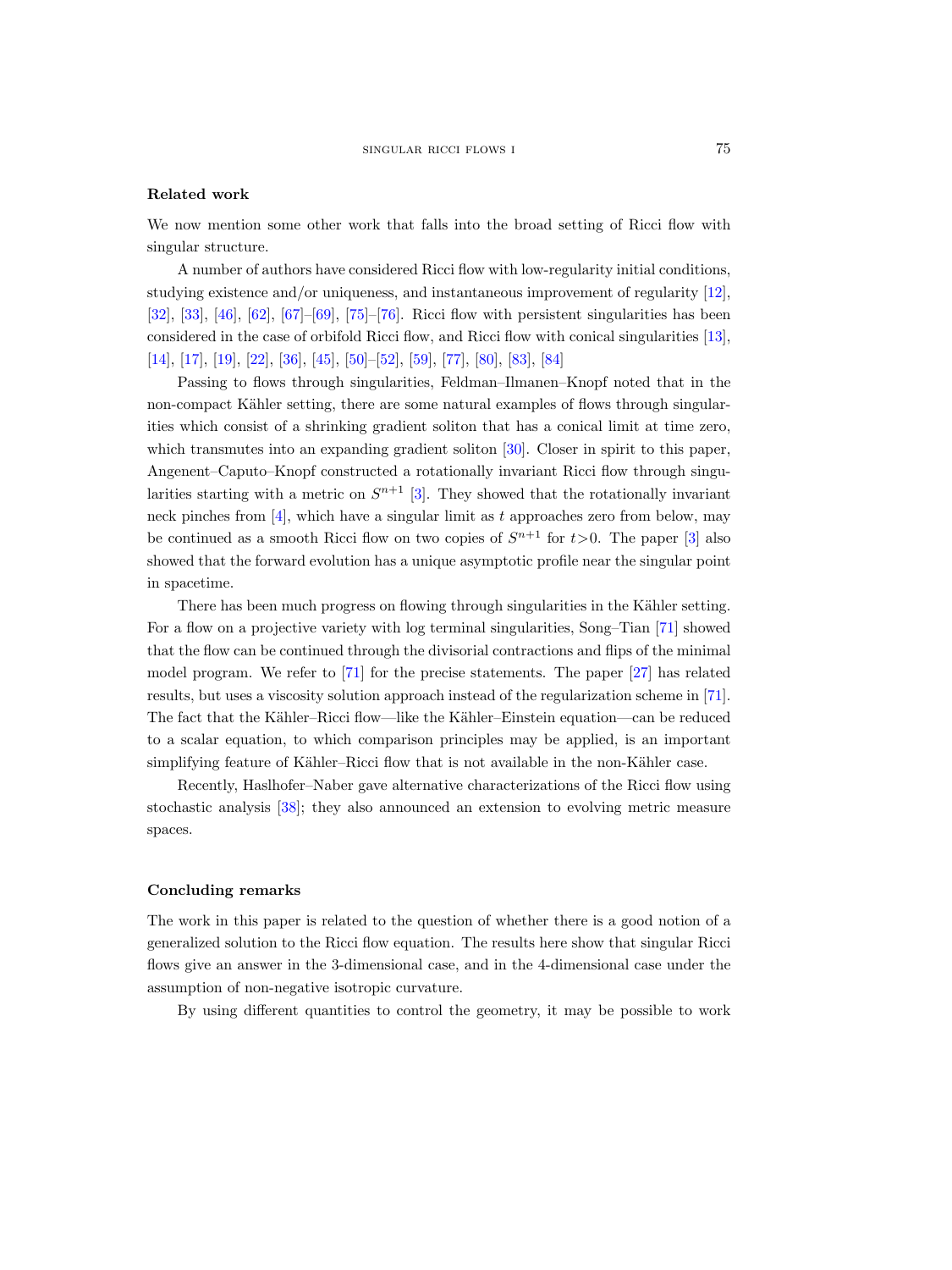### Related work

We now mention some other work that falls into the broad setting of Ricci flow with singular structure.

A number of authors have considered Ricci flow with low-regularity initial conditions, studying existence and/or uniqueness, and instantaneous improvement of regularity [12], [32], [33], [46], [62], [67]–[69], [75]–[76]. Ricci flow with persistent singularities has been considered in the case of orbifold Ricci flow, and Ricci flow with conical singularities [13], [14], [17], [19], [22], [36], [45], [50]–[52], [59], [77], [80], [83], [84]

Passing to flows through singularities, Feldman–Ilmanen–Knopf noted that in the non-compact Kähler setting, there are some natural examples of flows through singularities which consist of a shrinking gradient soliton that has a conical limit at time zero, which transmutes into an expanding gradient soliton [30]. Closer in spirit to this paper, Angenent–Caputo–Knopf constructed a rotationally invariant Ricci flow through singularities starting with a metric on $S^{n+1}$ [3]. They showed that the rotationally invariant neck pinches from [4], which have a singular limit as $t$ approaches zero from below, may be continued as a smooth Ricci flow on two copies of $S^{n+1}$ for $t>0$. The paper [3] also showed that the forward evolution has a unique asymptotic profile near the singular point in spacetime.

There has been much progress on flowing through singularities in the Kähler setting. For a flow on a projective variety with log terminal singularities, Song–Tian [71] showed that the flow can be continued through the divisorial contractions and flips of the minimal model program. We refer to [71] for the precise statements. The paper [27] has related results, but uses a viscosity solution approach instead of the regularization scheme in [71]. The fact that the Kähler–Ricci flow—like the Kähler–Einstein equation—can be reduced to a scalar equation, to which comparison principles may be applied, is an important simplifying feature of Kähler–Ricci flow that is not available in the non-Kähler case.

Recently, Haslhofer–Naber gave alternative characterizations of the Ricci flow using stochastic analysis [38]; they also announced an extension to evolving metric measure spaces.

### Concluding remarks

The work in this paper is related to the question of whether there is a good notion of a generalized solution to the Ricci flow equation. The results here show that singular Ricci flows give an answer in the 3-dimensional case, and in the 4-dimensional case under the assumption of non-negative isotropic curvature.

By using different quantities to control the geometry, it may be possible to work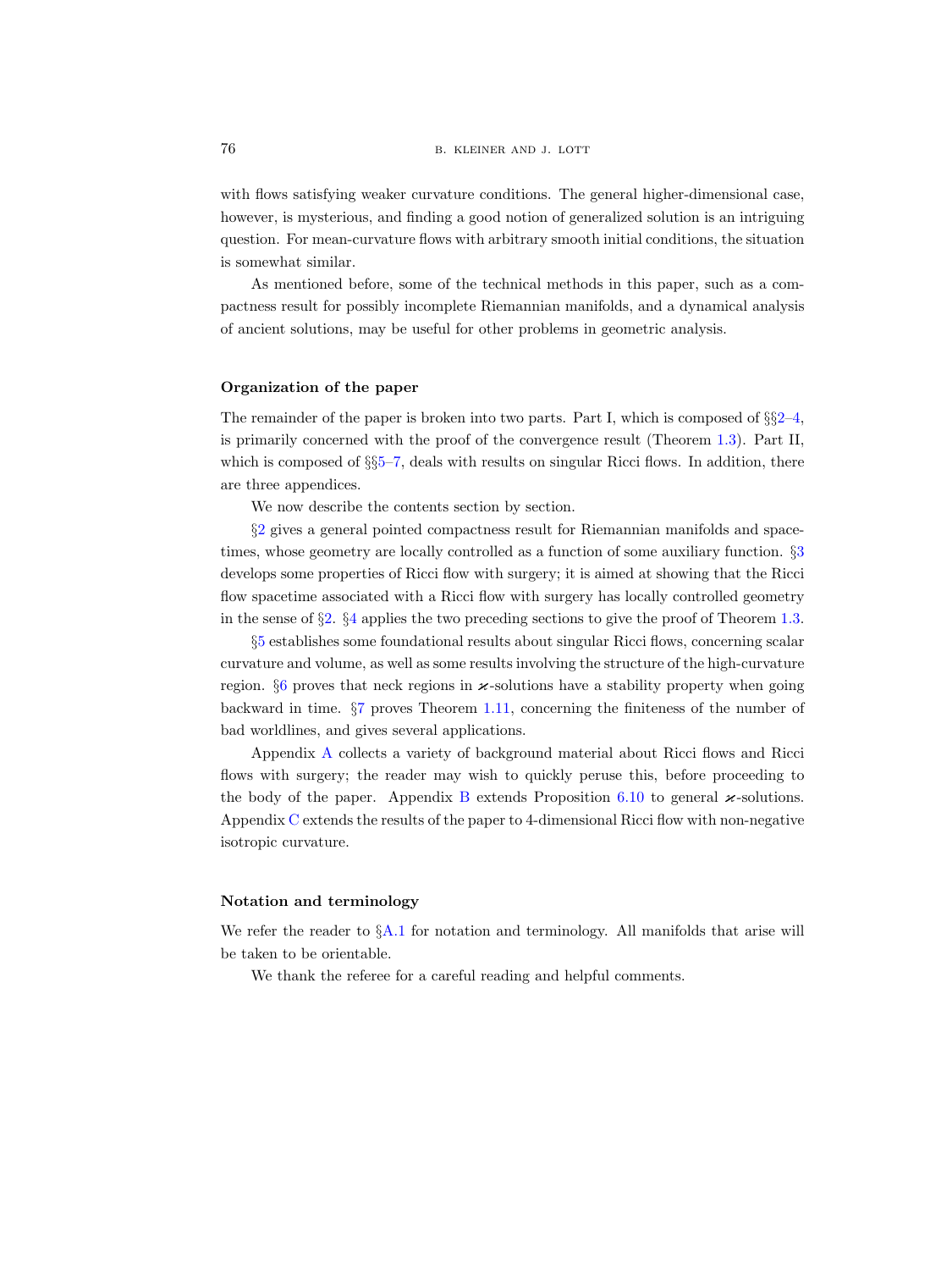with flows satisfying weaker curvature conditions. The general higher-dimensional case, however, is mysterious, and finding a good notion of generalized solution is an intriguing question. For mean-curvature flows with arbitrary smooth initial conditions, the situation is somewhat similar.

As mentioned before, some of the technical methods in this paper, such as a compactness result for possibly incomplete Riemannian manifolds, and a dynamical analysis of ancient solutions, may be useful for other problems in geometric analysis.

### Organization of the paper

The remainder of the paper is broken into two parts. Part I, which is composed of §§2–4, is primarily concerned with the proof of the convergence result (Theorem 1.3). Part II, which is composed of §§5–7, deals with results on singular Ricci flows. In addition, there are three appendices.

We now describe the contents section by section.

§2 gives a general pointed compactness result for Riemannian manifolds and spacetimes, whose geometry are locally controlled as a function of some auxiliary function. §3 develops some properties of Ricci flow with surgery; it is aimed at showing that the Ricci flow spacetime associated with a Ricci flow with surgery has locally controlled geometry in the sense of §2. §4 applies the two preceding sections to give the proof of Theorem 1.3.

§5 establishes some foundational results about singular Ricci flows, concerning scalar curvature and volume, as well as some results involving the structure of the high-curvature region. §6 proves that neck regions in $\varkappa$-solutions have a stability property when going backward in time. §7 proves Theorem 1.11, concerning the finiteness of the number of bad worldlines, and gives several applications.

Appendix A collects a variety of background material about Ricci flows and Ricci flows with surgery; the reader may wish to quickly peruse this, before proceeding to the body of the paper. Appendix B extends Proposition 6.10 to general $\varkappa$-solutions. Appendix C extends the results of the paper to 4-dimensional Ricci flow with non-negative isotropic curvature.

### Notation and terminology

We refer the reader to §A.1 for notation and terminology. All manifolds that arise will be taken to be orientable.

We thank the referee for a careful reading and helpful comments.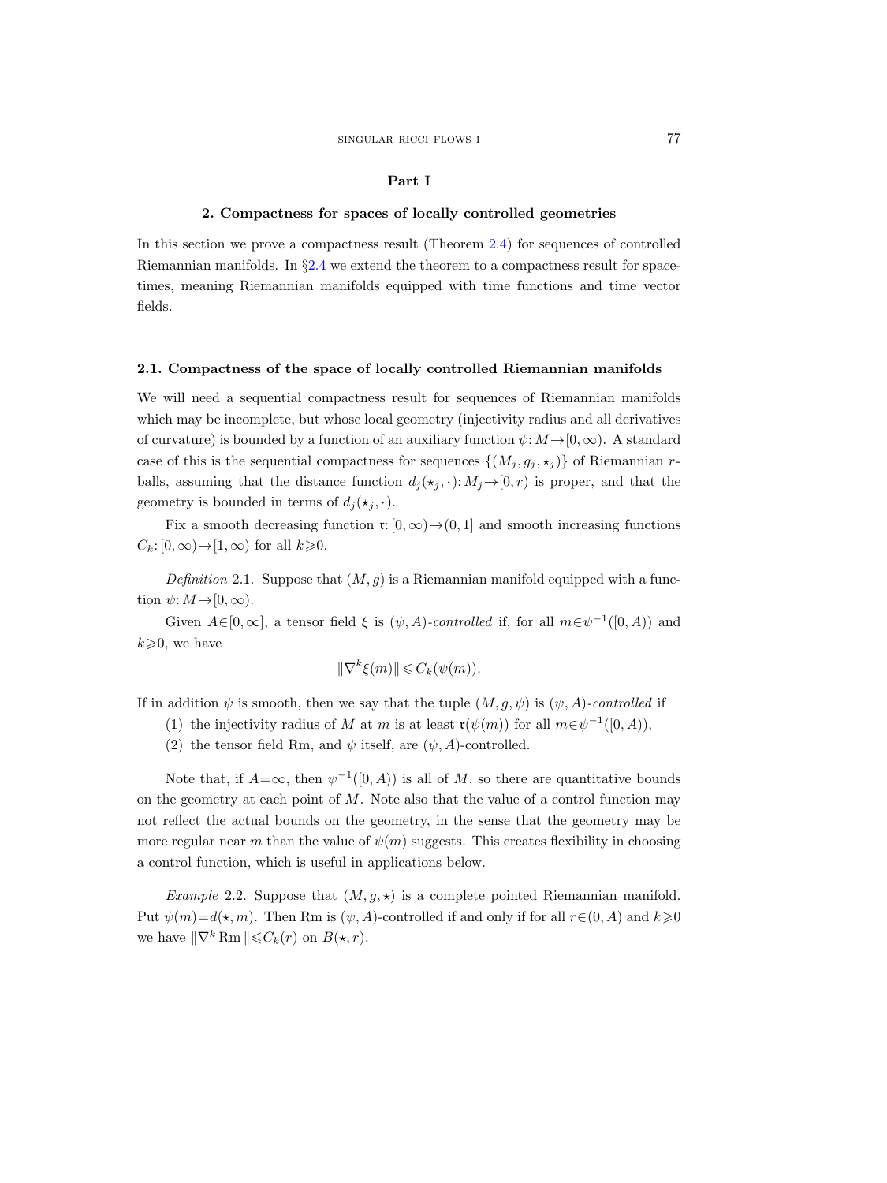# Part I

## 2. Compactness for spaces of locally controlled geometries

In this section we prove a compactness result (Theorem 2.4) for sequences of controlled Riemannian manifolds. In §2.4 we extend the theorem to a compactness result for space-times, meaning Riemannian manifolds equipped with time functions and time vector fields.

### 2.1. Compactness of the space of locally controlled Riemannian manifolds

We will need a sequential compactness result for sequences of Riemannian manifolds which may be incomplete, but whose local geometry (injectivity radius and all derivatives of curvature) is bounded by a function of an auxiliary function $\psi: M\to[0,\infty)$. A standard case of this is the sequential compactness for sequences $\{(M_j, g_j, \star_j)\}$ of Riemannian $r$-balls, assuming that the distance function $d_j(\star_j, \cdot): M_j\to[0,r)$ is proper, and that the geometry is bounded in terms of $d_j(\star_j, \cdot)$.

Fix a smooth decreasing function $\mathfrak{r}: [0,\infty)\to(0,1]$ and smooth increasing functions $C_k: [0,\infty)\to[1,\infty)$ for all $k\geqslant 0$.

*Definition* 2.1. Suppose that $(M,g)$ is a Riemannian manifold equipped with a function $\psi: M\to[0,\infty)$.

Given $A\in[0,\infty]$, a tensor field $\xi$ is $(\psi,A)$-*controlled* if, for all $m\in\psi^{-1}([0,A))$ and $k\geqslant 0$, we have

$$\|\nabla^k\xi(m)\|\leqslant C_k(\psi(m)).$$

If in addition $\psi$ is smooth, then we say that the tuple $(M,g,\psi)$ is $(\psi,A)$-*controlled* if

(1) the injectivity radius of $M$ at $m$ is at least $\mathfrak{r}(\psi(m))$ for all $m\in\psi^{-1}([0,A))$,

(2) the tensor field Rm, and $\psi$ itself, are $(\psi,A)$-controlled.

Note that, if $A=\infty$, then $\psi^{-1}([0,A))$ is all of $M$, so there are quantitative bounds on the geometry at each point of $M$. Note also that the value of a control function may not reflect the actual bounds on the geometry, in the sense that the geometry may be more regular near $m$ than the value of $\psi(m)$ suggests. This creates flexibility in choosing a control function, which is useful in applications below.

*Example* 2.2. Suppose that $(M,g,\star)$ is a complete pointed Riemannian manifold. Put $\psi(m)=d(\star,m)$. Then Rm is $(\psi,A)$-controlled if and only if for all $r\in(0,A)$ and $k\geqslant 0$ we have $\|\nabla^k\,\mathrm{Rm}\|\leqslant C_k(r)$ on $B(\star,r)$.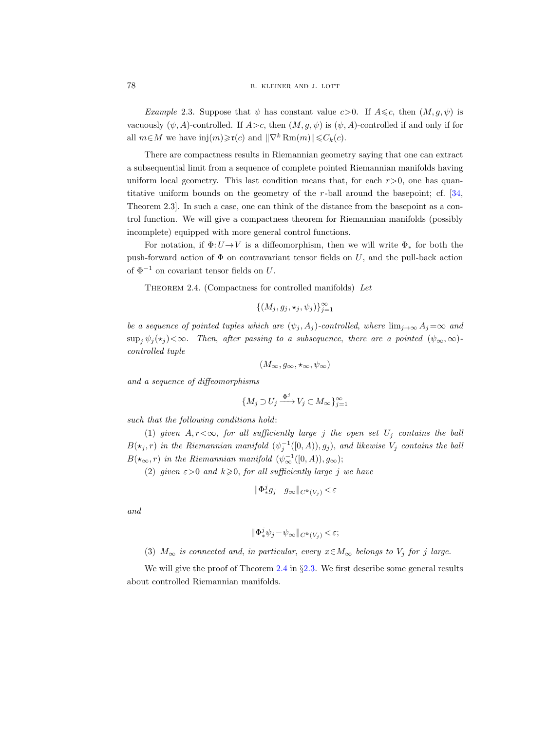*Example* 2.3. Suppose that $\psi$ has constant value $c>0$. If $A\leqslant c$, then $(M,g,\psi)$ is vacuously $(\psi,A)$-controlled. If $A>c$, then $(M,g,\psi)$ is $(\psi,A)$-controlled if and only if for all $m\in M$ we have $\operatorname{inj}(m)\geqslant \mathfrak{r}(c)$ and $\|\nabla^k \operatorname{Rm}(m)\|\leqslant C_k(c)$.

There are compactness results in Riemannian geometry saying that one can extract a subsequential limit from a sequence of complete pointed Riemannian manifolds having uniform local geometry. This last condition means that, for each $r>0$, one has quantitative uniform bounds on the geometry of the $r$-ball around the basepoint; cf. [34, Theorem 2.3]. In such a case, one can think of the distance from the basepoint as a control function. We will give a compactness theorem for Riemannian manifolds (possibly incomplete) equipped with more general control functions.

For notation, if $\Phi: U\to V$ is a diffeomorphism, then we will write $\Phi_*$ for both the push-forward action of $\Phi$ on contravariant tensor fields on $U$, and the pull-back action of $\Phi^{-1}$ on covariant tensor fields on $U$.

THEOREM 2.4. (Compactness for controlled manifolds) *Let*

$$\{(M_j, g_j, \star_j, \psi_j)\}_{j=1}^{\infty}$$

*be a sequence of pointed tuples which are $(\psi_j, A_j)$-controlled, where $\lim_{j\to\infty} A_j=\infty$ and $\sup_j \psi_j(\star_j)<\infty$. Then, after passing to a subsequence, there are a pointed $(\psi_\infty,\infty)$-controlled tuple*

$$(M_\infty, g_\infty, \star_\infty, \psi_\infty)$$

*and a sequence of diffeomorphisms*

$$\{M_j\supset U_j \xrightarrow{\Phi^j} V_j\subset M_\infty\}_{j=1}^{\infty}$$

*such that the following conditions hold*:

(1) *given $A, r<\infty$, for all sufficiently large $j$ the open set $U_j$ contains the ball $B(\star_j, r)$ in the Riemannian manifold $(\psi_j^{-1}([0,A)), g_j)$, and likewise $V_j$ contains the ball $B(\star_\infty, r)$ in the Riemannian manifold $(\psi_\infty^{-1}([0,A)), g_\infty)$*;

(2) *given $\varepsilon>0$ and $k\geqslant 0$, for all sufficiently large $j$ we have*

$$\|\Phi^j_* g_j - g_\infty\|_{C^k(V_j)}<\varepsilon$$

*and*

$$\|\Phi^j_* \psi_j - \psi_\infty\|_{C^k(V_j)}<\varepsilon;$$

(3) *$M_\infty$ is connected and, in particular, every $x\in M_\infty$ belongs to $V_j$ for $j$ large.*

We will give the proof of Theorem 2.4 in §2.3. We first describe some general results about controlled Riemannian manifolds.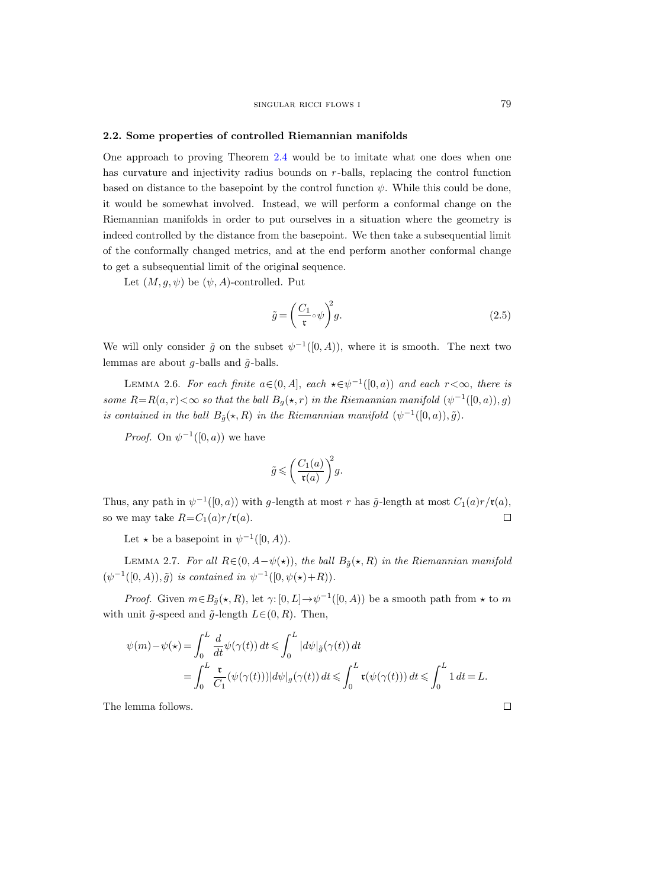### 2.2. Some properties of controlled Riemannian manifolds

One approach to proving Theorem 2.4 would be to imitate what one does when one has curvature and injectivity radius bounds on $r$-balls, replacing the control function based on distance to the basepoint by the control function $\psi$. While this could be done, it would be somewhat involved. Instead, we will perform a conformal change on the Riemannian manifolds in order to put ourselves in a situation where the geometry is indeed controlled by the distance from the basepoint. We then take a subsequential limit of the conformally changed metrics, and at the end perform another conformal change to get a subsequential limit of the original sequence.

Let $(M, g, \psi)$ be $(\psi, A)$-controlled. Put

$$\tilde{g} = \left( \frac{C_1}{\mathfrak{r}} \circ \psi \right)^2 g. \tag{2.5}$$

We will only consider $\tilde{g}$ on the subset $\psi^{-1}([0, A))$, where it is smooth. The next two lemmas are about $g$-balls and $\tilde{g}$-balls.

LEMMA 2.6. *For each finite $a \in (0, A]$, each $\star \in \psi^{-1}([0, a))$ and each $r < \infty$, there is some $R = R(a, r) < \infty$ so that the ball $B_g(\star, r)$ in the Riemannian manifold $(\psi^{-1}([0, a)), g)$ is contained in the ball $B_{\tilde{g}}(\star, R)$ in the Riemannian manifold $(\psi^{-1}([0, a)), \tilde{g})$.*

*Proof.* On $\psi^{-1}([0, a))$ we have

$$\tilde{g} \leqslant \left( \frac{C_1(a)}{\mathfrak{r}(a)} \right)^2 g.$$

Thus, any path in $\psi^{-1}([0, a))$ with $g$-length at most $r$ has $\tilde{g}$-length at most $C_1(a) r / \mathfrak{r}(a)$, so we may take $R = C_1(a) r / \mathfrak{r}(a)$. □

Let $\star$ be a basepoint in $\psi^{-1}([0, A))$.

LEMMA 2.7. *For all $R \in (0, A - \psi(\star))$, the ball $B_{\tilde{g}}(\star, R)$ in the Riemannian manifold $(\psi^{-1}([0, A)), \tilde{g})$ is contained in $\psi^{-1}([0, \psi(\star) + R))$.*

*Proof.* Given $m \in B_{\tilde{g}}(\star, R)$, let $\gamma: [0, L] \to \psi^{-1}([0, A))$ be a smooth path from $\star$ to $m$ with unit $\tilde{g}$-speed and $\tilde{g}$-length $L \in (0, R)$. Then,

$$\begin{aligned} \psi(m) - \psi(\star) &= \int_0^L \frac{d}{dt} \psi(\gamma(t)) \, dt \leqslant \int_0^L |d\psi|_{\tilde{g}}(\gamma(t)) \, dt \\ &= \int_0^L \frac{\mathfrak{r}}{C_1}(\psi(\gamma(t))) |d\psi|_g(\gamma(t)) \, dt \leqslant \int_0^L \mathfrak{r}(\psi(\gamma(t))) \, dt \leqslant \int_0^L 1 \, dt = L. \end{aligned}$$

The lemma follows. □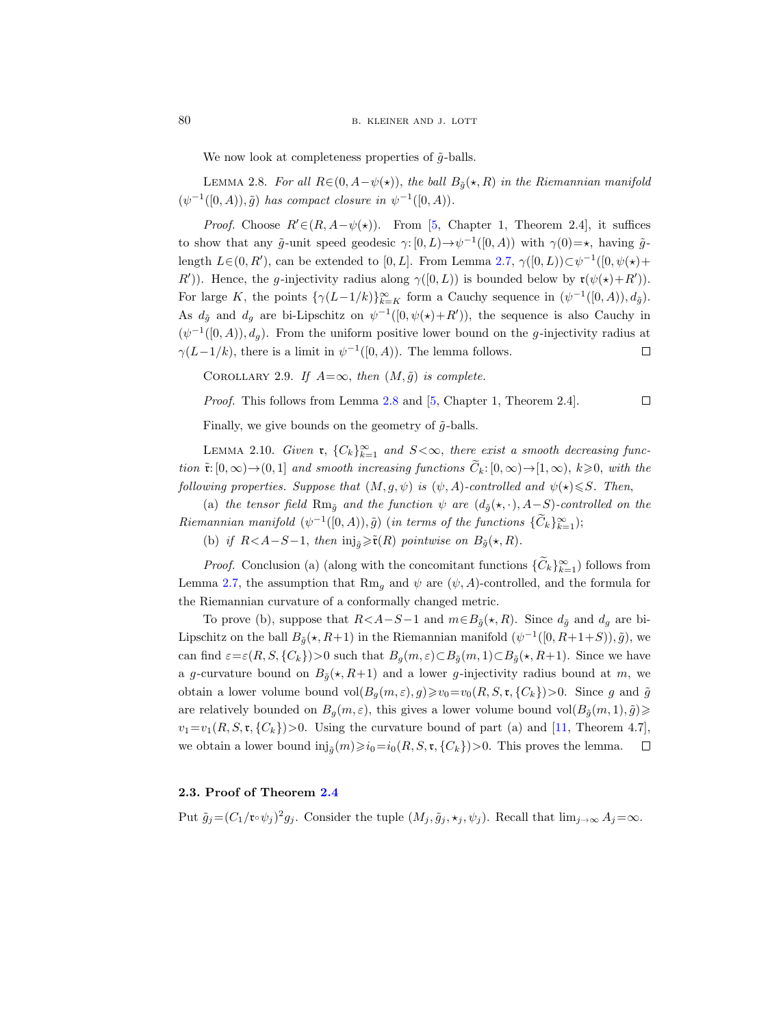We now look at completeness properties of $\tilde{g}$-balls.

Lemma 2.8. *For all $R\in(0, A-\psi(\star))$, the ball $B_{\tilde{g}}(\star, R)$ in the Riemannian manifold $(\psi^{-1}([0,A)), \tilde{g})$ has compact closure in $\psi^{-1}([0,A))$.*

*Proof.* Choose $R'\in(R, A-\psi(\star))$. From [5, Chapter 1, Theorem 2.4], it suffices to show that any $\tilde{g}$-unit speed geodesic $\gamma:[0,L)\to\psi^{-1}([0,A))$ with $\gamma(0)=\star$, having $\tilde{g}$-length $L\in(0,R')$, can be extended to $[0,L]$. From Lemma 2.7, $\gamma([0,L))\subset\psi^{-1}([0,\psi(\star)+R'))$. Hence, the $g$-injectivity radius along $\gamma([0,L))$ is bounded below by $\mathfrak{r}(\psi(\star)+R')$. For large $K$, the points $\{\gamma(L-1/k)\}_{k=K}^{\infty}$ form a Cauchy sequence in $(\psi^{-1}([0,A)), d_{\tilde{g}})$. As $d_{\tilde{g}}$ and $d_g$ are bi-Lipschitz on $\psi^{-1}([0,\psi(\star)+R'))$, the sequence is also Cauchy in $(\psi^{-1}([0,A)), d_g)$. From the uniform positive lower bound on the $g$-injectivity radius at $\gamma(L-1/k)$, there is a limit in $\psi^{-1}([0,A))$. The lemma follows. $\square$

Corollary 2.9. *If $A=\infty$, then $(M,\tilde{g})$ is complete.*

*Proof.* This follows from Lemma 2.8 and [5, Chapter 1, Theorem 2.4]. $\square$

Finally, we give bounds on the geometry of $\tilde{g}$-balls.

Lemma 2.10. *Given $\mathfrak{r}$, $\{C_k\}_{k=1}^{\infty}$ and $S<\infty$, there exist a smooth decreasing function $\tilde{\mathfrak{r}}:[0,\infty)\to(0,1]$ and smooth increasing functions $\widetilde{C}_k:[0,\infty)\to[1,\infty)$, $k\geqslant 0$, with the following properties. Suppose that $(M,g,\psi)$ is $(\psi,A)$-controlled and $\psi(\star)\leqslant S$. Then,*

(a) *the tensor field $\mathrm{Rm}_{\tilde{g}}$ and the function $\psi$ are $(d_{\tilde{g}}(\star,\cdot), A-S)$-controlled on the Riemannian manifold $(\psi^{-1}([0,A)),\tilde{g})$ (in terms of the functions $\{\widetilde{C}_k\}_{k=1}^{\infty}$);*

(b) *if $R<A-S-1$, then $\mathrm{inj}_{\tilde{g}}\geqslant\tilde{\mathfrak{r}}(R)$ pointwise on $B_{\tilde{g}}(\star,R)$.*

*Proof.* Conclusion (a) (along with the concomitant functions $\{\widetilde{C}_k\}_{k=1}^{\infty}$) follows from Lemma 2.7, the assumption that $\mathrm{Rm}_g$ and $\psi$ are $(\psi,A)$-controlled, and the formula for the Riemannian curvature of a conformally changed metric.

To prove (b), suppose that $R<A-S-1$ and $m\in B_{\tilde{g}}(\star,R)$. Since $d_{\tilde{g}}$ and $d_g$ are bi-Lipschitz on the ball $B_{\tilde{g}}(\star,R+1)$ in the Riemannian manifold $(\psi^{-1}([0,R+1+S)),\tilde{g})$, we can find $\varepsilon=\varepsilon(R,S,\{C_k\})>0$ such that $B_g(m,\varepsilon)\subset B_{\tilde{g}}(m,1)\subset B_{\tilde{g}}(\star,R+1)$. Since we have a $g$-curvature bound on $B_{\tilde{g}}(\star,R+1)$ and a lower $g$-injectivity radius bound at $m$, we obtain a lower volume bound $\mathrm{vol}(B_g(m,\varepsilon),g)\geqslant v_0=v_0(R,S,\mathfrak{r},\{C_k\})>0$. Since $g$ and $\tilde{g}$ are relatively bounded on $B_g(m,\varepsilon)$, this gives a lower volume bound $\mathrm{vol}(B_{\tilde{g}}(m,1),\tilde{g})\geqslant v_1=v_1(R,S,\mathfrak{r},\{C_k\})>0$. Using the curvature bound of part (a) and [11, Theorem 4.7], we obtain a lower bound $\mathrm{inj}_{\tilde{g}}(m)\geqslant i_0=i_0(R,S,\mathfrak{r},\{C_k\})>0$. This proves the lemma. $\square$

### 2.3. Proof of Theorem 2.4

Put $\tilde{g}_j=(C_1/\mathfrak{r}\circ\psi_j)^2 g_j$. Consider the tuple $(M_j,\tilde{g}_j,\star_j,\psi_j)$. Recall that $\lim_{j\to\infty}A_j=\infty$.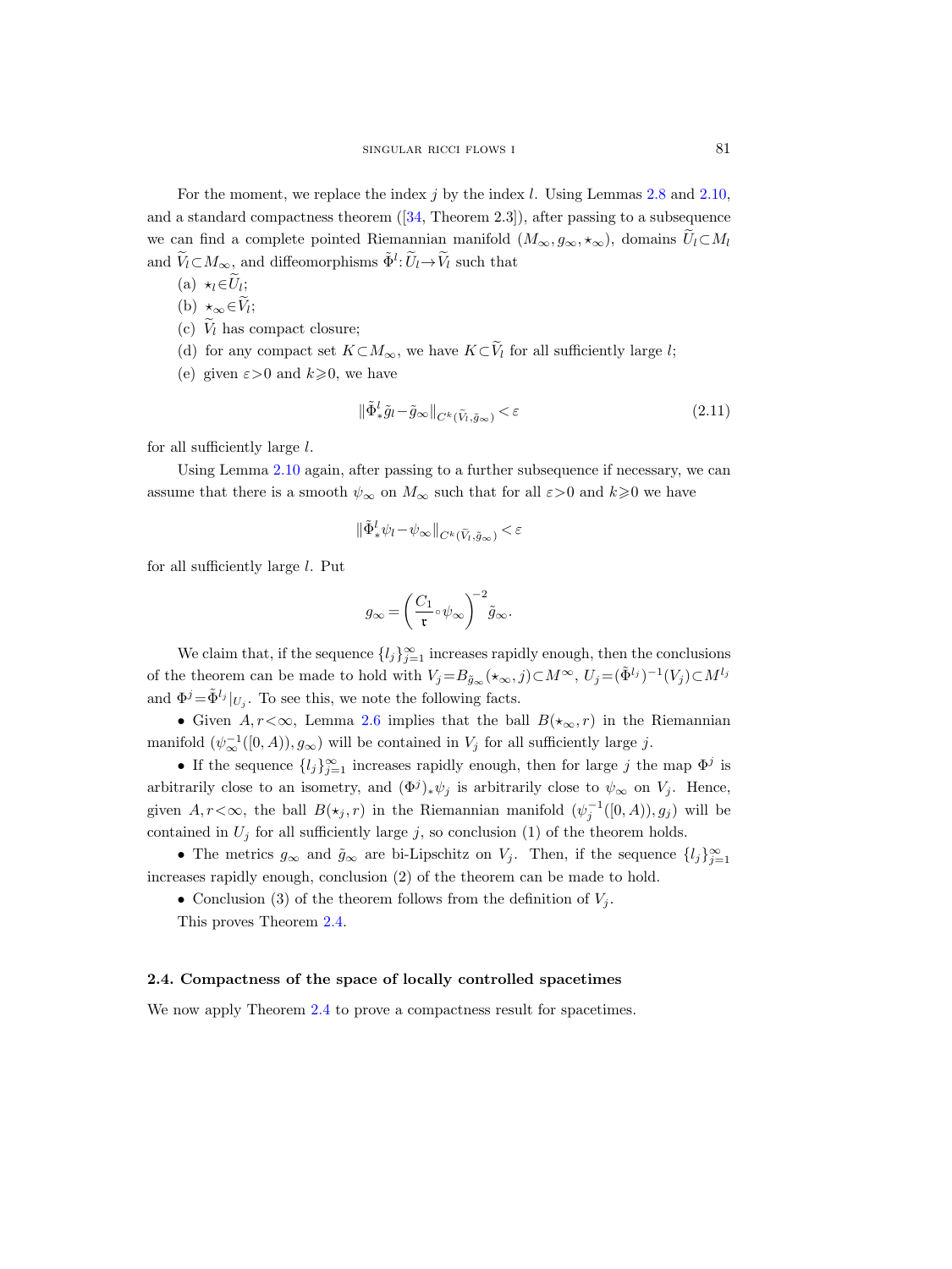For the moment, we replace the index $j$ by the index $l$. Using Lemmas 2.8 and 2.10, and a standard compactness theorem ([34, Theorem 2.3]), after passing to a subsequence we can find a complete pointed Riemannian manifold $(M_\infty, g_\infty, \star_\infty)$, domains $\widetilde{U}_l \subset M_l$ and $\widetilde{V}_l \subset M_\infty$, and diffeomorphisms $\tilde{\Phi}^l: \widetilde{U}_l \to \widetilde{V}_l$ such that

(a) $\star_l \in \widetilde{U}_l$;

(b) $\star_\infty \in \widetilde{V}_l$;

(c) $\widetilde{V}_l$ has compact closure;

(d) for any compact set $K \subset M_\infty$, we have $K \subset \widetilde{V}_l$ for all sufficiently large $l$;

(e) given $\varepsilon > 0$ and $k \geqslant 0$, we have

$$\|\tilde{\Phi}^l_* \tilde{g}_l - \tilde{g}_\infty\|_{C^k(\tilde{V}_l, \tilde{g}_\infty)} < \varepsilon \tag{2.11}$$

for all sufficiently large $l$.

Using Lemma 2.10 again, after passing to a further subsequence if necessary, we can assume that there is a smooth $\psi_\infty$ on $M_\infty$ such that for all $\varepsilon > 0$ and $k \geqslant 0$ we have

$$\|\tilde{\Phi}^l_* \psi_l - \psi_\infty\|_{C^k(\tilde{V}_l, \tilde{g}_\infty)} < \varepsilon$$

for all sufficiently large $l$. Put

$$g_\infty = \left(\frac{C_1}{\mathfrak{r}} \circ \psi_\infty\right)^{-2} \tilde{g}_\infty.$$

We claim that, if the sequence $\{l_j\}_{j=1}^\infty$ increases rapidly enough, then the conclusions of the theorem can be made to hold with $V_j = B_{\tilde{g}_\infty}(\star_\infty, j) \subset M^\infty$, $U_j = (\tilde{\Phi}^{l_j})^{-1}(V_j) \subset M^{l_j}$ and $\Phi^j = \tilde{\Phi}^{l_j}|_{U_j}$. To see this, we note the following facts.

- Given $A, r < \infty$, Lemma 2.6 implies that the ball $B(\star_\infty, r)$ in the Riemannian manifold $(\psi_\infty^{-1}([0, A)), g_\infty)$ will be contained in $V_j$ for all sufficiently large $j$.
- If the sequence $\{l_j\}_{j=1}^\infty$ increases rapidly enough, then for large $j$ the map $\Phi^j$ is arbitrarily close to an isometry, and $(\Phi^j)_* \psi_j$ is arbitrarily close to $\psi_\infty$ on $V_j$. Hence, given $A, r < \infty$, the ball $B(\star_j, r)$ in the Riemannian manifold $(\psi_j^{-1}([0, A)), g_j)$ will be contained in $U_j$ for all sufficiently large $j$, so conclusion (1) of the theorem holds.
- The metrics $g_\infty$ and $\tilde{g}_\infty$ are bi-Lipschitz on $V_j$. Then, if the sequence $\{l_j\}_{j=1}^\infty$ increases rapidly enough, conclusion (2) of the theorem can be made to hold.
- Conclusion (3) of the theorem follows from the definition of $V_j$.

This proves Theorem 2.4.

### 2.4. Compactness of the space of locally controlled spacetimes

We now apply Theorem 2.4 to prove a compactness result for spacetimes.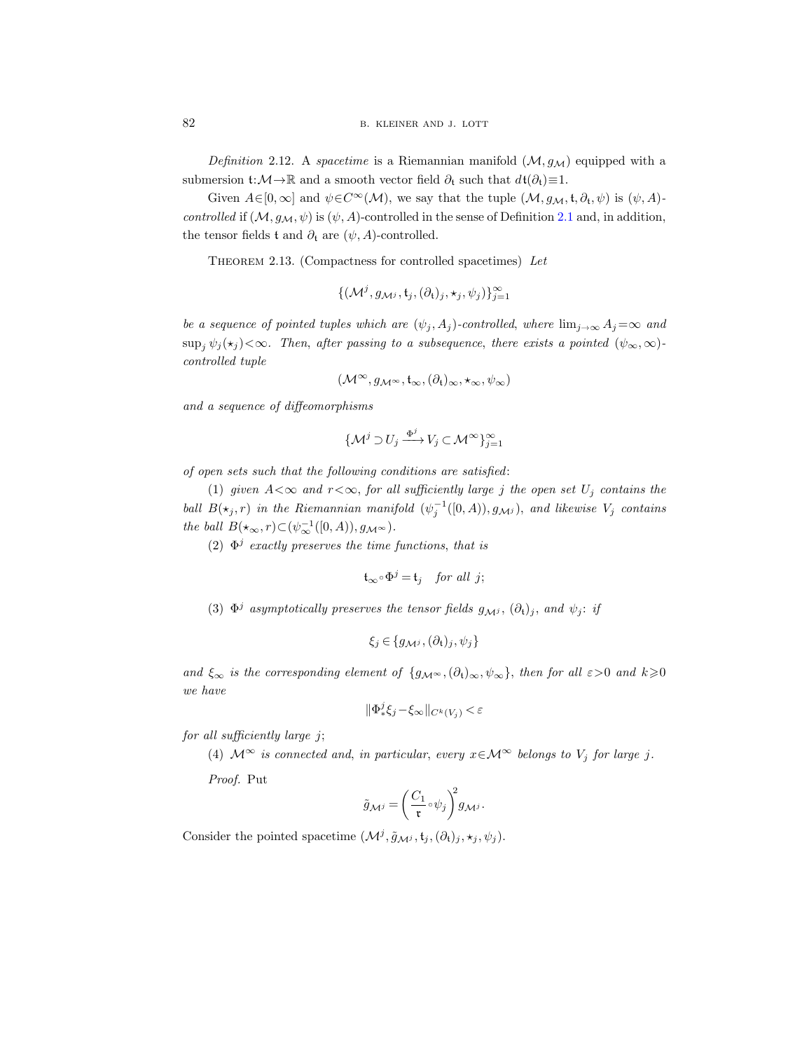*Definition* 2.12. A *spacetime* is a Riemannian manifold $(\mathcal{M}, g_{\mathcal{M}})$ equipped with a submersion $\mathfrak{t}:\mathcal{M}\to\mathbb{R}$ and a smooth vector field $\partial_{\mathfrak{t}}$ such that $d\mathfrak{t}(\partial_{\mathfrak{t}})\equiv 1$.

Given $A\in[0,\infty]$ and $\psi\in C^\infty(\mathcal{M})$, we say that the tuple $(\mathcal{M}, g_{\mathcal{M}}, \mathfrak{t}, \partial_{\mathfrak{t}}, \psi)$ is $(\psi, A)$-*controlled* if $(\mathcal{M}, g_{\mathcal{M}}, \psi)$ is $(\psi, A)$-controlled in the sense of Definition 2.1 and, in addition, the tensor fields $\mathfrak{t}$ and $\partial_{\mathfrak{t}}$ are $(\psi, A)$-controlled.

Theorem 2.13. (Compactness for controlled spacetimes) *Let*

$$\{(\mathcal{M}^j, g_{\mathcal{M}^j}, \mathfrak{t}_j, (\partial_{\mathfrak{t}})_j, \star_j, \psi_j)\}_{j=1}^\infty$$

*be a sequence of pointed tuples which are $(\psi_j, A_j)$-controlled, where $\lim_{j\to\infty} A_j=\infty$ and $\sup_j \psi_j(\star_j)<\infty$. Then, after passing to a subsequence, there exists a pointed $(\psi_\infty,\infty)$-controlled tuple*

$$(\mathcal{M}^\infty, g_{\mathcal{M}^\infty}, \mathfrak{t}_\infty, (\partial_{\mathfrak{t}})_\infty, \star_\infty, \psi_\infty)$$

*and a sequence of diffeomorphisms*

$$\{\mathcal{M}^j\supset U_j \xrightarrow{\Phi^j} V_j\subset \mathcal{M}^\infty\}_{j=1}^\infty$$

*of open sets such that the following conditions are satisfied*:

(1) *given $A<\infty$ and $r<\infty$, for all sufficiently large $j$ the open set $U_j$ contains the ball $B(\star_j, r)$ in the Riemannian manifold $(\psi_j^{-1}([0,A)), g_{\mathcal{M}^j})$, and likewise $V_j$ contains the ball $B(\star_\infty, r)\subset(\psi_\infty^{-1}([0,A)), g_{\mathcal{M}^\infty})$.*

(2) *$\Phi^j$ exactly preserves the time functions, that is*

$$\mathfrak{t}_\infty\circ\Phi^j=\mathfrak{t}_j \quad \textit{for all } j;$$

(3) *$\Phi^j$ asymptotically preserves the tensor fields $g_{\mathcal{M}^j}$, $(\partial_{\mathfrak{t}})_j$, and $\psi_j$: if*

$$\xi_j\in\{g_{\mathcal{M}^j}, (\partial_{\mathfrak{t}})_j, \psi_j\}$$

*and $\xi_\infty$ is the corresponding element of $\{g_{\mathcal{M}^\infty}, (\partial_{\mathfrak{t}})_\infty, \psi_\infty\}$, then for all $\varepsilon>0$ and $k\geqslant 0$ we have*

$$\|\Phi_*^j\xi_j-\xi_\infty\|_{C^k(V_j)}<\varepsilon$$

*for all sufficiently large $j$*;

(4) *$\mathcal{M}^\infty$ is connected and, in particular, every $x\in\mathcal{M}^\infty$ belongs to $V_j$ for large $j$.*

*Proof.* Put

$$\tilde{g}_{\mathcal{M}^j}=\left(\frac{C_1}{\mathfrak{r}}\circ\psi_j\right)^2 g_{\mathcal{M}^j}.$$

Consider the pointed spacetime $(\mathcal{M}^j, \tilde{g}_{\mathcal{M}^j}, \mathfrak{t}_j, (\partial_{\mathfrak{t}})_j, \star_j, \psi_j)$.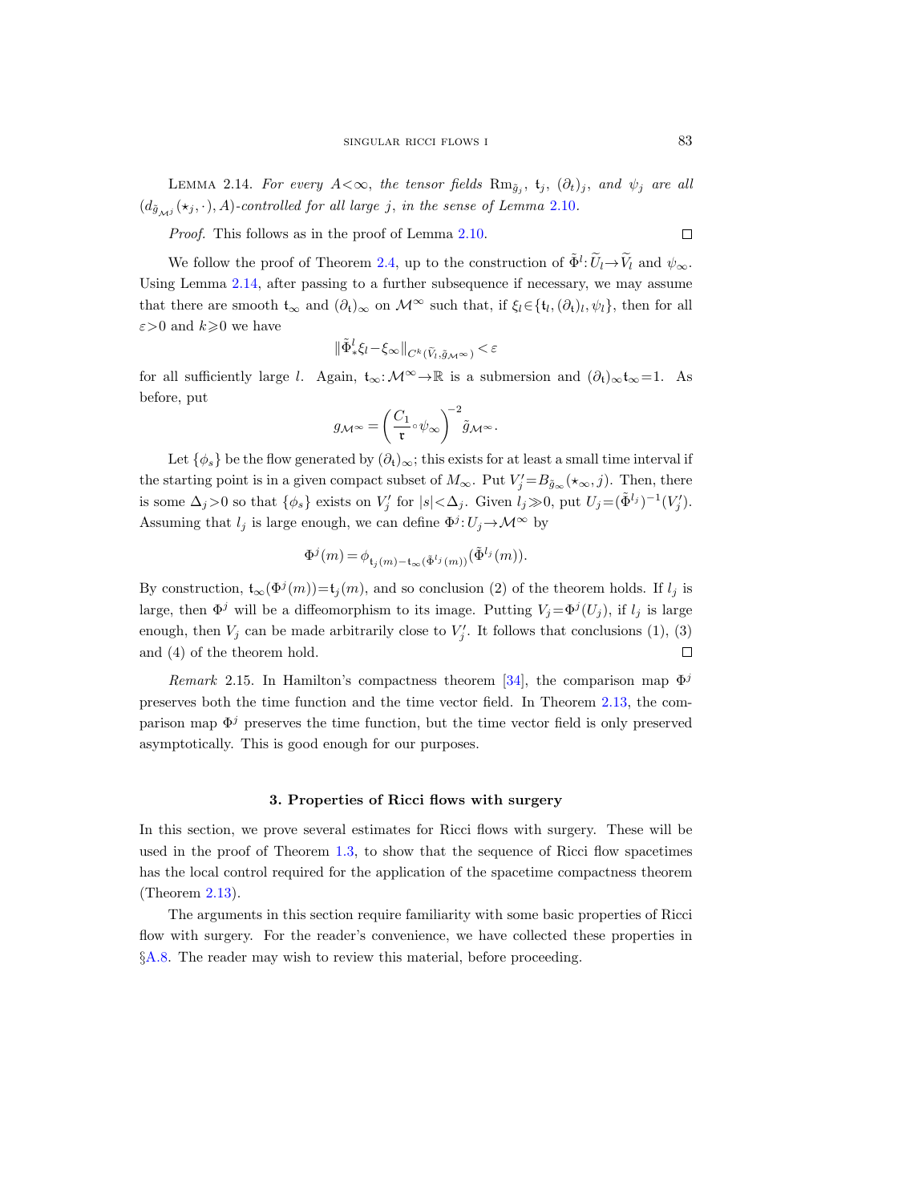**Lemma 2.14.** *For every $A<\infty$, the tensor fields $\mathrm{Rm}_{\tilde{g}_j}$, $\mathfrak{t}_j$, $(\partial_\mathfrak{t})_j$, and $\psi_j$ are all $(d_{\tilde{g}_{\mathcal{M}^j}}(\star_j,\cdot), A)$-controlled for all large $j$, in the sense of Lemma 2.10.*

*Proof.* This follows as in the proof of Lemma 2.10. $\square$

We follow the proof of Theorem 2.4, up to the construction of $\tilde{\Phi}^l: \widetilde{U}_l \to \widetilde{V}_l$ and $\psi_\infty$. Using Lemma 2.14, after passing to a further subsequence if necessary, we may assume that there are smooth $\mathfrak{t}_\infty$ and $(\partial_\mathfrak{t})_\infty$ on $\mathcal{M}^\infty$ such that, if $\xi_l \in \{\mathfrak{t}_l, (\partial_\mathfrak{t})_l, \psi_l\}$, then for all $\varepsilon>0$ and $k \geqslant 0$ we have

$$\|\tilde{\Phi}^l_* \xi_l - \xi_\infty\|_{C^k(\widetilde{V}_l, \tilde{g}_{\mathcal{M}^\infty})} < \varepsilon$$

for all sufficiently large $l$. Again, $\mathfrak{t}_\infty: \mathcal{M}^\infty \to \mathbb{R}$ is a submersion and $(\partial_\mathfrak{t})_\infty \mathfrak{t}_\infty = 1$. As before, put

$$g_{\mathcal{M}^\infty} = \left( \frac{C_1}{\mathfrak{r}} \circ \psi_\infty \right)^{-2} \tilde{g}_{\mathcal{M}^\infty}.$$

Let $\{\phi_s\}$ be the flow generated by $(\partial_\mathfrak{t})_\infty$; this exists for at least a small time interval if the starting point is in a given compact subset of $M_\infty$. Put $V'_j = B_{\tilde{g}_\infty}(\star_\infty, j)$. Then, there is some $\Delta_j > 0$ so that $\{\phi_s\}$ exists on $V'_j$ for $|s| < \Delta_j$. Given $l_j \gg 0$, put $U_j = (\tilde{\Phi}^{l_j})^{-1}(V'_j)$. Assuming that $l_j$ is large enough, we can define $\Phi^j: U_j \to \mathcal{M}^\infty$ by

$$\Phi^j(m) = \phi_{\mathfrak{t}_j(m) - \mathfrak{t}_\infty(\tilde{\Phi}^{l_j}(m))}(\tilde{\Phi}^{l_j}(m)).$$

By construction, $\mathfrak{t}_\infty(\Phi^j(m)) = \mathfrak{t}_j(m)$, and so conclusion (2) of the theorem holds. If $l_j$ is large, then $\Phi^j$ will be a diffeomorphism to its image. Putting $V_j = \Phi^j(U_j)$, if $l_j$ is large enough, then $V_j$ can be made arbitrarily close to $V'_j$. It follows that conclusions (1), (3) and (4) of the theorem hold. $\square$

*Remark* 2.15. In Hamilton's compactness theorem [34], the comparison map $\Phi^j$ preserves both the time function and the time vector field. In Theorem 2.13, the comparison map $\Phi^j$ preserves the time function, but the time vector field is only preserved asymptotically. This is good enough for our purposes.

## 3. Properties of Ricci flows with surgery

In this section, we prove several estimates for Ricci flows with surgery. These will be used in the proof of Theorem 1.3, to show that the sequence of Ricci flow spacetimes has the local control required for the application of the spacetime compactness theorem (Theorem 2.13).

The arguments in this section require familiarity with some basic properties of Ricci flow with surgery. For the reader's convenience, we have collected these properties in §A.8. The reader may wish to review this material, before proceeding.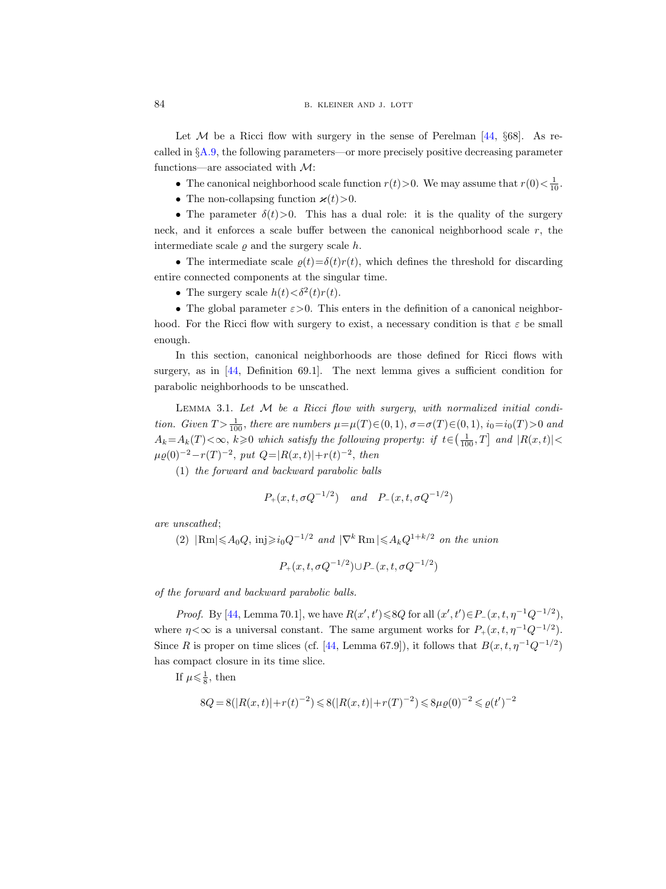Let $\mathcal{M}$ be a Ricci flow with surgery in the sense of Perelman [44, §68]. As recalled in §A.9, the following parameters—or more precisely positive decreasing parameter functions—are associated with $\mathcal{M}$:

- The canonical neighborhood scale function $r(t)>0$. We may assume that $r(0)<\frac{1}{10}$.
- The non-collapsing function $\varkappa(t)>0$.
- The parameter $\delta(t)>0$. This has a dual role: it is the quality of the surgery neck, and it enforces a scale buffer between the canonical neighborhood scale $r$, the intermediate scale $\varrho$ and the surgery scale $h$.
- The intermediate scale $\varrho(t)=\delta(t)r(t)$, which defines the threshold for discarding entire connected components at the singular time.
- The surgery scale $h(t)<\delta^2(t)r(t)$.
- The global parameter $\varepsilon>0$. This enters in the definition of a canonical neighborhood. For the Ricci flow with surgery to exist, a necessary condition is that $\varepsilon$ be small enough.

In this section, canonical neighborhoods are those defined for Ricci flows with surgery, as in [44, Definition 69.1]. The next lemma gives a sufficient condition for parabolic neighborhoods to be unscathed.

Lemma 3.1. *Let $\mathcal{M}$ be a Ricci flow with surgery, with normalized initial condition. Given $T>\frac{1}{100}$, there are numbers $\mu=\mu(T)\in(0,1)$, $\sigma=\sigma(T)\in(0,1)$, $i_0=i_0(T)>0$ and $A_k=A_k(T)<\infty$, $k\geqslant 0$ which satisfy the following property: if $t\in\left(\frac{1}{100},T\right]$ and $|R(x,t)|<\mu\varrho(0)^{-2}-r(T)^{-2}$, put $Q=|R(x,t)|+r(t)^{-2}$, then*

(1) *the forward and backward parabolic balls*

$$P_+(x,t,\sigma Q^{-1/2}) \quad \textit{and} \quad P_-(x,t,\sigma Q^{-1/2})$$

*are unscathed*;

(2) *$|\mathrm{Rm}|\leqslant A_0 Q$, $\mathrm{inj}\geqslant i_0 Q^{-1/2}$ and $|\nabla^k \mathrm{Rm}|\leqslant A_k Q^{1+k/2}$ on the union*

$$P_+(x,t,\sigma Q^{-1/2})\cup P_-(x,t,\sigma Q^{-1/2})$$

*of the forward and backward parabolic balls.*

*Proof.* By [44, Lemma 70.1], we have $R(x',t')\leqslant 8Q$ for all $(x',t')\in P_-(x,t,\eta^{-1}Q^{-1/2})$, where $\eta<\infty$ is a universal constant. The same argument works for $P_+(x,t,\eta^{-1}Q^{-1/2})$. Since $R$ is proper on time slices (cf. [44, Lemma 67.9]), it follows that $B(x,t,\eta^{-1}Q^{-1/2})$ has compact closure in its time slice.

If $\mu\leqslant\frac{1}{8}$, then

$$8Q=8(|R(x,t)|+r(t)^{-2})\leqslant 8(|R(x,t)|+r(T)^{-2})\leqslant 8\mu\varrho(0)^{-2}\leqslant\varrho(t')^{-2}$$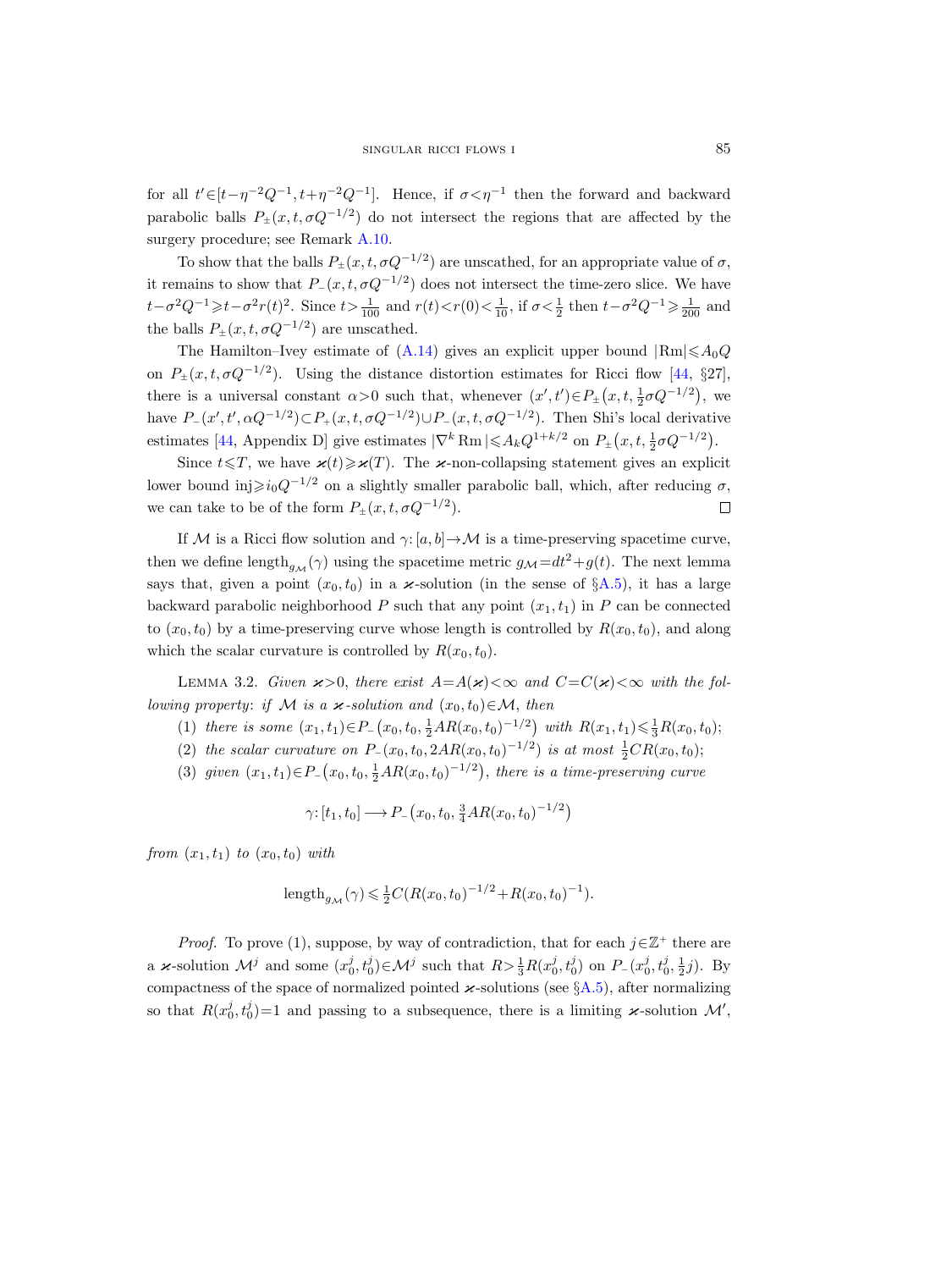for all $t' \in [t-\eta^{-2}Q^{-1}, t+\eta^{-2}Q^{-1}]$. Hence, if $\sigma < \eta^{-1}$ then the forward and backward parabolic balls $P_\pm(x,t,\sigma Q^{-1/2})$ do not intersect the regions that are affected by the surgery procedure; see Remark A.10.

To show that the balls $P_\pm(x,t,\sigma Q^{-1/2})$ are unscathed, for an appropriate value of $\sigma$, it remains to show that $P_-(x,t,\sigma Q^{-1/2})$ does not intersect the time-zero slice. We have $t-\sigma^2 Q^{-1} \geqslant t-\sigma^2 r(t)^2$. Since $t > \frac{1}{100}$ and $r(t) < r(0) < \frac{1}{10}$, if $\sigma < \frac{1}{2}$ then $t-\sigma^2 Q^{-1} \geqslant \frac{1}{200}$ and the balls $P_\pm(x,t,\sigma Q^{-1/2})$ are unscathed.

The Hamilton–Ivey estimate of (A.14) gives an explicit upper bound $|\mathrm{Rm}| \leqslant A_0 Q$ on $P_\pm(x,t,\sigma Q^{-1/2})$. Using the distance distortion estimates for Ricci flow [44, §27], there is a universal constant $\alpha > 0$ such that, whenever $(x',t') \in P_\pm\big(x,t,\frac{1}{2}\sigma Q^{-1/2}\big)$, we have $P_-(x',t',\alpha Q^{-1/2}) \subset P_+(x,t,\sigma Q^{-1/2}) \cup P_-(x,t,\sigma Q^{-1/2})$. Then Shi's local derivative estimates [44, Appendix D] give estimates $|\nabla^k \mathrm{Rm}| \leqslant A_k Q^{1+k/2}$ on $P_\pm\big(x,t,\frac{1}{2}\sigma Q^{-1/2}\big)$.

Since $t \leqslant T$, we have $\varkappa(t) \geqslant \varkappa(T)$. The $\varkappa$-non-collapsing statement gives an explicit lower bound $\mathrm{inj} \geqslant i_0 Q^{-1/2}$ on a slightly smaller parabolic ball, which, after reducing $\sigma$, we can take to be of the form $P_\pm(x,t,\sigma Q^{-1/2})$. $\square$

If $\mathcal{M}$ is a Ricci flow solution and $\gamma: [a,b] \to \mathcal{M}$ is a time-preserving spacetime curve, then we define $\mathrm{length}_{g_\mathcal{M}}(\gamma)$ using the spacetime metric $g_\mathcal{M} = dt^2 + g(t)$. The next lemma says that, given a point $(x_0,t_0)$ in a $\varkappa$-solution (in the sense of §A.5), it has a large backward parabolic neighborhood $P$ such that any point $(x_1,t_1)$ in $P$ can be connected to $(x_0,t_0)$ by a time-preserving curve whose length is controlled by $R(x_0,t_0)$, and along which the scalar curvature is controlled by $R(x_0,t_0)$.

LEMMA 3.2. *Given $\varkappa > 0$, there exist $A = A(\varkappa) < \infty$ and $C = C(\varkappa) < \infty$ with the following property: if $\mathcal{M}$ is a $\varkappa$-solution and $(x_0,t_0) \in \mathcal{M}$, then*

(1) *there is some $(x_1,t_1) \in P_-\big(x_0,t_0,\frac{1}{2}AR(x_0,t_0)^{-1/2}\big)$ with $R(x_1,t_1) \leqslant \frac{1}{3}R(x_0,t_0)$;*

(2) *the scalar curvature on $P_-(x_0,t_0,2AR(x_0,t_0)^{-1/2})$ is at most $\frac{1}{2}CR(x_0,t_0)$;*

(3) *given $(x_1,t_1) \in P_-\big(x_0,t_0,\frac{1}{2}AR(x_0,t_0)^{-1/2}\big)$, there is a time-preserving curve*

$$\gamma: [t_1,t_0] \longrightarrow P_-\big(x_0,t_0,\tfrac{3}{4}AR(x_0,t_0)^{-1/2}\big)$$

*from $(x_1,t_1)$ to $(x_0,t_0)$ with*

$$\mathrm{length}_{g_\mathcal{M}}(\gamma) \leqslant \tfrac{1}{2}C(R(x_0,t_0)^{-1/2} + R(x_0,t_0)^{-1}).$$

*Proof.* To prove (1), suppose, by way of contradiction, that for each $j \in \mathbb{Z}^+$ there are a $\varkappa$-solution $\mathcal{M}^j$ and some $(x_0^j,t_0^j) \in \mathcal{M}^j$ such that $R > \frac{1}{3}R(x_0^j,t_0^j)$ on $P_-(x_0^j,t_0^j,\frac{1}{2}j)$. By compactness of the space of normalized pointed $\varkappa$-solutions (see §A.5), after normalizing so that $R(x_0^j,t_0^j) = 1$ and passing to a subsequence, there is a limiting $\varkappa$-solution $\mathcal{M}'$,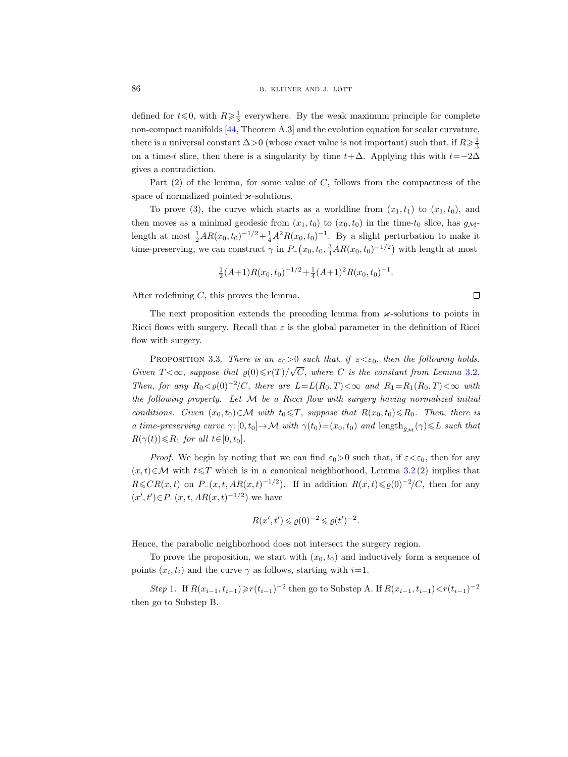defined for $t \leqslant 0$, with $R \geqslant \frac{1}{3}$ everywhere. By the weak maximum principle for complete non-compact manifolds [44, Theorem A.3] and the evolution equation for scalar curvature, there is a universal constant $\Delta > 0$ (whose exact value is not important) such that, if $R \geqslant \frac{1}{3}$ on a time-$t$ slice, then there is a singularity by time $t+\Delta$. Applying this with $t=-2\Delta$ gives a contradiction.

Part (2) of the lemma, for some value of $C$, follows from the compactness of the space of normalized pointed $\varkappa$-solutions.

To prove (3), the curve which starts as a worldline from $(x_1, t_1)$ to $(x_1, t_0)$, and then moves as a minimal geodesic from $(x_1, t_0)$ to $(x_0, t_0)$ in the time-$t_0$ slice, has $g_{\mathcal{M}}$-length at most $\frac{1}{2} A R(x_0, t_0)^{-1/2} + \frac{1}{4} A^2 R(x_0, t_0)^{-1}$. By a slight perturbation to make it time-preserving, we can construct $\gamma$ in $P_-\big(x_0, t_0, \frac{3}{4} A R(x_0, t_0)^{-1/2}\big)$ with length at most

$$\tfrac{1}{2}(A+1) R(x_0, t_0)^{-1/2} + \tfrac{1}{4}(A+1)^2 R(x_0, t_0)^{-1}.$$

After redefining $C$, this proves the lemma. $\square$

The next proposition extends the preceding lemma from $\varkappa$-solutions to points in Ricci flows with surgery. Recall that $\varepsilon$ is the global parameter in the definition of Ricci flow with surgery.

Proposition 3.3. *There is an $\varepsilon_0 > 0$ such that, if $\varepsilon < \varepsilon_0$, then the following holds. Given $T < \infty$, suppose that $\varrho(0) \leqslant r(T)/\sqrt{C}$, where $C$ is the constant from Lemma 3.2. Then, for any $R_0 < \varrho(0)^{-2}/C$, there are $L = L(R_0, T) < \infty$ and $R_1 = R_1(R_0, T) < \infty$ with the following property. Let $\mathcal{M}$ be a Ricci flow with surgery having normalized initial conditions. Given $(x_0, t_0) \in \mathcal{M}$ with $t_0 \leqslant T$, suppose that $R(x_0, t_0) \leqslant R_0$. Then, there is a time-preserving curve $\gamma\colon [0, t_0] \to \mathcal{M}$ with $\gamma(t_0) = (x_0, t_0)$ and $\operatorname{length}_{g_{\mathcal{M}}}(\gamma) \leqslant L$ such that $R(\gamma(t)) \leqslant R_1$ for all $t \in [0, t_0]$.*

*Proof.* We begin by noting that we can find $\varepsilon_0 > 0$ such that, if $\varepsilon < \varepsilon_0$, then for any $(x, t) \in \mathcal{M}$ with $t \leqslant T$ which is in a canonical neighborhood, Lemma 3.2 (2) implies that $R \leqslant C R(x, t)$ on $P_-(x, t, A R(x, t)^{-1/2})$. If in addition $R(x, t) \leqslant \varrho(0)^{-2}/C$, then for any $(x', t') \in P_-(x, t, A R(x, t)^{-1/2})$ we have

$$R(x', t') \leqslant \varrho(0)^{-2} \leqslant \varrho(t')^{-2}.$$

Hence, the parabolic neighborhood does not intersect the surgery region.

To prove the proposition, we start with $(x_0, t_0)$ and inductively form a sequence of points $(x_i, t_i)$ and the curve $\gamma$ as follows, starting with $i = 1$.

*Step* 1. If $R(x_{i-1}, t_{i-1}) \geqslant r(t_{i-1})^{-2}$ then go to Substep A. If $R(x_{i-1}, t_{i-1}) < r(t_{i-1})^{-2}$ then go to Substep B.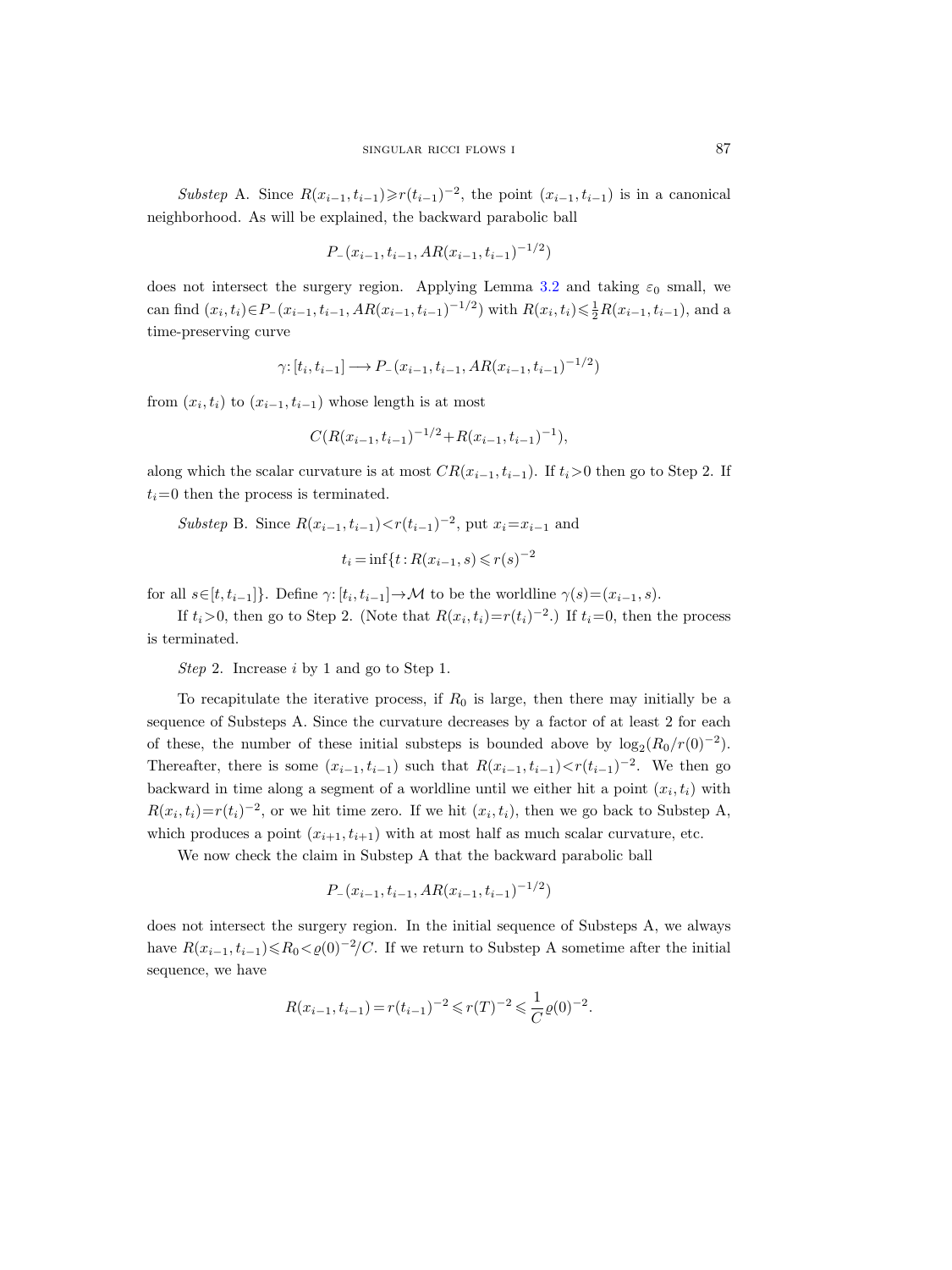*Substep* A. Since $R(x_{i-1}, t_{i-1}) \geqslant r(t_{i-1})^{-2}$, the point $(x_{i-1}, t_{i-1})$ is in a canonical neighborhood. As will be explained, the backward parabolic ball

$$P_-(x_{i-1}, t_{i-1}, AR(x_{i-1}, t_{i-1})^{-1/2})$$

does not intersect the surgery region. Applying Lemma 3.2 and taking $\varepsilon_0$ small, we can find $(x_i, t_i) \in P_-(x_{i-1}, t_{i-1}, AR(x_{i-1}, t_{i-1})^{-1/2})$ with $R(x_i, t_i) \leqslant \frac{1}{2} R(x_{i-1}, t_{i-1})$, and a time-preserving curve

$$\gamma: [t_i, t_{i-1}] \longrightarrow P_-(x_{i-1}, t_{i-1}, AR(x_{i-1}, t_{i-1})^{-1/2})$$

from $(x_i, t_i)$ to $(x_{i-1}, t_{i-1})$ whose length is at most

$$C(R(x_{i-1}, t_{i-1})^{-1/2} + R(x_{i-1}, t_{i-1})^{-1}),$$

along which the scalar curvature is at most $CR(x_{i-1}, t_{i-1})$. If $t_i > 0$ then go to Step 2. If $t_i = 0$ then the process is terminated.

*Substep* B. Since $R(x_{i-1}, t_{i-1}) < r(t_{i-1})^{-2}$, put $x_i = x_{i-1}$ and

$$t_i = \inf\{t : R(x_{i-1}, s) \leqslant r(s)^{-2}$$

for all $s \in [t, t_{i-1}]\}$. Define $\gamma: [t_i, t_{i-1}] \to \mathcal{M}$ to be the worldline $\gamma(s) = (x_{i-1}, s)$.

If $t_i > 0$, then go to Step 2. (Note that $R(x_i, t_i) = r(t_i)^{-2}$.) If $t_i = 0$, then the process is terminated.

*Step* 2. Increase $i$ by 1 and go to Step 1.

To recapitulate the iterative process, if $R_0$ is large, then there may initially be a sequence of Substeps A. Since the curvature decreases by a factor of at least 2 for each of these, the number of these initial substeps is bounded above by $\log_2(R_0/r(0)^{-2})$. Thereafter, there is some $(x_{i-1}, t_{i-1})$ such that $R(x_{i-1}, t_{i-1}) < r(t_{i-1})^{-2}$. We then go backward in time along a segment of a worldline until we either hit a point $(x_i, t_i)$ with $R(x_i, t_i) = r(t_i)^{-2}$, or we hit time zero. If we hit $(x_i, t_i)$, then we go back to Substep A, which produces a point $(x_{i+1}, t_{i+1})$ with at most half as much scalar curvature, etc.

We now check the claim in Substep A that the backward parabolic ball

$$P_-(x_{i-1}, t_{i-1}, AR(x_{i-1}, t_{i-1})^{-1/2})$$

does not intersect the surgery region. In the initial sequence of Substeps A, we always have $R(x_{i-1}, t_{i-1}) \leqslant R_0 < \varrho(0)^{-2}/C$. If we return to Substep A sometime after the initial sequence, we have

$$R(x_{i-1}, t_{i-1}) = r(t_{i-1})^{-2} \leqslant r(T)^{-2} \leqslant \frac{1}{C} \varrho(0)^{-2}.$$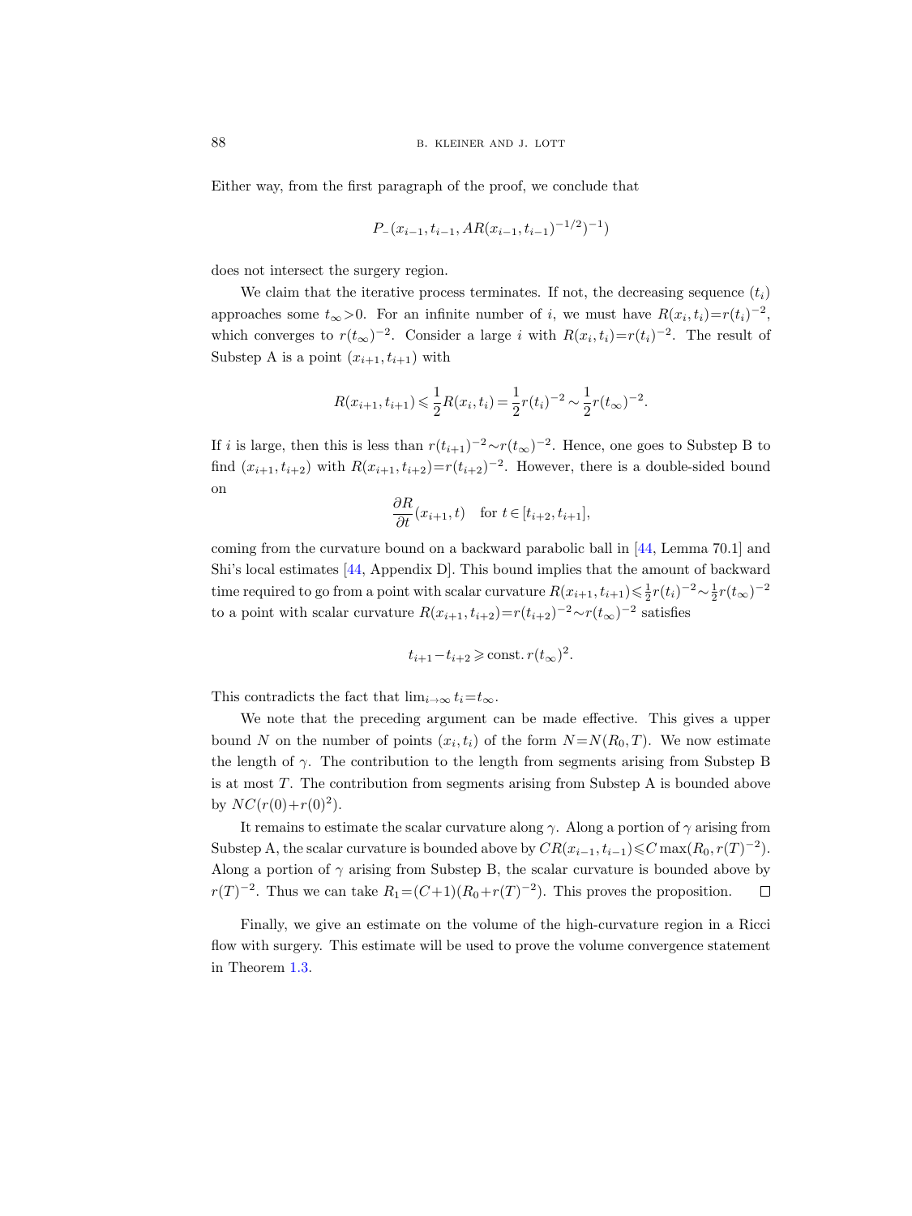Either way, from the first paragraph of the proof, we conclude that

$$P_{-}(x_{i-1}, t_{i-1}, AR(x_{i-1}, t_{i-1})^{-1/2})^{-1})$$

does not intersect the surgery region.

We claim that the iterative process terminates. If not, the decreasing sequence $(t_i)$ approaches some $t_\infty > 0$. For an infinite number of $i$, we must have $R(x_i, t_i) = r(t_i)^{-2}$, which converges to $r(t_\infty)^{-2}$. Consider a large $i$ with $R(x_i, t_i) = r(t_i)^{-2}$. The result of Substep A is a point $(x_{i+1}, t_{i+1})$ with

$$R(x_{i+1}, t_{i+1}) \leqslant \frac{1}{2} R(x_i, t_i) = \frac{1}{2} r(t_i)^{-2} \sim \frac{1}{2} r(t_\infty)^{-2}.$$

If $i$ is large, then this is less than $r(t_{i+1})^{-2} \sim r(t_\infty)^{-2}$. Hence, one goes to Substep B to find $(x_{i+1}, t_{i+2})$ with $R(x_{i+1}, t_{i+2}) = r(t_{i+2})^{-2}$. However, there is a double-sided bound on

$$\frac{\partial R}{\partial t}(x_{i+1}, t) \quad \text{for } t \in [t_{i+2}, t_{i+1}],$$

coming from the curvature bound on a backward parabolic ball in [44, Lemma 70.1] and Shi's local estimates [44, Appendix D]. This bound implies that the amount of backward time required to go from a point with scalar curvature $R(x_{i+1}, t_{i+1}) \leqslant \frac{1}{2} r(t_i)^{-2} \sim \frac{1}{2} r(t_\infty)^{-2}$ to a point with scalar curvature $R(x_{i+1}, t_{i+2}) = r(t_{i+2})^{-2} \sim r(t_\infty)^{-2}$ satisfies

$$t_{i+1} - t_{i+2} \geqslant \text{const.}\, r(t_\infty)^2.$$

This contradicts the fact that $\lim_{i \to \infty} t_i = t_\infty$.

We note that the preceding argument can be made effective. This gives a upper bound $N$ on the number of points $(x_i, t_i)$ of the form $N = N(R_0, T)$. We now estimate the length of $\gamma$. The contribution to the length from segments arising from Substep B is at most $T$. The contribution from segments arising from Substep A is bounded above by $NC(r(0) + r(0)^2)$.

It remains to estimate the scalar curvature along $\gamma$. Along a portion of $\gamma$ arising from Substep A, the scalar curvature is bounded above by $CR(x_{i-1}, t_{i-1}) \leqslant C \max(R_0, r(T)^{-2})$. Along a portion of $\gamma$ arising from Substep B, the scalar curvature is bounded above by $r(T)^{-2}$. Thus we can take $R_1 = (C+1)(R_0 + r(T)^{-2})$. This proves the proposition. □

Finally, we give an estimate on the volume of the high-curvature region in a Ricci flow with surgery. This estimate will be used to prove the volume convergence statement in Theorem 1.3.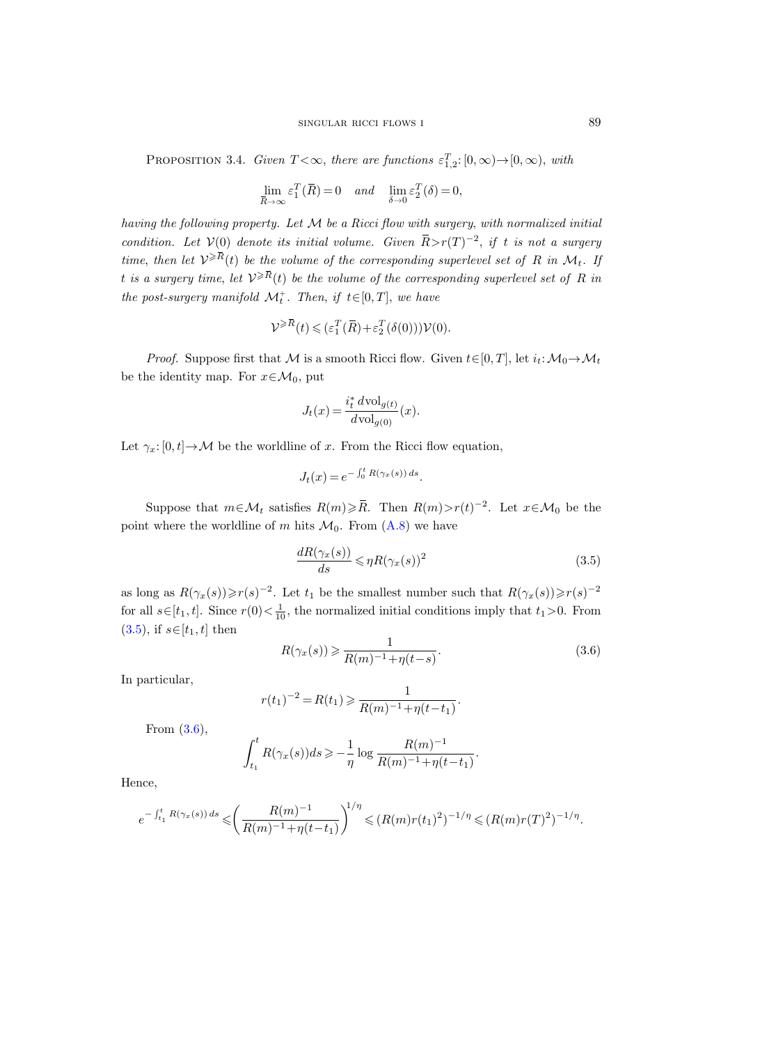**Proposition 3.4.** *Given $T<\infty$, there are functions $\varepsilon_{1,2}^T\colon [0,\infty)\to[0,\infty)$, with*

$$\lim_{\overline{R}\to\infty} \varepsilon_1^T(\overline{R})=0 \quad \textit{and} \quad \lim_{\delta\to 0} \varepsilon_2^T(\delta)=0,$$

*having the following property. Let $\mathcal{M}$ be a Ricci flow with surgery, with normalized initial condition. Let $\mathcal{V}(0)$ denote its initial volume. Given $\overline{R}>r(T)^{-2}$, if $t$ is not a surgery time, then let $\mathcal{V}^{\geqslant \overline{R}}(t)$ be the volume of the corresponding superlevel set of $R$ in $\mathcal{M}_t$. If $t$ is a surgery time, let $\mathcal{V}^{\geqslant \overline{R}}(t)$ be the volume of the corresponding superlevel set of $R$ in the post-surgery manifold $\mathcal{M}_t^+$. Then, if $t\in[0,T]$, we have*

$$\mathcal{V}^{\geqslant \overline{R}}(t) \leqslant (\varepsilon_1^T(\overline{R})+\varepsilon_2^T(\delta(0)))\mathcal{V}(0).$$

*Proof.* Suppose first that $\mathcal{M}$ is a smooth Ricci flow. Given $t\in[0,T]$, let $i_t\colon \mathcal{M}_0\to\mathcal{M}_t$ be the identity map. For $x\in\mathcal{M}_0$, put

$$J_t(x)=\frac{i_t^*\, d\mathrm{vol}_{g(t)}}{d\mathrm{vol}_{g(0)}}(x).$$

Let $\gamma_x\colon[0,t]\to\mathcal{M}$ be the worldline of $x$. From the Ricci flow equation,

$$J_t(x)=e^{-\int_0^t R(\gamma_x(s))\,ds}.$$

Suppose that $m\in\mathcal{M}_t$ satisfies $R(m)\geqslant\overline{R}$. Then $R(m)>r(t)^{-2}$. Let $x\in\mathcal{M}_0$ be the point where the worldline of $m$ hits $\mathcal{M}_0$. From (A.8) we have

$$\frac{dR(\gamma_x(s))}{ds}\leqslant \eta R(\gamma_x(s))^2 \tag{3.5}$$

as long as $R(\gamma_x(s))\geqslant r(s)^{-2}$. Let $t_1$ be the smallest number such that $R(\gamma_x(s))\geqslant r(s)^{-2}$ for all $s\in[t_1,t]$. Since $r(0)<\frac{1}{10}$, the normalized initial conditions imply that $t_1>0$. From (3.5), if $s\in[t_1,t]$ then

$$R(\gamma_x(s))\geqslant \frac{1}{R(m)^{-1}+\eta(t-s)}. \tag{3.6}$$

In particular,

$$r(t_1)^{-2}=R(t_1)\geqslant \frac{1}{R(m)^{-1}+\eta(t-t_1)}.$$

From (3.6),

$$\int_{t_1}^t R(\gamma_x(s))ds\geqslant -\frac{1}{\eta}\log\frac{R(m)^{-1}}{R(m)^{-1}+\eta(t-t_1)}.$$

Hence,

$$e^{-\int_{t_1}^t R(\gamma_x(s))\,ds}\leqslant\left(\frac{R(m)^{-1}}{R(m)^{-1}+\eta(t-t_1)}\right)^{1/\eta}\leqslant (R(m)r(t_1)^2)^{-1/\eta}\leqslant (R(m)r(T)^2)^{-1/\eta}.$$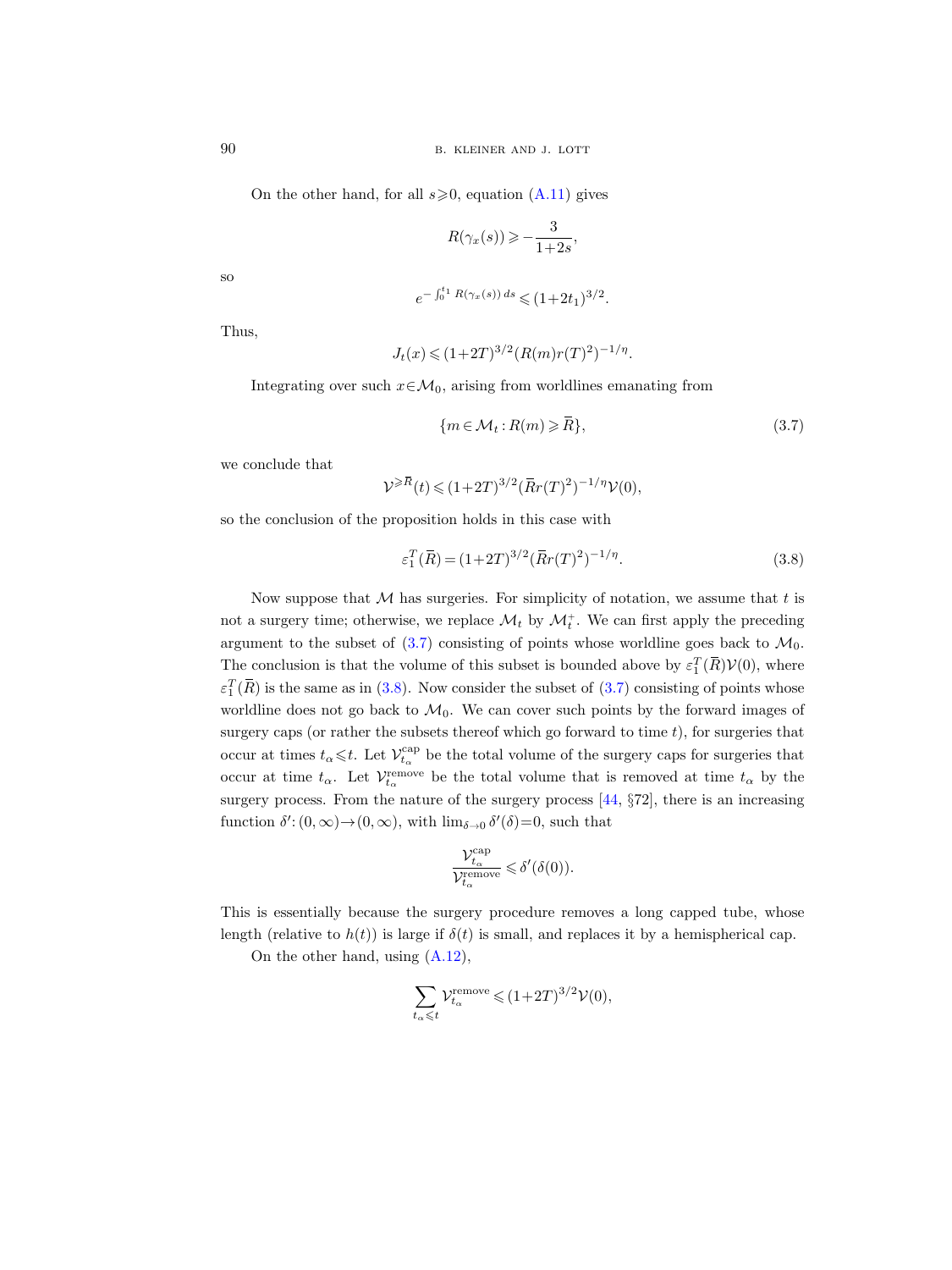On the other hand, for all $s \geqslant 0$, equation (A.11) gives

$$R(\gamma_x(s)) \geqslant -\frac{3}{1+2s},$$

so

$$e^{-\int_0^{t_1} R(\gamma_x(s))\,ds} \leqslant (1+2t_1)^{3/2}.$$

Thus,

$$J_t(x) \leqslant (1+2T)^{3/2} (R(m) r(T)^2)^{-1/\eta}.$$

Integrating over such $x \in \mathcal{M}_0$, arising from worldlines emanating from

$$\{m \in \mathcal{M}_t : R(m) \geqslant \overline{R}\}, \tag{3.7}$$

we conclude that

$$\mathcal{V}^{\geqslant \overline{R}}(t) \leqslant (1+2T)^{3/2} (\overline{R} r(T)^2)^{-1/\eta} \mathcal{V}(0),$$

so the conclusion of the proposition holds in this case with

$$\varepsilon_1^T(\overline{R}) = (1+2T)^{3/2} (\overline{R} r(T)^2)^{-1/\eta}. \tag{3.8}$$

Now suppose that $\mathcal{M}$ has surgeries. For simplicity of notation, we assume that $t$ is not a surgery time; otherwise, we replace $\mathcal{M}_t$ by $\mathcal{M}_t^+$. We can first apply the preceding argument to the subset of (3.7) consisting of points whose worldline goes back to $\mathcal{M}_0$. The conclusion is that the volume of this subset is bounded above by $\varepsilon_1^T(\overline{R})\mathcal{V}(0)$, where $\varepsilon_1^T(\overline{R})$ is the same as in (3.8). Now consider the subset of (3.7) consisting of points whose worldline does not go back to $\mathcal{M}_0$. We can cover such points by the forward images of surgery caps (or rather the subsets thereof which go forward to time $t$), for surgeries that occur at times $t_\alpha \leqslant t$. Let $\mathcal{V}_{t_\alpha}^{\mathrm{cap}}$ be the total volume of the surgery caps for surgeries that occur at time $t_\alpha$. Let $\mathcal{V}_{t_\alpha}^{\mathrm{remove}}$ be the total volume that is removed at time $t_\alpha$ by the surgery process. From the nature of the surgery process [44, §72], there is an increasing function $\delta' : (0, \infty) \to (0, \infty)$, with $\lim_{\delta \to 0} \delta'(\delta) = 0$, such that

$$\frac{\mathcal{V}_{t_\alpha}^{\mathrm{cap}}}{\mathcal{V}_{t_\alpha}^{\mathrm{remove}}} \leqslant \delta'(\delta(0)).$$

This is essentially because the surgery procedure removes a long capped tube, whose length (relative to $h(t)$) is large if $\delta(t)$ is small, and replaces it by a hemispherical cap.

On the other hand, using (A.12),

$$\sum_{t_\alpha \leqslant t} \mathcal{V}_{t_\alpha}^{\mathrm{remove}} \leqslant (1+2T)^{3/2} \mathcal{V}(0),$$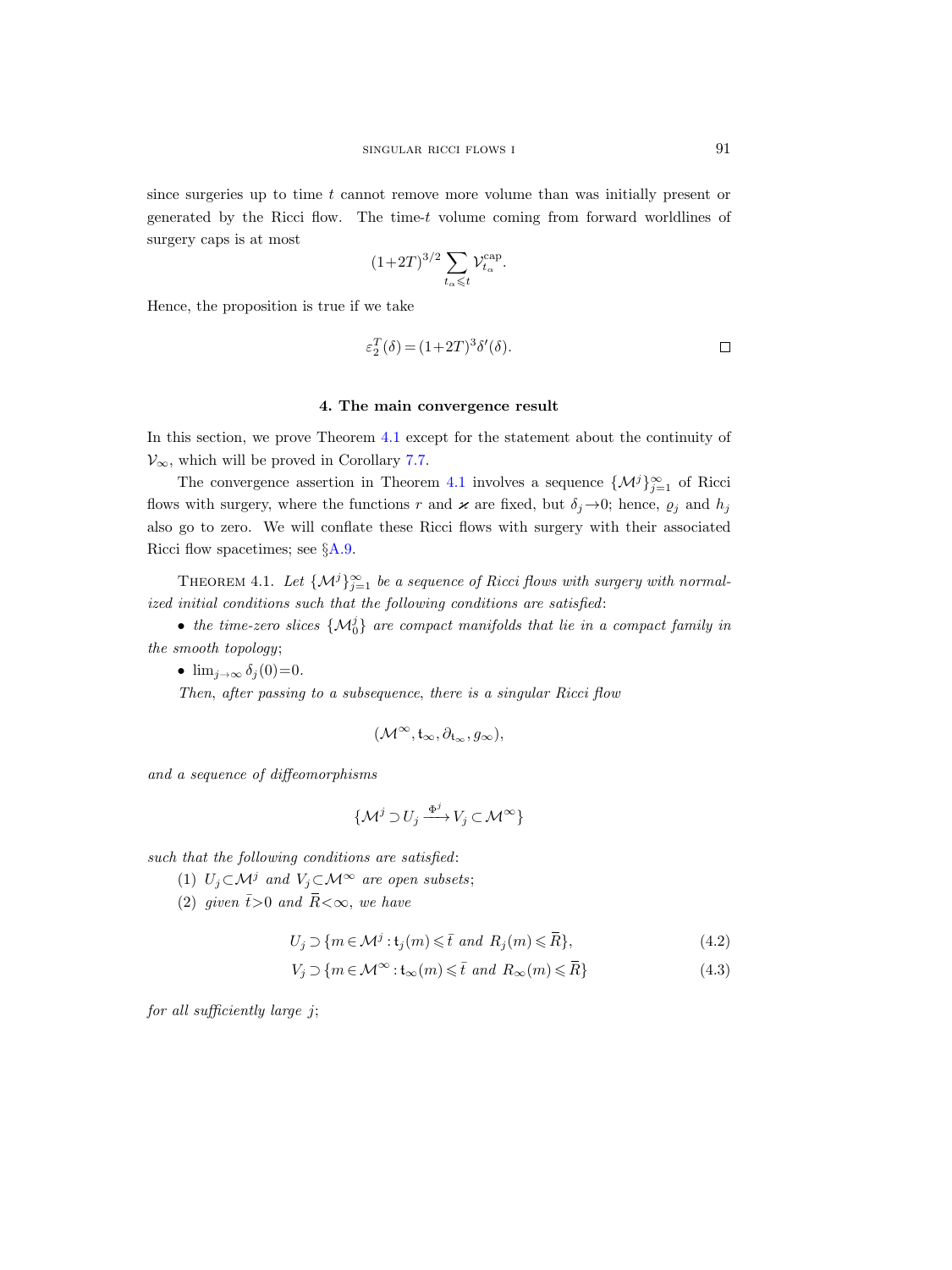since surgeries up to time $t$ cannot remove more volume than was initially present or generated by the Ricci flow. The time-$t$ volume coming from forward worldlines of surgery caps is at most

$$(1+2T)^{3/2} \sum_{t_\alpha \leqslant t} \mathcal{V}^{\mathrm{cap}}_{t_\alpha}.$$

Hence, the proposition is true if we take

$$\varepsilon_2^T(\delta) = (1+2T)^3 \delta'(\delta). \qquad \square$$

## 4. The main convergence result

In this section, we prove Theorem 4.1 except for the statement about the continuity of $\mathcal{V}_\infty$, which will be proved in Corollary 7.7.

The convergence assertion in Theorem 4.1 involves a sequence $\{\mathcal{M}^j\}_{j=1}^\infty$ of Ricci flows with surgery, where the functions $r$ and $\varkappa$ are fixed, but $\delta_j \to 0$; hence, $\varrho_j$ and $h_j$ also go to zero. We will conflate these Ricci flows with surgery with their associated Ricci flow spacetimes; see §A.9.

Theorem 4.1. *Let $\{\mathcal{M}^j\}_{j=1}^\infty$ be a sequence of Ricci flows with surgery with normalized initial conditions such that the following conditions are satisfied*:

- *the time-zero slices $\{\mathcal{M}^j_0\}$ are compact manifolds that lie in a compact family in the smooth topology*;
- $\lim_{j\to\infty} \delta_j(0) = 0$.

*Then, after passing to a subsequence, there is a singular Ricci flow*

$$(\mathcal{M}^\infty, \mathfrak{t}_\infty, \partial_{\mathfrak{t}_\infty}, g_\infty),$$

*and a sequence of diffeomorphisms*

$$\{\mathcal{M}^j \supset U_j \xrightarrow{\Phi^j} V_j \subset \mathcal{M}^\infty\}$$

*such that the following conditions are satisfied*:

(1) *$U_j \subset \mathcal{M}^j$ and $V_j \subset \mathcal{M}^\infty$ are open subsets*;

(2) *given $\bar{t} > 0$ and $\overline{R} < \infty$, we have*

$$U_j \supset \{m \in \mathcal{M}^j : \mathfrak{t}_j(m) \leqslant \bar{t} \text{ and } R_j(m) \leqslant \overline{R}\}, \tag{4.2}$$

$$V_j \supset \{m \in \mathcal{M}^\infty : \mathfrak{t}_\infty(m) \leqslant \bar{t} \text{ and } R_\infty(m) \leqslant \overline{R}\} \tag{4.3}$$

*for all sufficiently large $j$*;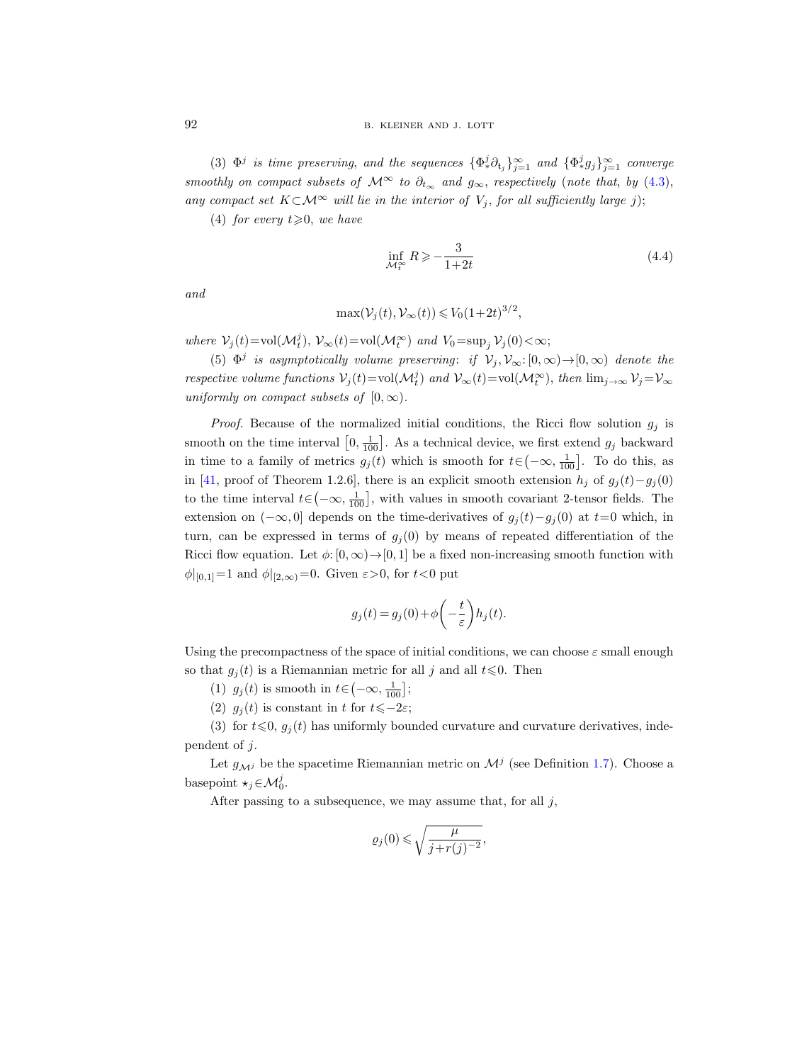(3) $\Phi^j$ *is time preserving, and the sequences* $\{\Phi^j_* \partial_{\mathfrak{t}_j}\}_{j=1}^\infty$ *and* $\{\Phi^j_* g_j\}_{j=1}^\infty$ *converge smoothly on compact subsets of* $\mathcal{M}^\infty$ *to* $\partial_{t_\infty}$ *and* $g_\infty$*, respectively* (*note that, by* (4.3), *any compact set* $K \subset \mathcal{M}^\infty$ *will lie in the interior of* $V_j$*, for all sufficiently large* $j$);

(4) *for every* $t \geqslant 0$*, we have*

$$\inf_{\mathcal{M}^\infty_t} R \geqslant -\frac{3}{1+2t} \tag{4.4}$$

*and*

$$\max(\mathcal{V}_j(t), \mathcal{V}_\infty(t)) \leqslant V_0(1+2t)^{3/2},$$

*where* $\mathcal{V}_j(t) = \mathrm{vol}(\mathcal{M}^j_t)$, $\mathcal{V}_\infty(t) = \mathrm{vol}(\mathcal{M}^\infty_t)$ *and* $V_0 = \sup_j \mathcal{V}_j(0) < \infty$;

(5) $\Phi^j$ *is asymptotically volume preserving*: *if* $\mathcal{V}_j, \mathcal{V}_\infty : [0,\infty) \to [0,\infty)$ *denote the respective volume functions* $\mathcal{V}_j(t) = \mathrm{vol}(\mathcal{M}^j_t)$ *and* $\mathcal{V}_\infty(t) = \mathrm{vol}(\mathcal{M}^\infty_t)$*, then* $\lim_{j\to\infty} \mathcal{V}_j = \mathcal{V}_\infty$ *uniformly on compact subsets of* $[0,\infty)$.

*Proof.* Because of the normalized initial conditions, the Ricci flow solution $g_j$ is smooth on the time interval $\left[0, \frac{1}{100}\right]$. As a technical device, we first extend $g_j$ backward in time to a family of metrics $g_j(t)$ which is smooth for $t \in \left(-\infty, \frac{1}{100}\right]$. To do this, as in [41, proof of Theorem 1.2.6], there is an explicit smooth extension $h_j$ of $g_j(t) - g_j(0)$ to the time interval $t \in \left(-\infty, \frac{1}{100}\right]$, with values in smooth covariant 2-tensor fields. The extension on $(-\infty, 0]$ depends on the time-derivatives of $g_j(t) - g_j(0)$ at $t=0$ which, in turn, can be expressed in terms of $g_j(0)$ by means of repeated differentiation of the Ricci flow equation. Let $\phi: [0,\infty) \to [0,1]$ be a fixed non-increasing smooth function with $\phi|_{[0,1]} = 1$ and $\phi|_{[2,\infty)} = 0$. Given $\varepsilon > 0$, for $t < 0$ put

$$g_j(t) = g_j(0) + \phi\left(-\frac{t}{\varepsilon}\right) h_j(t).$$

Using the precompactness of the space of initial conditions, we can choose $\varepsilon$ small enough so that $g_j(t)$ is a Riemannian metric for all $j$ and all $t \leqslant 0$. Then

(1) $g_j(t)$ is smooth in $t \in \left(-\infty, \frac{1}{100}\right]$;

(2) $g_j(t)$ is constant in $t$ for $t \leqslant -2\varepsilon$;

(3) for $t \leqslant 0$, $g_j(t)$ has uniformly bounded curvature and curvature derivatives, independent of $j$.

Let $g_{\mathcal{M}^j}$ be the spacetime Riemannian metric on $\mathcal{M}^j$ (see Definition 1.7). Choose a basepoint $\star_j \in \mathcal{M}^j_0$.

After passing to a subsequence, we may assume that, for all $j$,

$$\varrho_j(0) \leqslant \sqrt{\frac{\mu}{j + r(j)^{-2}}},$$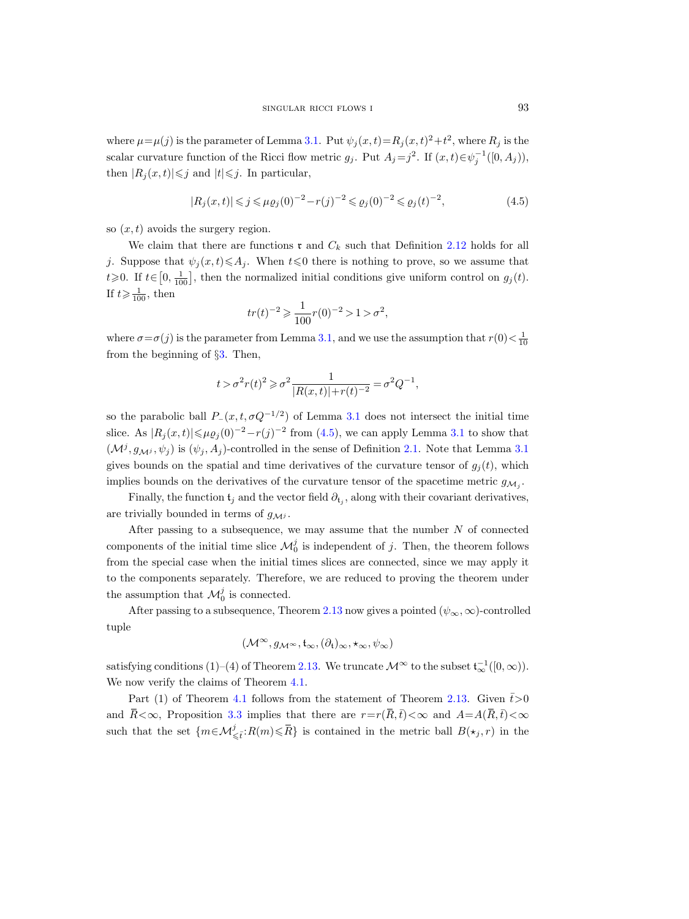where $\mu=\mu(j)$ is the parameter of Lemma 3.1. Put $\psi_j(x,t)=R_j(x,t)^2+t^2$, where $R_j$ is the scalar curvature function of the Ricci flow metric $g_j$. Put $A_j=j^2$. If $(x,t)\in\psi_j^{-1}([0,A_j))$, then $|R_j(x,t)|\leqslant j$ and $|t|\leqslant j$. In particular,

$$|R_j(x,t)|\leqslant j\leqslant \mu\varrho_j(0)^{-2}-r(j)^{-2}\leqslant \varrho_j(0)^{-2}\leqslant \varrho_j(t)^{-2}, \tag{4.5}$$

so $(x,t)$ avoids the surgery region.

We claim that there are functions $\mathfrak{r}$ and $C_k$ such that Definition 2.12 holds for all $j$. Suppose that $\psi_j(x,t)\leqslant A_j$. When $t\leqslant 0$ there is nothing to prove, so we assume that $t\geqslant 0$. If $t\in\left[0,\frac{1}{100}\right]$, then the normalized initial conditions give uniform control on $g_j(t)$. If $t\geqslant\frac{1}{100}$, then

$$tr(t)^{-2}\geqslant\frac{1}{100}r(0)^{-2}>1>\sigma^2,$$

where $\sigma=\sigma(j)$ is the parameter from Lemma 3.1, and we use the assumption that $r(0)<\frac{1}{10}$ from the beginning of §3. Then,

$$t>\sigma^2 r(t)^2\geqslant\sigma^2\frac{1}{|R(x,t)|+r(t)^{-2}}=\sigma^2Q^{-1},$$

so the parabolic ball $P_{-}(x,t,\sigma Q^{-1/2})$ of Lemma 3.1 does not intersect the initial time slice. As $|R_j(x,t)|\leqslant\mu\varrho_j(0)^{-2}-r(j)^{-2}$ from (4.5), we can apply Lemma 3.1 to show that $(\mathcal{M}^j,g_{\mathcal{M}^j},\psi_j)$ is $(\psi_j,A_j)$-controlled in the sense of Definition 2.1. Note that Lemma 3.1 gives bounds on the spatial and time derivatives of the curvature tensor of $g_j(t)$, which implies bounds on the derivatives of the curvature tensor of the spacetime metric $g_{\mathcal{M}_j}$.

Finally, the function $\mathfrak{t}_j$ and the vector field $\partial_{\mathfrak{t}_j}$, along with their covariant derivatives, are trivially bounded in terms of $g_{\mathcal{M}^j}$.

After passing to a subsequence, we may assume that the number $N$ of connected components of the initial time slice $\mathcal{M}^j_0$ is independent of $j$. Then, the theorem follows from the special case when the initial times slices are connected, since we may apply it to the components separately. Therefore, we are reduced to proving the theorem under the assumption that $\mathcal{M}^j_0$ is connected.

After passing to a subsequence, Theorem 2.13 now gives a pointed $(\psi_\infty,\infty)$-controlled tuple

$$(\mathcal{M}^\infty,g_{\mathcal{M}^\infty},\mathfrak{t}_\infty,(\partial_\mathfrak{t})_\infty,\star_\infty,\psi_\infty)$$

satisfying conditions (1)–(4) of Theorem 2.13. We truncate $\mathcal{M}^\infty$ to the subset $\mathfrak{t}_\infty^{-1}([0,\infty))$. We now verify the claims of Theorem 4.1.

Part (1) of Theorem 4.1 follows from the statement of Theorem 2.13. Given $\bar{t}>0$ and $\overline{R}<\infty$, Proposition 3.3 implies that there are $r=r(\overline{R},\bar{t})<\infty$ and $A=A(\overline{R},\bar{t})<\infty$ such that the set $\{m\in\mathcal{M}^j_{\leqslant\bar{t}}:R(m)\leqslant\overline{R}\}$ is contained in the metric ball $B(\star_j,r)$ in the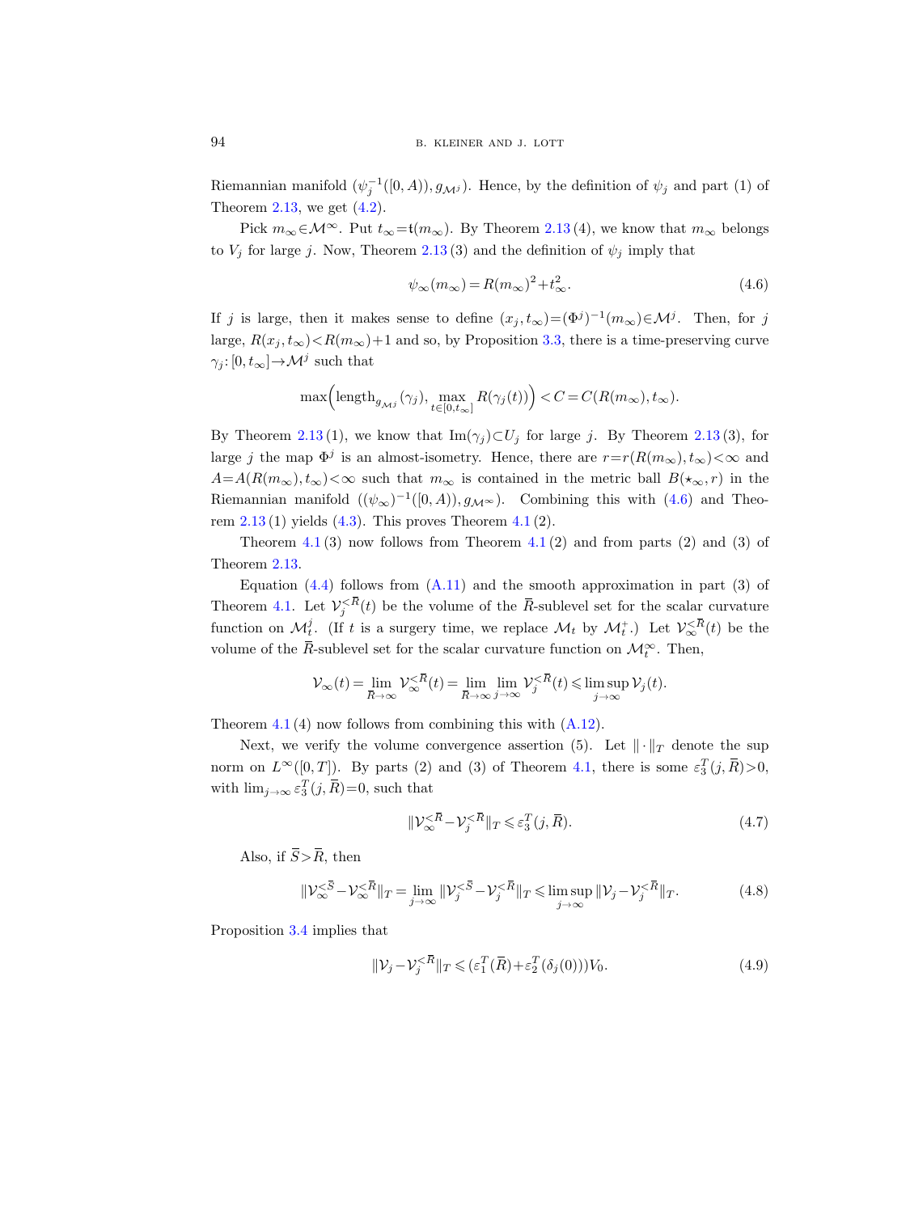Riemannian manifold $(\psi_j^{-1}([0,A)), g_{\mathcal{M}^j})$. Hence, by the definition of $\psi_j$ and part (1) of Theorem 2.13, we get (4.2).

Pick $m_\infty \in \mathcal{M}^\infty$. Put $t_\infty = \mathfrak{t}(m_\infty)$. By Theorem 2.13 (4), we know that $m_\infty$ belongs to $V_j$ for large $j$. Now, Theorem 2.13 (3) and the definition of $\psi_j$ imply that

$$\psi_\infty(m_\infty) = R(m_\infty)^2 + t_\infty^2. \tag{4.6}$$

If $j$ is large, then it makes sense to define $(x_j, t_\infty) = (\Phi^j)^{-1}(m_\infty) \in \mathcal{M}^j$. Then, for $j$ large, $R(x_j, t_\infty) < R(m_\infty) + 1$ and so, by Proposition 3.3, there is a time-preserving curve $\gamma_j \colon [0, t_\infty] \to \mathcal{M}^j$ such that

$$\max\Big(\operatorname{length}_{g_{\mathcal{M}^j}}(\gamma_j), \max_{t \in [0,t_\infty]} R(\gamma_j(t))\Big) < C = C(R(m_\infty), t_\infty).$$

By Theorem 2.13 (1), we know that $\operatorname{Im}(\gamma_j) \subset U_j$ for large $j$. By Theorem 2.13 (3), for large $j$ the map $\Phi^j$ is an almost-isometry. Hence, there are $r = r(R(m_\infty), t_\infty) < \infty$ and $A = A(R(m_\infty), t_\infty) < \infty$ such that $m_\infty$ is contained in the metric ball $B(\star_\infty, r)$ in the Riemannian manifold $((\psi_\infty)^{-1}([0,A)), g_{\mathcal{M}^\infty})$. Combining this with (4.6) and Theorem 2.13 (1) yields (4.3). This proves Theorem 4.1 (2).

Theorem 4.1 (3) now follows from Theorem 4.1 (2) and from parts (2) and (3) of Theorem 2.13.

Equation (4.4) follows from (A.11) and the smooth approximation in part (3) of Theorem 4.1. Let $\mathcal{V}_j^{<\overline{R}}(t)$ be the volume of the $\overline{R}$-sublevel set for the scalar curvature function on $\mathcal{M}_t^j$. (If $t$ is a surgery time, we replace $\mathcal{M}_t$ by $\mathcal{M}_t^+$.) Let $\mathcal{V}_\infty^{<\overline{R}}(t)$ be the volume of the $\overline{R}$-sublevel set for the scalar curvature function on $\mathcal{M}_t^\infty$. Then,

$$\mathcal{V}_\infty(t) = \lim_{\overline{R}\to\infty} \mathcal{V}_\infty^{<\overline{R}}(t) = \lim_{\overline{R}\to\infty} \lim_{j\to\infty} \mathcal{V}_j^{<\overline{R}}(t) \leqslant \limsup_{j\to\infty} \mathcal{V}_j(t).$$

Theorem 4.1 (4) now follows from combining this with (A.12).

Next, we verify the volume convergence assertion (5). Let $\|\cdot\|_T$ denote the sup norm on $L^\infty([0,T])$. By parts (2) and (3) of Theorem 4.1, there is some $\varepsilon_3^T(j, \overline{R}) > 0$, with $\lim_{j\to\infty} \varepsilon_3^T(j, \overline{R}) = 0$, such that

$$\|\mathcal{V}_\infty^{<\overline{R}} - \mathcal{V}_j^{<\overline{R}}\|_T \leqslant \varepsilon_3^T(j, \overline{R}). \tag{4.7}$$

Also, if $\overline{S} > \overline{R}$, then

$$\|\mathcal{V}_\infty^{<\overline{S}} - \mathcal{V}_\infty^{<\overline{R}}\|_T = \lim_{j\to\infty} \|\mathcal{V}_j^{<\overline{S}} - \mathcal{V}_j^{<\overline{R}}\|_T \leqslant \limsup_{j\to\infty} \|\mathcal{V}_j - \mathcal{V}_j^{<\overline{R}}\|_T. \tag{4.8}$$

Proposition 3.4 implies that

$$\|\mathcal{V}_j - \mathcal{V}_j^{<\overline{R}}\|_T \leqslant (\varepsilon_1^T(\overline{R}) + \varepsilon_2^T(\delta_j(0)))V_0. \tag{4.9}$$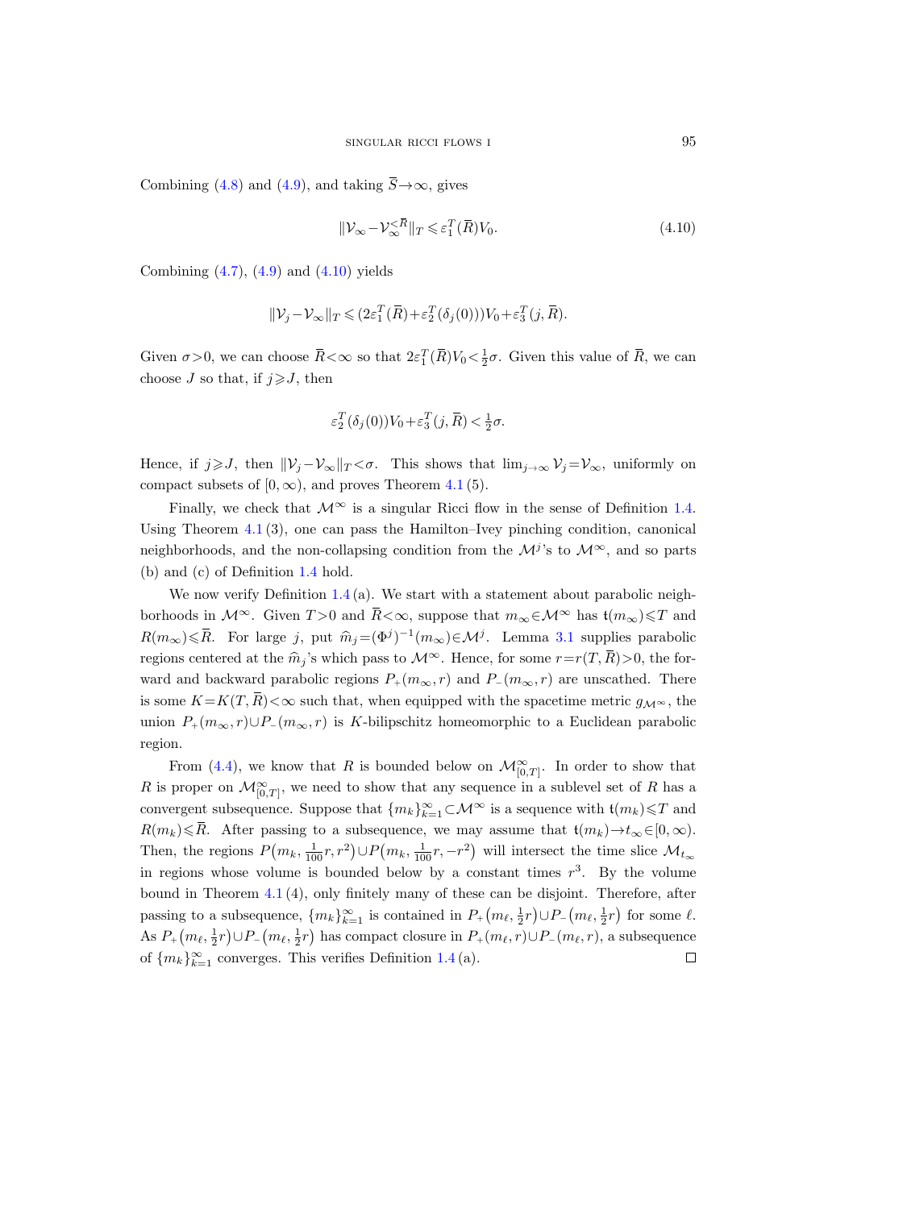Combining (4.8) and (4.9), and taking $\overline{S}\to\infty$, gives

$$\|\mathcal{V}_\infty-\mathcal{V}_\infty^{<\overline{R}}\|_T \leqslant \varepsilon_1^T(\overline{R})V_0. \tag{4.10}$$

Combining (4.7), (4.9) and (4.10) yields

$$\|\mathcal{V}_j-\mathcal{V}_\infty\|_T \leqslant (2\varepsilon_1^T(\overline{R})+\varepsilon_2^T(\delta_j(0)))V_0+\varepsilon_3^T(j,\overline{R}).$$

Given $\sigma>0$, we can choose $\overline{R}<\infty$ so that $2\varepsilon_1^T(\overline{R})V_0<\frac{1}{2}\sigma$. Given this value of $\overline{R}$, we can choose $J$ so that, if $j\geqslant J$, then

$$\varepsilon_2^T(\delta_j(0))V_0+\varepsilon_3^T(j,\overline{R}) < \tfrac{1}{2}\sigma.$$

Hence, if $j\geqslant J$, then $\|\mathcal{V}_j-\mathcal{V}_\infty\|_T<\sigma$. This shows that $\lim_{j\to\infty}\mathcal{V}_j=\mathcal{V}_\infty$, uniformly on compact subsets of $[0,\infty)$, and proves Theorem 4.1 (5).

Finally, we check that $\mathcal{M}^\infty$ is a singular Ricci flow in the sense of Definition 1.4. Using Theorem 4.1 (3), one can pass the Hamilton–Ivey pinching condition, canonical neighborhoods, and the non-collapsing condition from the $\mathcal{M}^j$'s to $\mathcal{M}^\infty$, and so parts (b) and (c) of Definition 1.4 hold.

We now verify Definition 1.4 (a). We start with a statement about parabolic neighborhoods in $\mathcal{M}^\infty$. Given $T>0$ and $\overline{R}<\infty$, suppose that $m_\infty\in\mathcal{M}^\infty$ has $\mathfrak{t}(m_\infty)\leqslant T$ and $R(m_\infty)\leqslant\overline{R}$. For large $j$, put $\widehat{m}_j=(\Phi^j)^{-1}(m_\infty)\in\mathcal{M}^j$. Lemma 3.1 supplies parabolic regions centered at the $\widehat{m}_j$'s which pass to $\mathcal{M}^\infty$. Hence, for some $r=r(T,\overline{R})>0$, the forward and backward parabolic regions $P_+(m_\infty,r)$ and $P_-(m_\infty,r)$ are unscathed. There is some $K=K(T,\overline{R})<\infty$ such that, when equipped with the spacetime metric $g_{\mathcal{M}^\infty}$, the union $P_+(m_\infty,r)\cup P_-(m_\infty,r)$ is $K$-bilipschitz homeomorphic to a Euclidean parabolic region.

From (4.4), we know that $R$ is bounded below on $\mathcal{M}^\infty_{[0,T]}$. In order to show that $R$ is proper on $\mathcal{M}^\infty_{[0,T]}$, we need to show that any sequence in a sublevel set of $R$ has a convergent subsequence. Suppose that $\{m_k\}_{k=1}^\infty\subset\mathcal{M}^\infty$ is a sequence with $\mathfrak{t}(m_k)\leqslant T$ and $R(m_k)\leqslant\overline{R}$. After passing to a subsequence, we may assume that $\mathfrak{t}(m_k)\to t_\infty\in[0,\infty)$. Then, the regions $P\big(m_k,\frac{1}{100}r,r^2\big)\cup P\big(m_k,\frac{1}{100}r,-r^2\big)$ will intersect the time slice $\mathcal{M}_{t_\infty}$ in regions whose volume is bounded below by a constant times $r^3$. By the volume bound in Theorem 4.1 (4), only finitely many of these can be disjoint. Therefore, after passing to a subsequence, $\{m_k\}_{k=1}^\infty$ is contained in $P_+\big(m_\ell,\frac{1}{2}r\big)\cup P_-\big(m_\ell,\frac{1}{2}r\big)$ for some $\ell$. As $P_+\big(m_\ell,\frac{1}{2}r\big)\cup P_-\big(m_\ell,\frac{1}{2}r\big)$ has compact closure in $P_+(m_\ell,r)\cup P_-(m_\ell,r)$, a subsequence of $\{m_k\}_{k=1}^\infty$ converges. This verifies Definition 1.4 (a). $\square$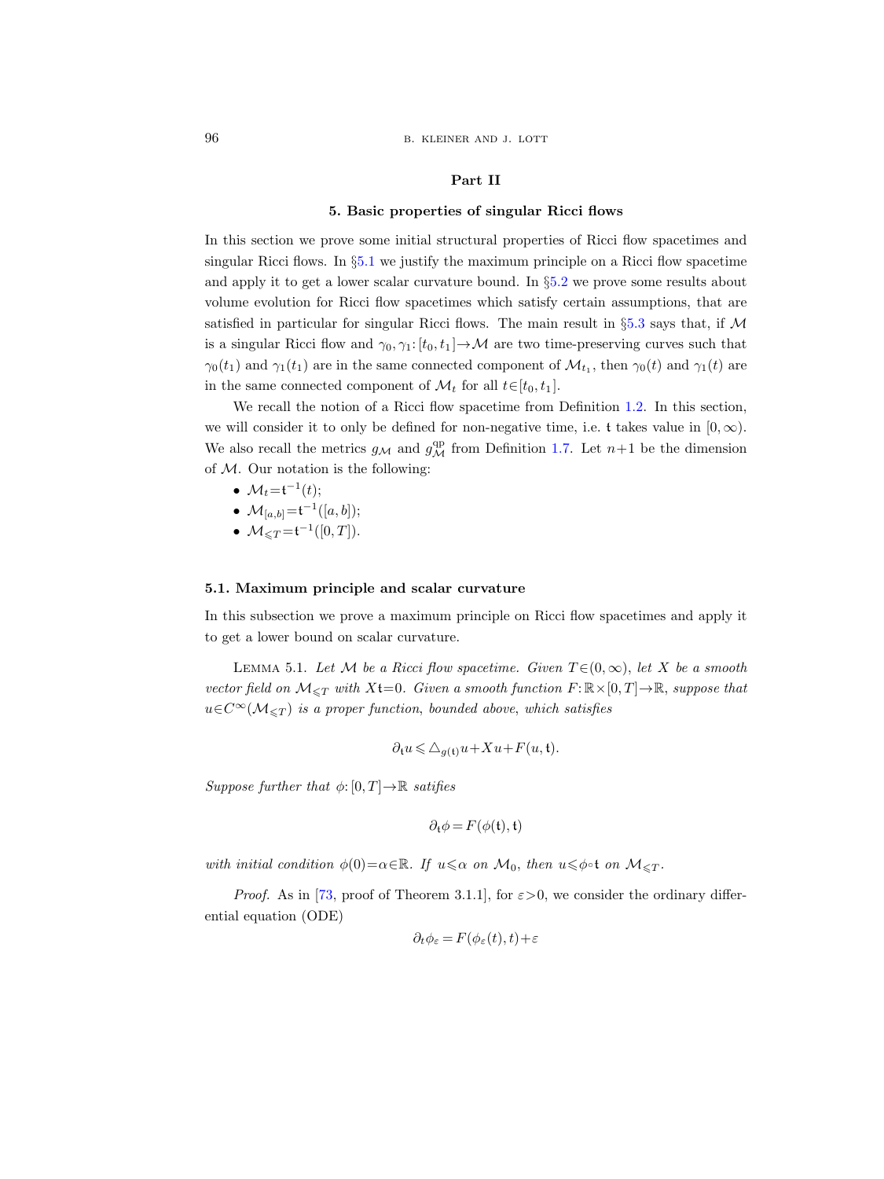# Part II

## 5. Basic properties of singular Ricci flows

In this section we prove some initial structural properties of Ricci flow spacetimes and singular Ricci flows. In §5.1 we justify the maximum principle on a Ricci flow spacetime and apply it to get a lower scalar curvature bound. In §5.2 we prove some results about volume evolution for Ricci flow spacetimes which satisfy certain assumptions, that are satisfied in particular for singular Ricci flows. The main result in §5.3 says that, if $\mathcal{M}$ is a singular Ricci flow and $\gamma_0, \gamma_1: [t_0, t_1] \to \mathcal{M}$ are two time-preserving curves such that $\gamma_0(t_1)$ and $\gamma_1(t_1)$ are in the same connected component of $\mathcal{M}_{t_1}$, then $\gamma_0(t)$ and $\gamma_1(t)$ are in the same connected component of $\mathcal{M}_t$ for all $t \in [t_0, t_1]$.

We recall the notion of a Ricci flow spacetime from Definition 1.2. In this section, we will consider it to only be defined for non-negative time, i.e. $\mathfrak{t}$ takes value in $[0, \infty)$. We also recall the metrics $g_{\mathcal{M}}$ and $g_{\mathcal{M}}^{\mathrm{qp}}$ from Definition 1.7. Let $n+1$ be the dimension of $\mathcal{M}$. Our notation is the following:

- $\mathcal{M}_t = \mathfrak{t}^{-1}(t)$;
- $\mathcal{M}_{[a,b]} = \mathfrak{t}^{-1}([a, b])$;
- $\mathcal{M}_{\leqslant T} = \mathfrak{t}^{-1}([0, T])$.

### 5.1. Maximum principle and scalar curvature

In this subsection we prove a maximum principle on Ricci flow spacetimes and apply it to get a lower bound on scalar curvature.

Lemma 5.1. *Let $\mathcal{M}$ be a Ricci flow spacetime. Given $T \in (0, \infty)$, let $X$ be a smooth vector field on $\mathcal{M}_{\leqslant T}$ with $X\mathfrak{t} = 0$. Given a smooth function $F: \mathbb{R} \times [0, T] \to \mathbb{R}$, suppose that $u \in C^\infty(\mathcal{M}_{\leqslant T})$ is a proper function, bounded above, which satisfies*

$$\partial_{\mathfrak{t}} u \leqslant \triangle_{g(\mathfrak{t})} u + Xu + F(u, \mathfrak{t}).$$

*Suppose further that $\phi: [0, T] \to \mathbb{R}$ satifies*

$$\partial_{\mathfrak{t}} \phi = F(\phi(\mathfrak{t}), \mathfrak{t})$$

*with initial condition $\phi(0) = \alpha \in \mathbb{R}$. If $u \leqslant \alpha$ on $\mathcal{M}_0$, then $u \leqslant \phi \circ \mathfrak{t}$ on $\mathcal{M}_{\leqslant T}$.*

*Proof.* As in [73, proof of Theorem 3.1.1], for $\varepsilon > 0$, we consider the ordinary differential equation (ODE)

$$\partial_t \phi_\varepsilon = F(\phi_\varepsilon(t), t) + \varepsilon$$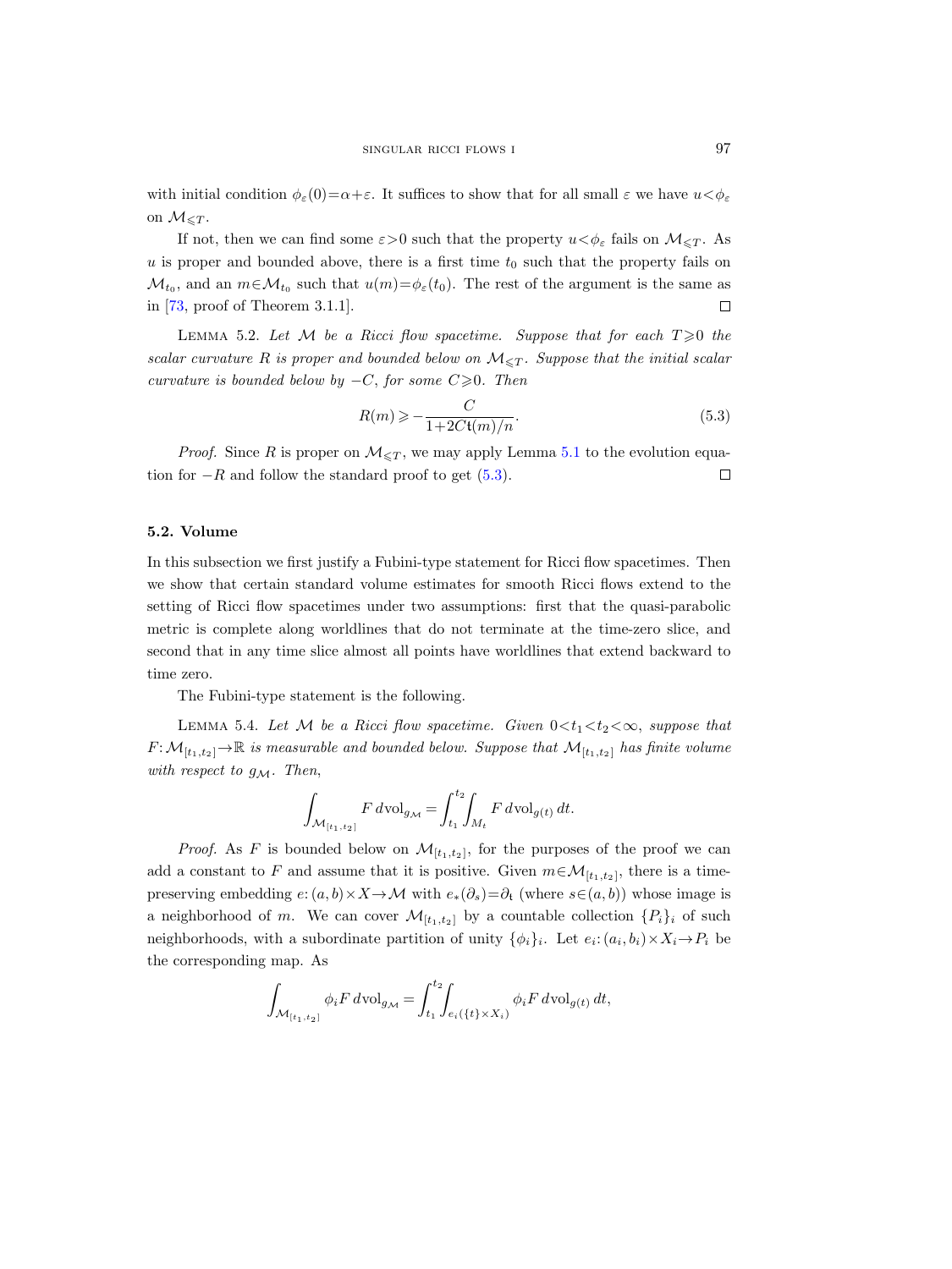with initial condition $\phi_\varepsilon(0)=\alpha+\varepsilon$. It suffices to show that for all small $\varepsilon$ we have $u<\phi_\varepsilon$ on $\mathcal{M}_{\leqslant T}$.

If not, then we can find some $\varepsilon>0$ such that the property $u<\phi_\varepsilon$ fails on $\mathcal{M}_{\leqslant T}$. As $u$ is proper and bounded above, there is a first time $t_0$ such that the property fails on $\mathcal{M}_{t_0}$, and an $m\in\mathcal{M}_{t_0}$ such that $u(m)=\phi_\varepsilon(t_0)$. The rest of the argument is the same as in [73, proof of Theorem 3.1.1]. □

LEMMA 5.2. *Let $\mathcal{M}$ be a Ricci flow spacetime. Suppose that for each $T\geqslant 0$ the scalar curvature $R$ is proper and bounded below on $\mathcal{M}_{\leqslant T}$. Suppose that the initial scalar curvature is bounded below by $-C$, for some $C\geqslant 0$. Then*

$$R(m)\geqslant -\frac{C}{1+2C\mathfrak{t}(m)/n}. \tag{5.3}$$

*Proof.* Since $R$ is proper on $\mathcal{M}_{\leqslant T}$, we may apply Lemma 5.1 to the evolution equation for $-R$ and follow the standard proof to get (5.3). □

### 5.2. Volume

In this subsection we first justify a Fubini-type statement for Ricci flow spacetimes. Then we show that certain standard volume estimates for smooth Ricci flows extend to the setting of Ricci flow spacetimes under two assumptions: first that the quasi-parabolic metric is complete along worldlines that do not terminate at the time-zero slice, and second that in any time slice almost all points have worldlines that extend backward to time zero.

The Fubini-type statement is the following.

LEMMA 5.4. *Let $\mathcal{M}$ be a Ricci flow spacetime. Given $0<t_1<t_2<\infty$, suppose that $F\colon\mathcal{M}_{[t_1,t_2]}\to\mathbb{R}$ is measurable and bounded below. Suppose that $\mathcal{M}_{[t_1,t_2]}$ has finite volume with respect to $g_{\mathcal{M}}$. Then,*

$$\int_{\mathcal{M}_{[t_1,t_2]}} F\,d\mathrm{vol}_{g_{\mathcal{M}}}=\int_{t_1}^{t_2}\int_{M_t} F\,d\mathrm{vol}_{g(t)}\,dt.$$

*Proof.* As $F$ is bounded below on $\mathcal{M}_{[t_1,t_2]}$, for the purposes of the proof we can add a constant to $F$ and assume that it is positive. Given $m\in\mathcal{M}_{[t_1,t_2]}$, there is a time-preserving embedding $e\colon(a,b)\times X\to\mathcal{M}$ with $e_*(\partial_s)=\partial_{\mathfrak{t}}$ (where $s\in(a,b)$) whose image is a neighborhood of $m$. We can cover $\mathcal{M}_{[t_1,t_2]}$ by a countable collection $\{P_i\}_i$ of such neighborhoods, with a subordinate partition of unity $\{\phi_i\}_i$. Let $e_i\colon(a_i,b_i)\times X_i\to P_i$ be the corresponding map. As

$$\int_{\mathcal{M}_{[t_1,t_2]}}\phi_i F\,d\mathrm{vol}_{g_{\mathcal{M}}}=\int_{t_1}^{t_2}\int_{e_i(\{t\}\times X_i)}\phi_i F\,d\mathrm{vol}_{g(t)}\,dt,$$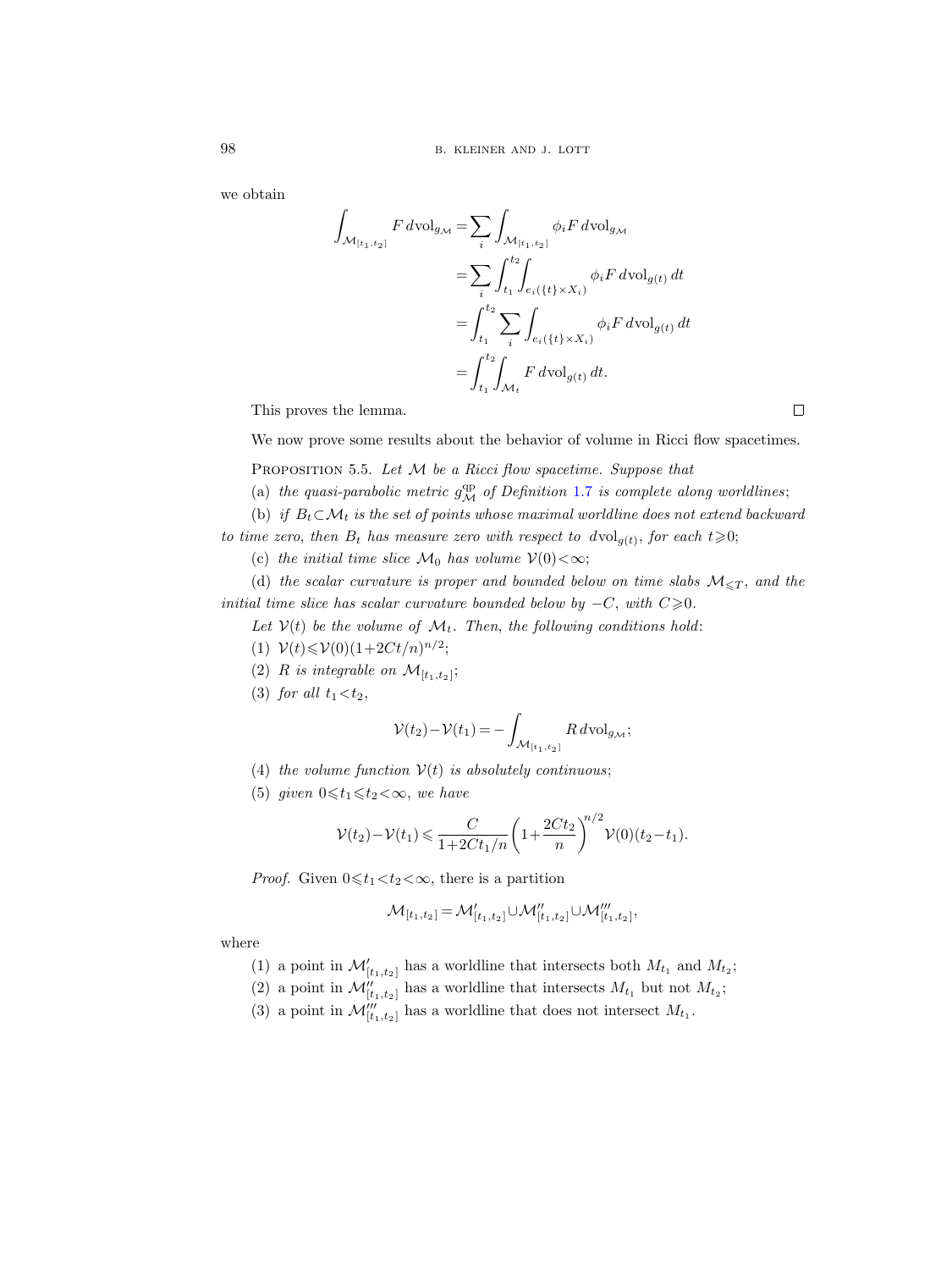we obtain

$$
\begin{aligned}
\int_{\mathcal{M}_{[t_1,t_2]}} F\,d\mathrm{vol}_{g_{\mathcal{M}}} &= \sum_i \int_{\mathcal{M}_{[t_1,t_2]}} \phi_i F\,d\mathrm{vol}_{g_{\mathcal{M}}} \\
&= \sum_i \int_{t_1}^{t_2} \int_{e_i(\{t\}\times X_i)} \phi_i F\,d\mathrm{vol}_{g(t)}\,dt \\
&= \int_{t_1}^{t_2} \sum_i \int_{e_i(\{t\}\times X_i)} \phi_i F\,d\mathrm{vol}_{g(t)}\,dt \\
&= \int_{t_1}^{t_2} \int_{\mathcal{M}_t} F\,d\mathrm{vol}_{g(t)}\,dt.
\end{aligned}
$$

This proves the lemma. $\square$

We now prove some results about the behavior of volume in Ricci flow spacetimes.

Proposition 5.5. *Let $\mathcal{M}$ be a Ricci flow spacetime. Suppose that*

(a) *the quasi-parabolic metric $g^{\mathrm{qp}}_{\mathcal{M}}$ of Definition 1.7 is complete along worldlines*;

(b) *if $B_t\subset\mathcal{M}_t$ is the set of points whose maximal worldline does not extend backward to time zero, then $B_t$ has measure zero with respect to $d\mathrm{vol}_{g(t)}$, for each $t\geqslant 0$*;

(c) *the initial time slice $\mathcal{M}_0$ has volume $\mathcal{V}(0)<\infty$*;

(d) *the scalar curvature is proper and bounded below on time slabs $\mathcal{M}_{\leqslant T}$, and the initial time slice has scalar curvature bounded below by $-C$, with $C\geqslant 0$.*

*Let $\mathcal{V}(t)$ be the volume of $\mathcal{M}_t$. Then, the following conditions hold*:

(1) $\mathcal{V}(t)\leqslant\mathcal{V}(0)(1+2Ct/n)^{n/2}$;

(2) *$R$ is integrable on $\mathcal{M}_{[t_1,t_2]}$*;

(3) *for all $t_1<t_2$,*

$$
\mathcal{V}(t_2)-\mathcal{V}(t_1) = -\int_{\mathcal{M}_{[t_1,t_2]}} R\,d\mathrm{vol}_{g_{\mathcal{M}}};
$$

(4) *the volume function $\mathcal{V}(t)$ is absolutely continuous*;

(5) *given $0\leqslant t_1\leqslant t_2<\infty$, we have*

$$
\mathcal{V}(t_2)-\mathcal{V}(t_1) \leqslant \frac{C}{1+2Ct_1/n}\left(1+\frac{2Ct_2}{n}\right)^{n/2}\mathcal{V}(0)(t_2-t_1).
$$

*Proof.* Given $0\leqslant t_1<t_2<\infty$, there is a partition

$$
\mathcal{M}_{[t_1,t_2]} = \mathcal{M}'_{[t_1,t_2]} \cup \mathcal{M}''_{[t_1,t_2]} \cup \mathcal{M}'''_{[t_1,t_2]},
$$

where

(1) a point in $\mathcal{M}'_{[t_1,t_2]}$ has a worldline that intersects both $M_{t_1}$ and $M_{t_2}$;

(2) a point in $\mathcal{M}''_{[t_1,t_2]}$ has a worldline that intersects $M_{t_1}$ but not $M_{t_2}$;

(3) a point in $\mathcal{M}'''_{[t_1,t_2]}$ has a worldline that does not intersect $M_{t_1}$.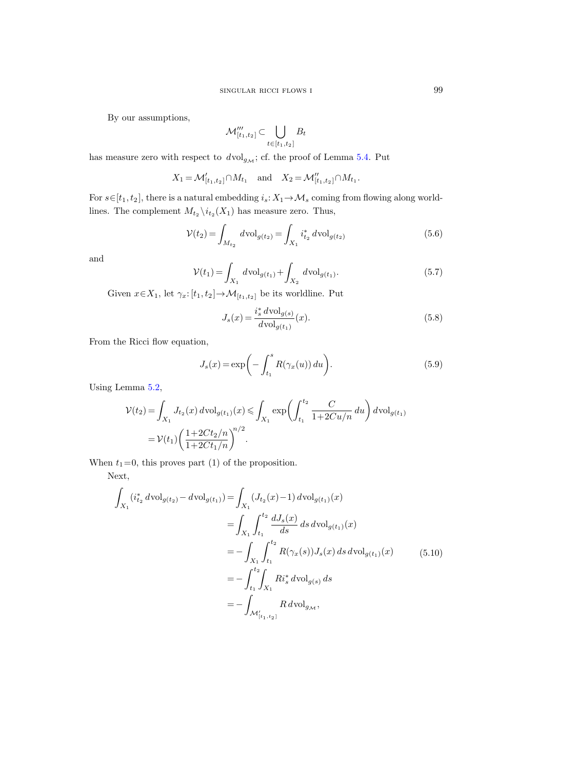By our assumptions,

$$\mathcal{M}'''_{[t_1,t_2]} \subset \bigcup_{t\in[t_1,t_2]} B_t$$

has measure zero with respect to $d\mathrm{vol}_{g_\mathcal{M}}$; cf. the proof of Lemma 5.4. Put

$$X_1 = \mathcal{M}'_{[t_1,t_2]} \cap M_{t_1} \quad \text{and} \quad X_2 = \mathcal{M}''_{[t_1,t_2]} \cap M_{t_1}.$$

For $s\in[t_1,t_2]$, there is a natural embedding $i_s\colon X_1 \to \mathcal{M}_s$ coming from flowing along worldlines. The complement $M_{t_2} \setminus i_{t_2}(X_1)$ has measure zero. Thus,

$$\mathcal{V}(t_2) = \int_{M_{t_2}} d\mathrm{vol}_{g(t_2)} = \int_{X_1} i^*_{t_2}\, d\mathrm{vol}_{g(t_2)} \tag{5.6}$$

and

$$\mathcal{V}(t_1) = \int_{X_1} d\mathrm{vol}_{g(t_1)} + \int_{X_2} d\mathrm{vol}_{g(t_1)}. \tag{5.7}$$

Given $x\in X_1$, let $\gamma_x\colon [t_1,t_2] \to \mathcal{M}_{[t_1,t_2]}$ be its worldline. Put

$$J_s(x) = \frac{i^*_s\, d\mathrm{vol}_{g(s)}}{d\mathrm{vol}_{g(t_1)}}(x). \tag{5.8}$$

From the Ricci flow equation,

$$J_s(x) = \exp\biggl(-\int_{t_1}^{s} R(\gamma_x(u))\,du\biggr). \tag{5.9}$$

Using Lemma 5.2,

$$\begin{aligned}
\mathcal{V}(t_2) &= \int_{X_1} J_{t_2}(x)\, d\mathrm{vol}_{g(t_1)}(x) \leqslant \int_{X_1} \exp\biggl(\int_{t_1}^{t_2} \frac{C}{1+2Cu/n}\,du\biggr)\, d\mathrm{vol}_{g(t_1)} \\
&= \mathcal{V}(t_1)\biggl(\frac{1+2Ct_2/n}{1+2Ct_1/n}\biggr)^{n/2}.
\end{aligned}$$

When $t_1=0$, this proves part (1) of the proposition.

Next,

$$\begin{aligned}
\int_{X_1} (i^*_{t_2}\, d\mathrm{vol}_{g(t_2)} - d\mathrm{vol}_{g(t_1)}) &= \int_{X_1} (J_{t_2}(x)-1)\, d\mathrm{vol}_{g(t_1)}(x) \\
&= \int_{X_1}\int_{t_1}^{t_2} \frac{dJ_s(x)}{ds}\, ds\, d\mathrm{vol}_{g(t_1)}(x) \\
&= -\int_{X_1}\int_{t_1}^{t_2} R(\gamma_x(s))J_s(x)\, ds\, d\mathrm{vol}_{g(t_1)}(x) \\
&= -\int_{t_1}^{t_2}\int_{X_1} R i^*_s\, d\mathrm{vol}_{g(s)}\, ds \\
&= -\int_{\mathcal{M}'_{[t_1,t_2]}} R\, d\mathrm{vol}_{g_\mathcal{M}},
\end{aligned} \tag{5.10}$$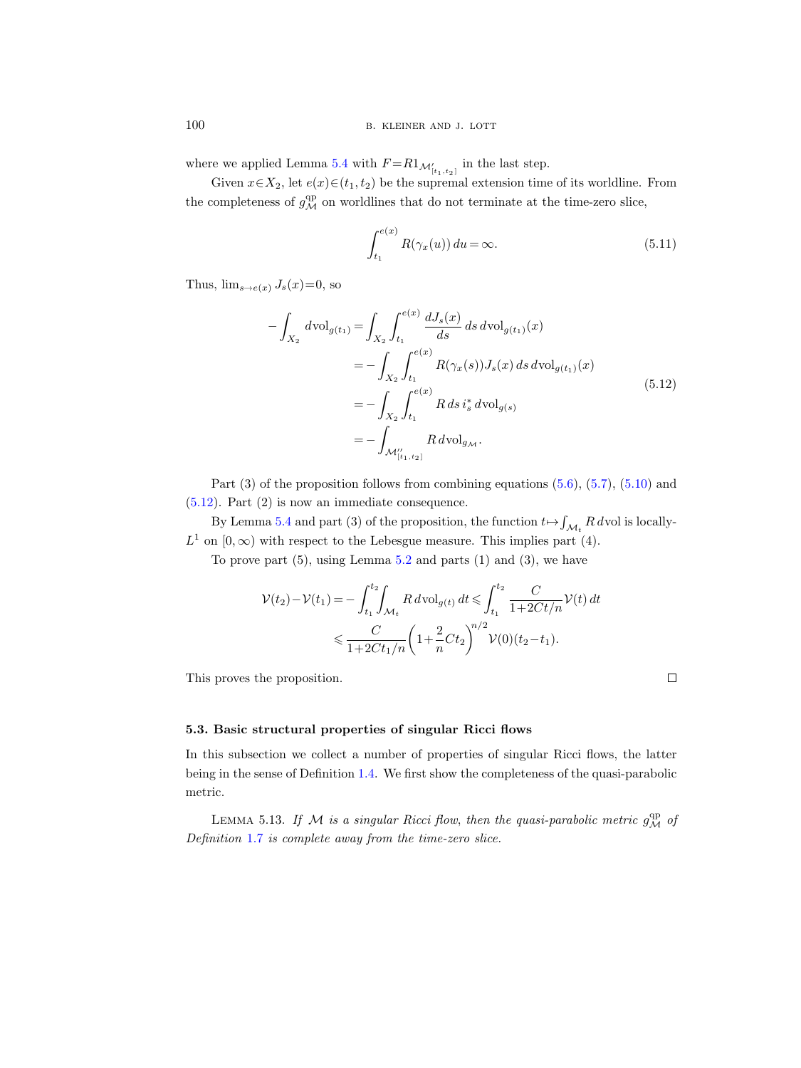where we applied Lemma 5.4 with $F=R1_{\mathcal{M}'_{[t_1,t_2]}}$ in the last step.

Given $x\in X_2$, let $e(x)\in(t_1,t_2)$ be the supremal extension time of its worldline. From the completeness of $g^{\mathrm{qp}}_{\mathcal{M}}$ on worldlines that do not terminate at the time-zero slice,

$$\int_{t_1}^{e(x)} R(\gamma_x(u))\,du=\infty. \tag{5.11}$$

Thus, $\lim_{s\to e(x)} J_s(x)=0$, so

$$\begin{aligned}
-\int_{X_2} d\mathrm{vol}_{g(t_1)} &= \int_{X_2}\int_{t_1}^{e(x)} \frac{dJ_s(x)}{ds}\,ds\,d\mathrm{vol}_{g(t_1)}(x)\\
&= -\int_{X_2}\int_{t_1}^{e(x)} R(\gamma_x(s))J_s(x)\,ds\,d\mathrm{vol}_{g(t_1)}(x)\\
&= -\int_{X_2}\int_{t_1}^{e(x)} R\,ds\,i_s^*\,d\mathrm{vol}_{g(s)}\\
&= -\int_{\mathcal{M}''_{[t_1,t_2]}} R\,d\mathrm{vol}_{g_{\mathcal{M}}}.
\end{aligned} \tag{5.12}$$

Part (3) of the proposition follows from combining equations (5.6), (5.7), (5.10) and (5.12). Part (2) is now an immediate consequence.

By Lemma 5.4 and part (3) of the proposition, the function $t\mapsto\int_{\mathcal{M}_t} R\,d\mathrm{vol}$ is locally-$L^1$ on $[0,\infty)$ with respect to the Lebesgue measure. This implies part (4).

To prove part (5), using Lemma 5.2 and parts (1) and (3), we have

$$\begin{aligned}
\mathcal{V}(t_2)-\mathcal{V}(t_1) &= -\int_{t_1}^{t_2}\int_{\mathcal{M}_t} R\,d\mathrm{vol}_{g(t)}\,dt \leqslant \int_{t_1}^{t_2} \frac{C}{1+2Ct/n}\mathcal{V}(t)\,dt\\
&\leqslant \frac{C}{1+2Ct_1/n}\left(1+\frac{2}{n}Ct_2\right)^{n/2}\mathcal{V}(0)(t_2-t_1).
\end{aligned}$$

This proves the proposition. □

### 5.3. Basic structural properties of singular Ricci flows

In this subsection we collect a number of properties of singular Ricci flows, the latter being in the sense of Definition 1.4. We first show the completeness of the quasi-parabolic metric.

LEMMA 5.13. *If $\mathcal{M}$ is a singular Ricci flow, then the quasi-parabolic metric $g^{\mathrm{qp}}_{\mathcal{M}}$ of Definition 1.7 is complete away from the time-zero slice.*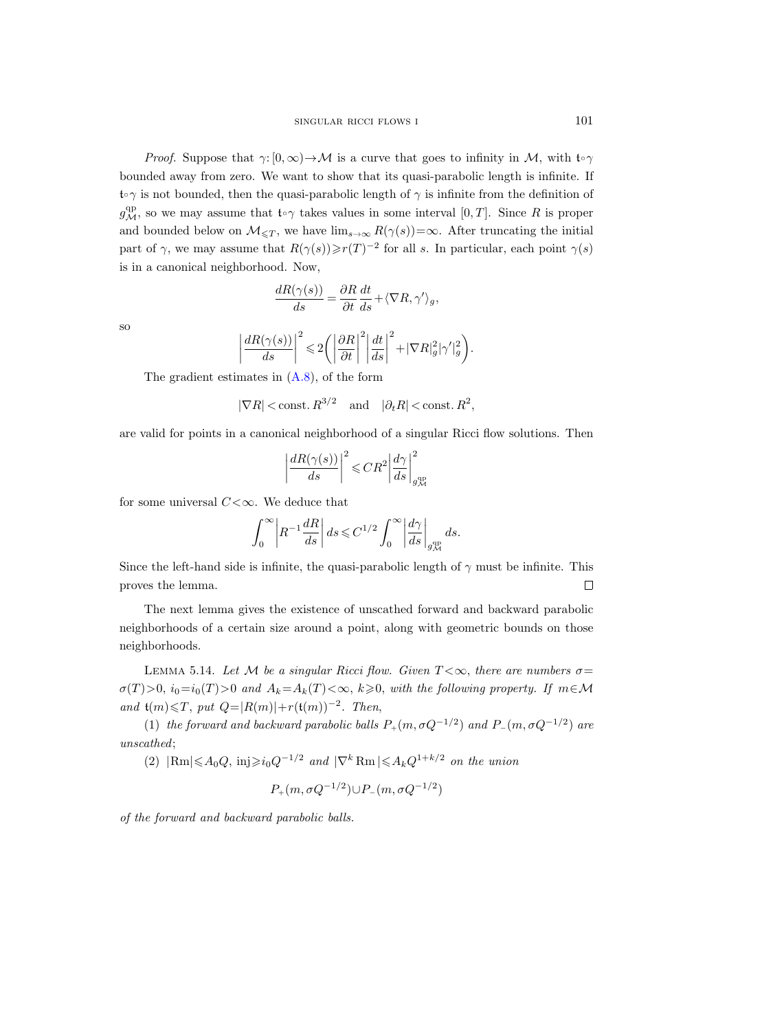*Proof.* Suppose that $\gamma: [0,\infty) \to \mathcal{M}$ is a curve that goes to infinity in $\mathcal{M}$, with $\mathfrak{t} \circ \gamma$ bounded away from zero. We want to show that its quasi-parabolic length is infinite. If $\mathfrak{t} \circ \gamma$ is not bounded, then the quasi-parabolic length of $\gamma$ is infinite from the definition of $g^{\mathrm{qp}}_{\mathcal{M}}$, so we may assume that $\mathfrak{t} \circ \gamma$ takes values in some interval $[0, T]$. Since $R$ is proper and bounded below on $\mathcal{M}_{\leqslant T}$, we have $\lim_{s \to \infty} R(\gamma(s)) = \infty$. After truncating the initial part of $\gamma$, we may assume that $R(\gamma(s)) \geqslant r(T)^{-2}$ for all $s$. In particular, each point $\gamma(s)$ is in a canonical neighborhood. Now,

$$\frac{dR(\gamma(s))}{ds} = \frac{\partial R}{\partial t}\frac{dt}{ds} + \langle \nabla R, \gamma' \rangle_g,$$

so

$$\left|\frac{dR(\gamma(s))}{ds}\right|^2 \leqslant 2\left(\left|\frac{\partial R}{\partial t}\right|^2 \left|\frac{dt}{ds}\right|^2 + |\nabla R|_g^2 |\gamma'|_g^2\right).$$

The gradient estimates in (A.8), of the form

$$|\nabla R| < \text{const.}\, R^{3/2} \quad \text{and} \quad |\partial_t R| < \text{const.}\, R^2,$$

are valid for points in a canonical neighborhood of a singular Ricci flow solutions. Then

$$\left|\frac{dR(\gamma(s))}{ds}\right|^2 \leqslant C R^2 \left|\frac{d\gamma}{ds}\right|^2_{g^{\mathrm{qp}}_{\mathcal{M}}}$$

for some universal $C < \infty$. We deduce that

$$\int_0^\infty \left| R^{-1} \frac{dR}{ds} \right| ds \leqslant C^{1/2} \int_0^\infty \left|\frac{d\gamma}{ds}\right|_{g^{\mathrm{qp}}_{\mathcal{M}}} ds.$$

Since the left-hand side is infinite, the quasi-parabolic length of $\gamma$ must be infinite. This proves the lemma. $\square$

The next lemma gives the existence of unscathed forward and backward parabolic neighborhoods of a certain size around a point, along with geometric bounds on those neighborhoods.

Lemma 5.14. *Let $\mathcal{M}$ be a singular Ricci flow. Given $T < \infty$, there are numbers $\sigma = \sigma(T) > 0$, $i_0 = i_0(T) > 0$ and $A_k = A_k(T) < \infty$, $k \geqslant 0$, with the following property. If $m \in \mathcal{M}$ and $\mathfrak{t}(m) \leqslant T$, put $Q = |R(m)| + r(\mathfrak{t}(m))^{-2}$. Then,*

(1) *the forward and backward parabolic balls $P_+(m, \sigma Q^{-1/2})$ and $P_-(m, \sigma Q^{-1/2})$ are unscathed;*

(2) *$|\mathrm{Rm}| \leqslant A_0 Q$, $\mathrm{inj} \geqslant i_0 Q^{-1/2}$ and $|\nabla^k \mathrm{Rm}| \leqslant A_k Q^{1+k/2}$ on the union*

$$P_+(m, \sigma Q^{-1/2}) \cup P_-(m, \sigma Q^{-1/2})$$

*of the forward and backward parabolic balls.*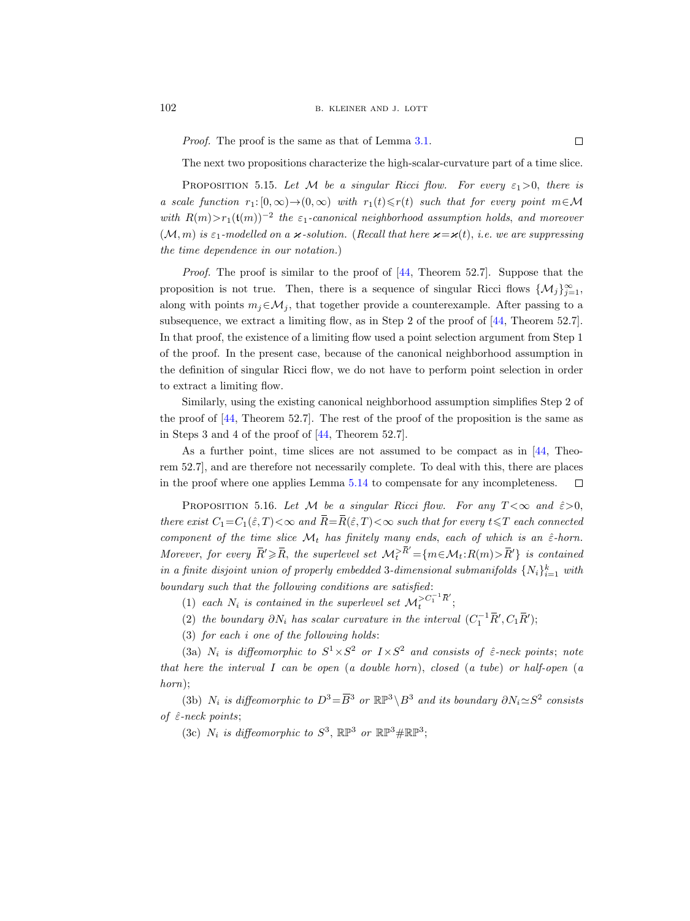*Proof.* The proof is the same as that of Lemma 3.1. ☐

The next two propositions characterize the high-scalar-curvature part of a time slice.

Proposition 5.15. *Let $\mathcal{M}$ be a singular Ricci flow. For every $\varepsilon_1>0$, there is a scale function $r_1:[0,\infty)\to(0,\infty)$ with $r_1(t)\leqslant r(t)$ such that for every point $m\in\mathcal{M}$ with $R(m)>r_1(\mathsf{t}(m))^{-2}$ the $\varepsilon_1$-canonical neighborhood assumption holds, and moreover $(\mathcal{M},m)$ is $\varepsilon_1$-modelled on a $\boldsymbol{\varkappa}$-solution.* (*Recall that here $\boldsymbol{\varkappa}=\boldsymbol{\varkappa}(t)$, i.e. we are suppressing the time dependence in our notation.*)

*Proof.* The proof is similar to the proof of [44, Theorem 52.7]. Suppose that the proposition is not true. Then, there is a sequence of singular Ricci flows $\{\mathcal{M}_j\}_{j=1}^{\infty}$, along with points $m_j\in\mathcal{M}_j$, that together provide a counterexample. After passing to a subsequence, we extract a limiting flow, as in Step 2 of the proof of [44, Theorem 52.7]. In that proof, the existence of a limiting flow used a point selection argument from Step 1 of the proof. In the present case, because of the canonical neighborhood assumption in the definition of singular Ricci flow, we do not have to perform point selection in order to extract a limiting flow.

Similarly, using the existing canonical neighborhood assumption simplifies Step 2 of the proof of [44, Theorem 52.7]. The rest of the proof of the proposition is the same as in Steps 3 and 4 of the proof of [44, Theorem 52.7].

As a further point, time slices are not assumed to be compact as in [44, Theorem 52.7], and are therefore not necessarily complete. To deal with this, there are places in the proof where one applies Lemma 5.14 to compensate for any incompleteness. ☐

Proposition 5.16. *Let $\mathcal{M}$ be a singular Ricci flow. For any $T<\infty$ and $\hat{\varepsilon}>0$, there exist $C_1=C_1(\hat{\varepsilon},T)<\infty$ and $\overline{R}=\overline{R}(\hat{\varepsilon},T)<\infty$ such that for every $t\leqslant T$ each connected component of the time slice $\mathcal{M}_t$ has finitely many ends, each of which is an $\hat{\varepsilon}$-horn. Morever, for every $\overline{R}'\geqslant\overline{R}$, the superlevel set $\mathcal{M}_t^{>\overline{R}'}=\{m\in\mathcal{M}_t:R(m)>\overline{R}'\}$ is contained in a finite disjoint union of properly embedded 3-dimensional submanifolds $\{N_i\}_{i=1}^{k}$ with boundary such that the following conditions are satisfied*:

(1) *each $N_i$ is contained in the superlevel set $\mathcal{M}_t^{>C_1^{-1}\overline{R}'}$*;

(2) *the boundary $\partial N_i$ has scalar curvature in the interval $(C_1^{-1}\overline{R}',C_1\overline{R}')$*;

(3) *for each $i$ one of the following holds*:

(3a) *$N_i$ is diffeomorphic to $S^1\times S^2$ or $I\times S^2$ and consists of $\hat{\varepsilon}$-neck points; note that here the interval $I$ can be open* (*a double horn*), *closed* (*a tube*) *or half-open* (*a horn*);

(3b) *$N_i$ is diffeomorphic to $D^3=\overline{B}^3$ or $\mathbb{RP}^3\setminus B^3$ and its boundary $\partial N_i\simeq S^2$ consists of $\hat{\varepsilon}$-neck points*;

(3c) *$N_i$ is diffeomorphic to $S^3$, $\mathbb{RP}^3$ or $\mathbb{RP}^3\#\mathbb{RP}^3$*;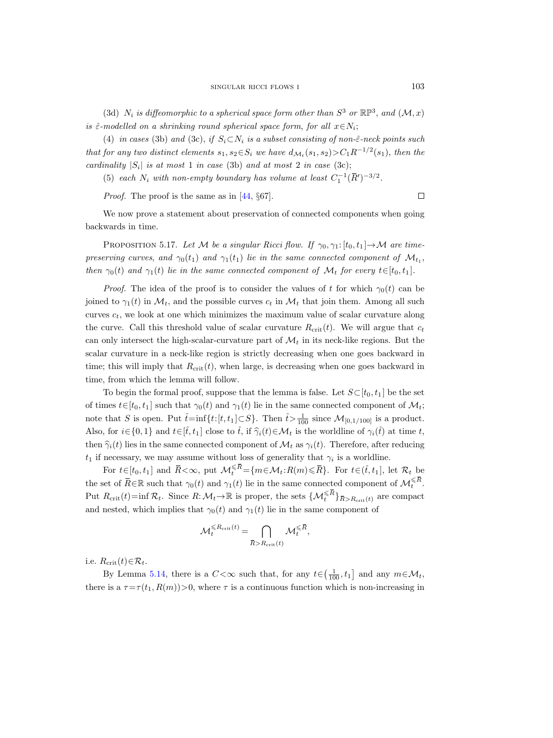(3d) *$N_i$ is diffeomorphic to a spherical space form other than $S^3$ or $\mathbb{RP}^3$, and $(\mathcal{M}, x)$ is $\hat{\varepsilon}$-modelled on a shrinking round spherical space form, for all $x \in N_i$;*

(4) *in cases* (3b) *and* (3c), *if $S_i \subset N_i$ is a subset consisting of non-$\hat{\varepsilon}$-neck points such that for any two distinct elements $s_1, s_2 \in S_i$ we have $d_{\mathcal{M}_t}(s_1, s_2) > C_1 R^{-1/2}(s_1)$, then the cardinality $|S_i|$ is at most* 1 *in case* (3b) *and at most* 2 *in case* (3c);

(5) *each $N_i$ with non-empty boundary has volume at least $C_1^{-1}(\bar{R}')^{-3/2}$.*

*Proof.* The proof is the same as in [44, §67]. $\square$

We now prove a statement about preservation of connected components when going backwards in time.

Proposition 5.17. *Let $\mathcal{M}$ be a singular Ricci flow. If $\gamma_0, \gamma_1 : [t_0, t_1] \to \mathcal{M}$ are time-preserving curves, and $\gamma_0(t_1)$ and $\gamma_1(t_1)$ lie in the same connected component of $\mathcal{M}_{t_1}$, then $\gamma_0(t)$ and $\gamma_1(t)$ lie in the same connected component of $\mathcal{M}_t$ for every $t \in [t_0, t_1]$.*

*Proof.* The idea of the proof is to consider the values of $t$ for which $\gamma_0(t)$ can be joined to $\gamma_1(t)$ in $\mathcal{M}_t$, and the possible curves $c_t$ in $\mathcal{M}_t$ that join them. Among all such curves $c_t$, we look at one which minimizes the maximum value of scalar curvature along the curve. Call this threshold value of scalar curvature $R_{\mathrm{crit}}(t)$. We will argue that $c_t$ can only intersect the high-scalar-curvature part of $\mathcal{M}_t$ in its neck-like regions. But the scalar curvature in a neck-like region is strictly decreasing when one goes backward in time; this will imply that $R_{\mathrm{crit}}(t)$, when large, is decreasing when one goes backward in time, from which the lemma will follow.

To begin the formal proof, suppose that the lemma is false. Let $S \subset [t_0, t_1]$ be the set of times $t \in [t_0, t_1]$ such that $\gamma_0(t)$ and $\gamma_1(t)$ lie in the same connected component of $\mathcal{M}_t$; note that $S$ is open. Put $\hat{t} = \inf\{t : [t, t_1] \subset S\}$. Then $\hat{t} > \frac{1}{100}$ since $\mathcal{M}_{[0,1/100]}$ is a product. Also, for $i \in \{0, 1\}$ and $t \in [\hat{t}, t_1]$ close to $\hat{t}$, if $\widehat{\gamma}_i(t) \in \mathcal{M}_t$ is the worldline of $\gamma_i(\hat{t})$ at time $t$, then $\widehat{\gamma}_i(t)$ lies in the same connected component of $\mathcal{M}_t$ as $\gamma_i(t)$. Therefore, after reducing $t_1$ if necessary, we may assume without loss of generality that $\gamma_i$ is a worldline.

For $t \in [t_0, t_1]$ and $\bar{R} < \infty$, put $\mathcal{M}_t^{\leqslant \bar{R}} = \{m \in \mathcal{M}_t : R(m) \leqslant \bar{R}\}$. For $t \in (\hat{t}, t_1]$, let $\mathcal{R}_t$ be the set of $\bar{R} \in \mathbb{R}$ such that $\gamma_0(t)$ and $\gamma_1(t)$ lie in the same connected component of $\mathcal{M}_t^{\leqslant \bar{R}}$. Put $R_{\mathrm{crit}}(t) = \inf \mathcal{R}_t$. Since $R : \mathcal{M}_t \to \mathbb{R}$ is proper, the sets $\{\mathcal{M}_t^{\leqslant \bar{R}}\}_{\bar{R} > R_{\mathrm{crit}}(t)}$ are compact and nested, which implies that $\gamma_0(t)$ and $\gamma_1(t)$ lie in the same component of

$$\mathcal{M}_t^{\leqslant R_{\mathrm{crit}}(t)} = \bigcap_{\bar{R} > R_{\mathrm{crit}}(t)} \mathcal{M}_t^{\leqslant \bar{R}},$$

i.e. $R_{\mathrm{crit}}(t) \in \mathcal{R}_t$.

By Lemma 5.14, there is a $C < \infty$ such that, for any $t \in \left(\frac{1}{100}, t_1\right]$ and any $m \in \mathcal{M}_t$, there is a $\tau = \tau(t_1, R(m)) > 0$, where $\tau$ is a continuous function which is non-increasing in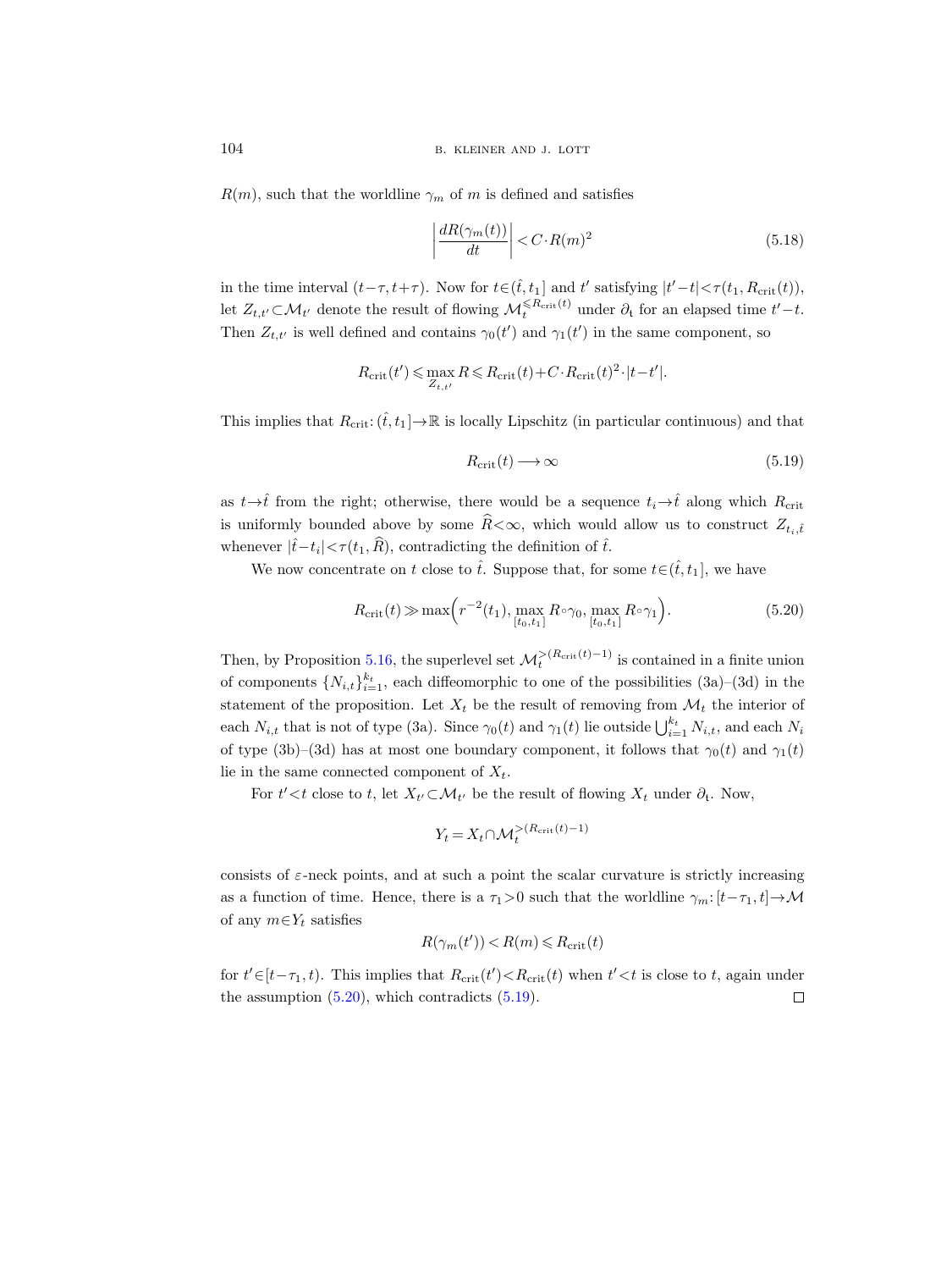$R(m)$, such that the worldline $\gamma_m$ of $m$ is defined and satisfies

$$\left|\frac{dR(\gamma_m(t))}{dt}\right| < C\cdot R(m)^2 \tag{5.18}$$

in the time interval $(t-\tau, t+\tau)$. Now for $t\in(\hat{t}, t_1]$ and $t'$ satisfying $|t'-t|<\tau(t_1, R_{\mathrm{crit}}(t))$, let $Z_{t,t'}\subset\mathcal{M}_{t'}$ denote the result of flowing $\mathcal{M}_t^{\leqslant R_{\mathrm{crit}}(t)}$ under $\partial_{\mathrm{t}}$ for an elapsed time $t'-t$. Then $Z_{t,t'}$ is well defined and contains $\gamma_0(t')$ and $\gamma_1(t')$ in the same component, so

$$R_{\mathrm{crit}}(t') \leqslant \max_{Z_{t,t'}} R \leqslant R_{\mathrm{crit}}(t) + C\cdot R_{\mathrm{crit}}(t)^2\cdot|t-t'|.$$

This implies that $R_{\mathrm{crit}}\colon(\hat{t}, t_1]\to\mathbb{R}$ is locally Lipschitz (in particular continuous) and that

$$R_{\mathrm{crit}}(t) \longrightarrow \infty \tag{5.19}$$

as $t\to\hat{t}$ from the right; otherwise, there would be a sequence $t_i\to\hat{t}$ along which $R_{\mathrm{crit}}$ is uniformly bounded above by some $\widehat{R}<\infty$, which would allow us to construct $Z_{t_i,\hat{t}}$ whenever $|\hat{t}-t_i|<\tau(t_1,\widehat{R})$, contradicting the definition of $\hat{t}$.

We now concentrate on $t$ close to $\hat{t}$. Suppose that, for some $t\in(\hat{t}, t_1]$, we have

$$R_{\mathrm{crit}}(t) \gg \max\Big(r^{-2}(t_1), \max_{[t_0,t_1]} R\circ\gamma_0, \max_{[t_0,t_1]} R\circ\gamma_1\Big). \tag{5.20}$$

Then, by Proposition 5.16, the superlevel set $\mathcal{M}_t^{>(R_{\mathrm{crit}}(t)-1)}$ is contained in a finite union of components $\{N_{i,t}\}_{i=1}^{k_t}$, each diffeomorphic to one of the possibilities (3a)–(3d) in the statement of the proposition. Let $X_t$ be the result of removing from $\mathcal{M}_t$ the interior of each $N_{i,t}$ that is not of type (3a). Since $\gamma_0(t)$ and $\gamma_1(t)$ lie outside $\bigcup_{i=1}^{k_t} N_{i,t}$, and each $N_i$ of type (3b)–(3d) has at most one boundary component, it follows that $\gamma_0(t)$ and $\gamma_1(t)$ lie in the same connected component of $X_t$.

For $t'<t$ close to $t$, let $X_{t'}\subset\mathcal{M}_{t'}$ be the result of flowing $X_t$ under $\partial_{\mathrm{t}}$. Now,

$$Y_t = X_t\cap\mathcal{M}_t^{>(R_{\mathrm{crit}}(t)-1)}$$

consists of $\varepsilon$-neck points, and at such a point the scalar curvature is strictly increasing as a function of time. Hence, there is a $\tau_1>0$ such that the worldline $\gamma_m\colon[t-\tau_1, t]\to\mathcal{M}$ of any $m\in Y_t$ satisfies

$$R(\gamma_m(t')) < R(m) \leqslant R_{\mathrm{crit}}(t)$$

for $t'\in[t-\tau_1, t)$. This implies that $R_{\mathrm{crit}}(t')<R_{\mathrm{crit}}(t)$ when $t'<t$ is close to $t$, again under the assumption (5.20), which contradicts (5.19). $\square$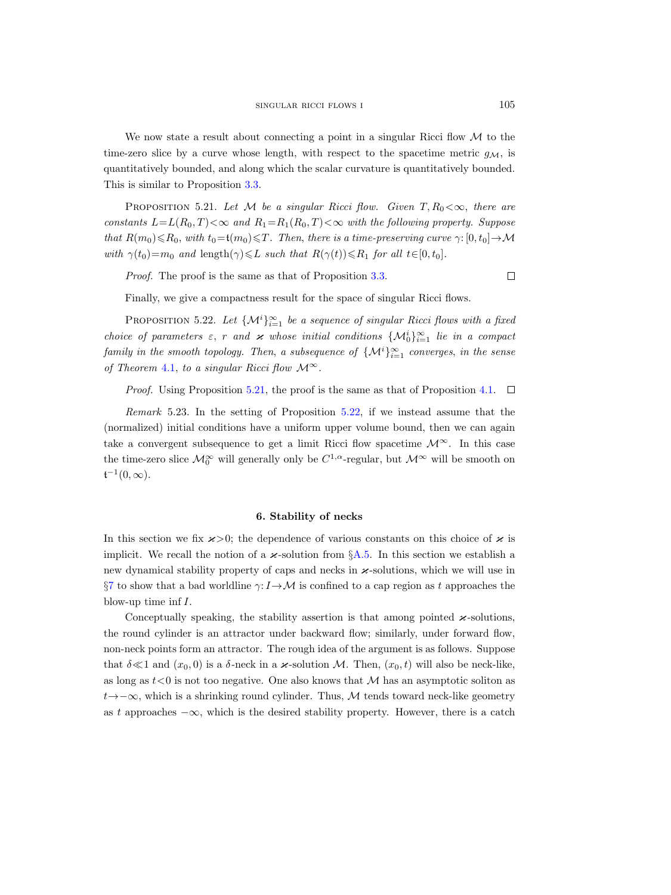We now state a result about connecting a point in a singular Ricci flow $\mathcal{M}$ to the time-zero slice by a curve whose length, with respect to the spacetime metric $g_{\mathcal{M}}$, is quantitatively bounded, and along which the scalar curvature is quantitatively bounded. This is similar to Proposition 3.3.

Proposition 5.21. *Let $\mathcal{M}$ be a singular Ricci flow. Given $T, R_0 < \infty$, there are constants $L = L(R_0, T) < \infty$ and $R_1 = R_1(R_0, T) < \infty$ with the following property. Suppose that $R(m_0) \leqslant R_0$, with $t_0 = \mathfrak{t}(m_0) \leqslant T$. Then, there is a time-preserving curve $\gamma: [0, t_0] \to \mathcal{M}$ with $\gamma(t_0) = m_0$ and $\operatorname{length}(\gamma) \leqslant L$ such that $R(\gamma(t)) \leqslant R_1$ for all $t \in [0, t_0]$.*

*Proof.* The proof is the same as that of Proposition 3.3. □

Finally, we give a compactness result for the space of singular Ricci flows.

Proposition 5.22. *Let $\{\mathcal{M}^i\}_{i=1}^\infty$ be a sequence of singular Ricci flows with a fixed choice of parameters $\varepsilon$, $r$ and $\varkappa$ whose initial conditions $\{\mathcal{M}_0^i\}_{i=1}^\infty$ lie in a compact family in the smooth topology. Then, a subsequence of $\{\mathcal{M}^i\}_{i=1}^\infty$ converges, in the sense of Theorem 4.1, to a singular Ricci flow $\mathcal{M}^\infty$.*

*Proof.* Using Proposition 5.21, the proof is the same as that of Proposition 4.1. □

*Remark* 5.23. In the setting of Proposition 5.22, if we instead assume that the (normalized) initial conditions have a uniform upper volume bound, then we can again take a convergent subsequence to get a limit Ricci flow spacetime $\mathcal{M}^\infty$. In this case the time-zero slice $\mathcal{M}_0^\infty$ will generally only be $C^{1,\alpha}$-regular, but $\mathcal{M}^\infty$ will be smooth on $\mathfrak{t}^{-1}(0, \infty)$.

## 6. Stability of necks

In this section we fix $\varkappa > 0$; the dependence of various constants on this choice of $\varkappa$ is implicit. We recall the notion of a $\varkappa$-solution from §A.5. In this section we establish a new dynamical stability property of caps and necks in $\varkappa$-solutions, which we will use in §7 to show that a bad worldline $\gamma: I \to \mathcal{M}$ is confined to a cap region as $t$ approaches the blow-up time $\inf I$.

Conceptually speaking, the stability assertion is that among pointed $\varkappa$-solutions, the round cylinder is an attractor under backward flow; similarly, under forward flow, non-neck points form an attractor. The rough idea of the argument is as follows. Suppose that $\delta \ll 1$ and $(x_0, 0)$ is a $\delta$-neck in a $\varkappa$-solution $\mathcal{M}$. Then, $(x_0, t)$ will also be neck-like, as long as $t < 0$ is not too negative. One also knows that $\mathcal{M}$ has an asymptotic soliton as $t \to -\infty$, which is a shrinking round cylinder. Thus, $\mathcal{M}$ tends toward neck-like geometry as $t$ approaches $-\infty$, which is the desired stability property. However, there is a catch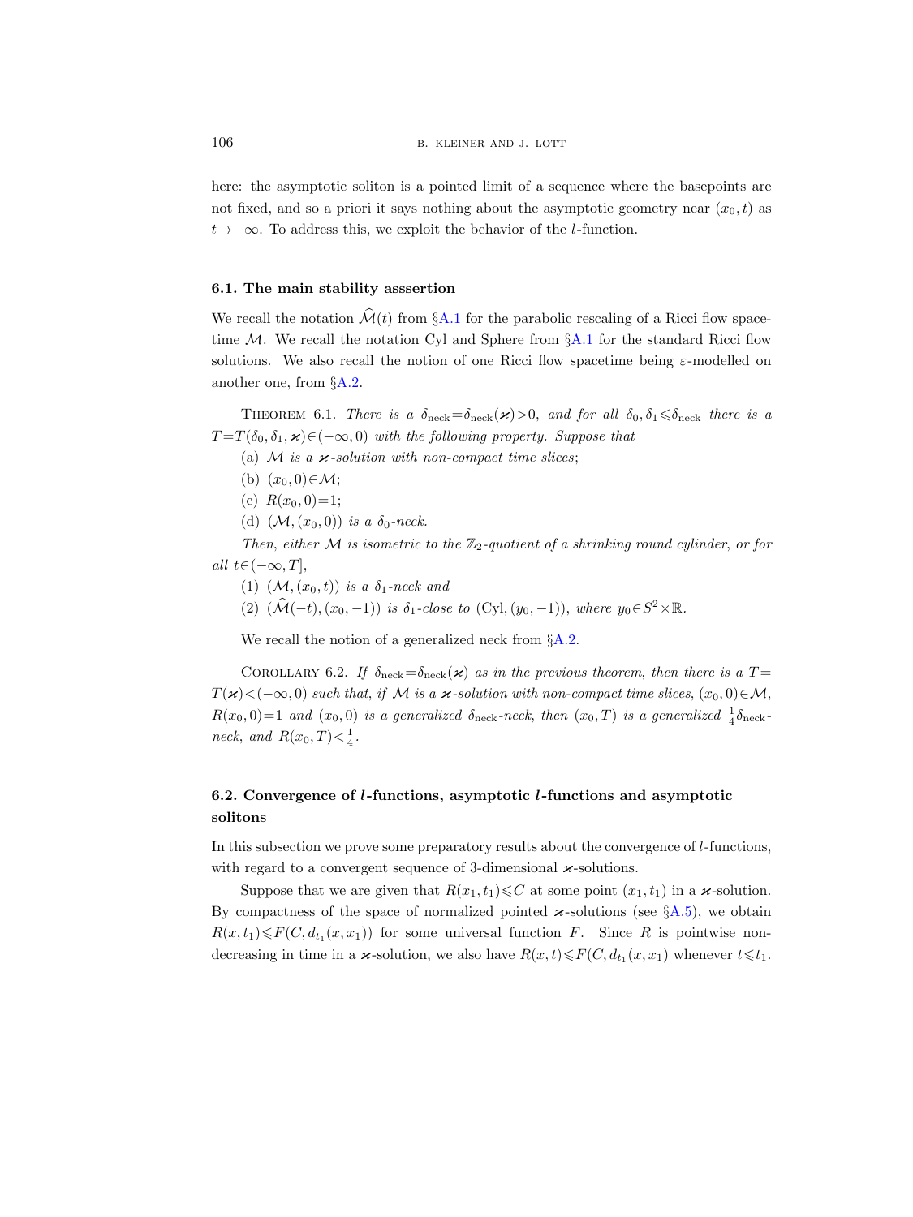here: the asymptotic soliton is a pointed limit of a sequence where the basepoints are not fixed, and so a priori it says nothing about the asymptotic geometry near $(x_0,t)$ as $t\to-\infty$. To address this, we exploit the behavior of the $l$-function.

### 6.1. The main stability asssertion

We recall the notation $\widehat{\mathcal{M}}(t)$ from §A.1 for the parabolic rescaling of a Ricci flow spacetime $\mathcal{M}$. We recall the notation Cyl and Sphere from §A.1 for the standard Ricci flow solutions. We also recall the notion of one Ricci flow spacetime being $\varepsilon$-modelled on another one, from §A.2.

THEOREM 6.1. *There is a $\delta_{\rm neck}=\delta_{\rm neck}(\varkappa)>0$, and for all $\delta_0,\delta_1\leqslant\delta_{\rm neck}$ there is a $T=T(\delta_0,\delta_1,\varkappa)\in(-\infty,0)$ with the following property. Suppose that*

(a) *$\mathcal{M}$ is a $\varkappa$-solution with non-compact time slices*;

(b) *$(x_0,0)\in\mathcal{M}$*;

(c) *$R(x_0,0)=1$*;

(d) *$(\mathcal{M},(x_0,0))$ is a $\delta_0$-neck.*

*Then, either $\mathcal{M}$ is isometric to the $\mathbb{Z}_2$-quotient of a shrinking round cylinder, or for all $t\in(-\infty,T]$,*

(1) *$(\mathcal{M},(x_0,t))$ is a $\delta_1$-neck and*

(2) *$(\widehat{\mathcal{M}}(-t),(x_0,-1))$ is $\delta_1$-close to $(\mathrm{Cyl},(y_0,-1))$, where $y_0\in S^2\times\mathbb{R}$.*

We recall the notion of a generalized neck from §A.2.

COROLLARY 6.2. *If $\delta_{\rm neck}=\delta_{\rm neck}(\varkappa)$ as in the previous theorem, then there is a $T=T(\varkappa)<(-\infty,0)$ such that, if $\mathcal{M}$ is a $\varkappa$-solution with non-compact time slices, $(x_0,0)\in\mathcal{M}$, $R(x_0,0)=1$ and $(x_0,0)$ is a generalized $\delta_{\rm neck}$-neck, then $(x_0,T)$ is a generalized $\frac{1}{4}\delta_{\rm neck}$-neck, and $R(x_0,T)<\frac{1}{4}$.*

### 6.2. Convergence of $l$-functions, asymptotic $l$-functions and asymptotic solitons

In this subsection we prove some preparatory results about the convergence of $l$-functions, with regard to a convergent sequence of 3-dimensional $\varkappa$-solutions.

Suppose that we are given that $R(x_1,t_1)\leqslant C$ at some point $(x_1,t_1)$ in a $\varkappa$-solution. By compactness of the space of normalized pointed $\varkappa$-solutions (see §A.5), we obtain $R(x,t_1)\leqslant F(C,d_{t_1}(x,x_1))$ for some universal function $F$. Since $R$ is pointwise non-decreasing in time in a $\varkappa$-solution, we also have $R(x,t)\leqslant F(C,d_{t_1}(x,x_1)$ whenever $t\leqslant t_1$.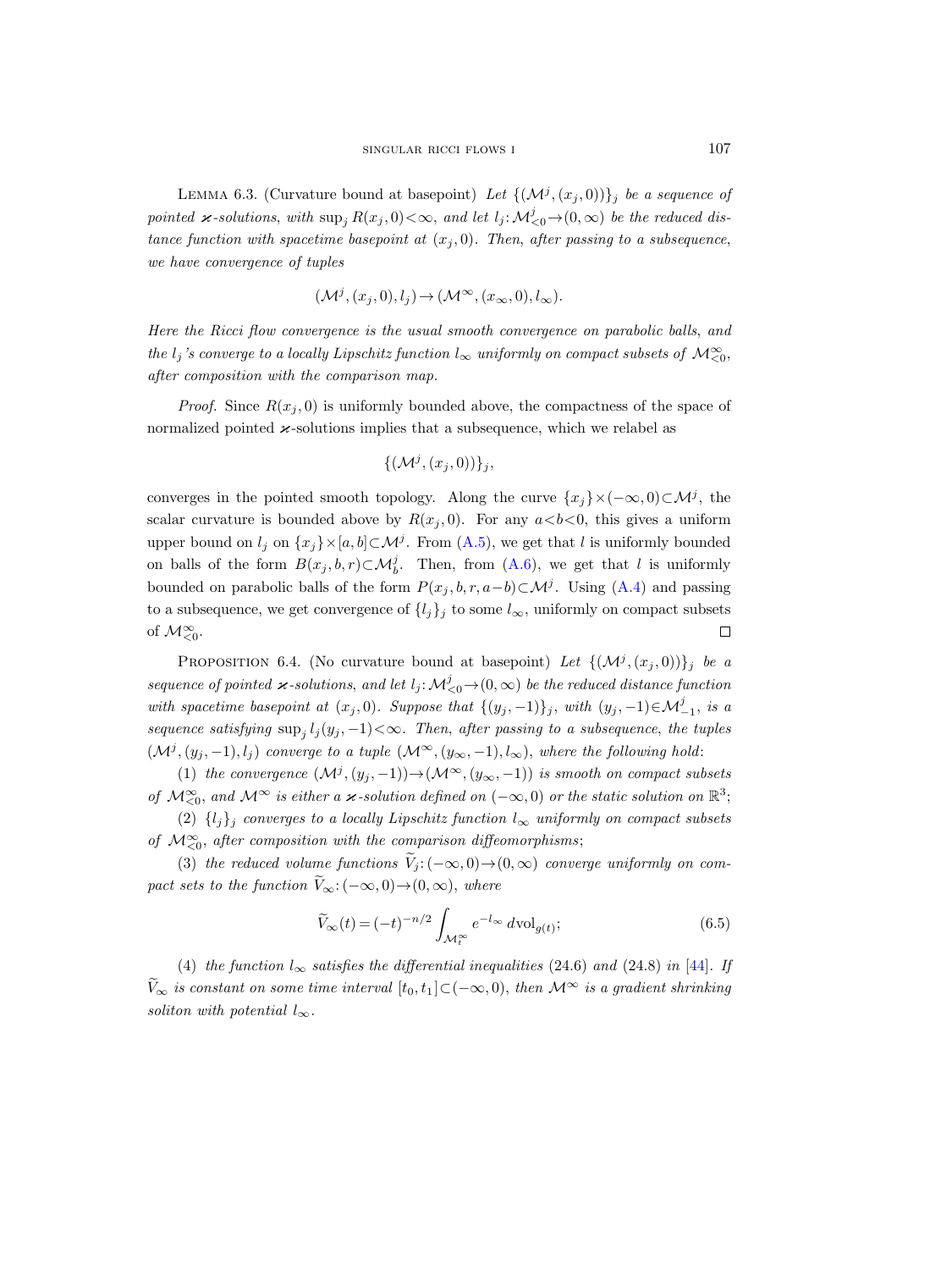LEMMA 6.3. (Curvature bound at basepoint) *Let $\{(\mathcal{M}^j,(x_j,0))\}_j$ be a sequence of pointed $\varkappa$-solutions, with $\sup_j R(x_j,0)<\infty$, and let $l_j\colon \mathcal{M}^j_{<0}\to(0,\infty)$ be the reduced distance function with spacetime basepoint at $(x_j,0)$. Then, after passing to a subsequence, we have convergence of tuples*

$$(\mathcal{M}^j,(x_j,0),l_j)\to(\mathcal{M}^\infty,(x_\infty,0),l_\infty).$$

*Here the Ricci flow convergence is the usual smooth convergence on parabolic balls, and the $l_j$'s converge to a locally Lipschitz function $l_\infty$ uniformly on compact subsets of $\mathcal{M}^\infty_{<0}$, after composition with the comparison map.*

*Proof.* Since $R(x_j,0)$ is uniformly bounded above, the compactness of the space of normalized pointed $\varkappa$-solutions implies that a subsequence, which we relabel as

$$\{(\mathcal{M}^j,(x_j,0))\}_j,$$

converges in the pointed smooth topology. Along the curve $\{x_j\}\times(-\infty,0)\subset\mathcal{M}^j$, the scalar curvature is bounded above by $R(x_j,0)$. For any $a<b<0$, this gives a uniform upper bound on $l_j$ on $\{x_j\}\times[a,b]\subset\mathcal{M}^j$. From (A.5), we get that $l$ is uniformly bounded on balls of the form $B(x_j,b,r)\subset\mathcal{M}^j_b$. Then, from (A.6), we get that $l$ is uniformly bounded on parabolic balls of the form $P(x_j,b,r,a-b)\subset\mathcal{M}^j$. Using (A.4) and passing to a subsequence, we get convergence of $\{l_j\}_j$ to some $l_\infty$, uniformly on compact subsets of $\mathcal{M}^\infty_{<0}$. $\square$

PROPOSITION 6.4. (No curvature bound at basepoint) *Let $\{(\mathcal{M}^j,(x_j,0))\}_j$ be a sequence of pointed $\varkappa$-solutions, and let $l_j\colon\mathcal{M}^j_{<0}\to(0,\infty)$ be the reduced distance function with spacetime basepoint at $(x_j,0)$. Suppose that $\{(y_j,-1)\}_j$, with $(y_j,-1)\in\mathcal{M}^j_{-1}$, is a sequence satisfying $\sup_j l_j(y_j,-1)<\infty$. Then, after passing to a subsequence, the tuples $(\mathcal{M}^j,(y_j,-1),l_j)$ converge to a tuple $(\mathcal{M}^\infty,(y_\infty,-1),l_\infty)$, where the following hold:*

*(1) the convergence $(\mathcal{M}^j,(y_j,-1))\to(\mathcal{M}^\infty,(y_\infty,-1))$ is smooth on compact subsets of $\mathcal{M}^\infty_{<0}$, and $\mathcal{M}^\infty$ is either a $\varkappa$-solution defined on $(-\infty,0)$ or the static solution on $\mathbb{R}^3$;*

*(2) $\{l_j\}_j$ converges to a locally Lipschitz function $l_\infty$ uniformly on compact subsets of $\mathcal{M}^\infty_{<0}$, after composition with the comparison diffeomorphisms;*

*(3) the reduced volume functions $\widetilde{V}_j\colon(-\infty,0)\to(0,\infty)$ converge uniformly on compact sets to the function $\widetilde{V}_\infty\colon(-\infty,0)\to(0,\infty)$, where*

$$\widetilde{V}_\infty(t)=(-t)^{-n/2}\int_{\mathcal{M}^\infty_t} e^{-l_\infty}\,d\mathrm{vol}_{g(t)};\tag{6.5}$$

*(4) the function $l_\infty$ satisfies the differential inequalities (24.6) and (24.8) in [44]. If $\widetilde{V}_\infty$ is constant on some time interval $[t_0,t_1]\subset(-\infty,0)$, then $\mathcal{M}^\infty$ is a gradient shrinking soliton with potential $l_\infty$.*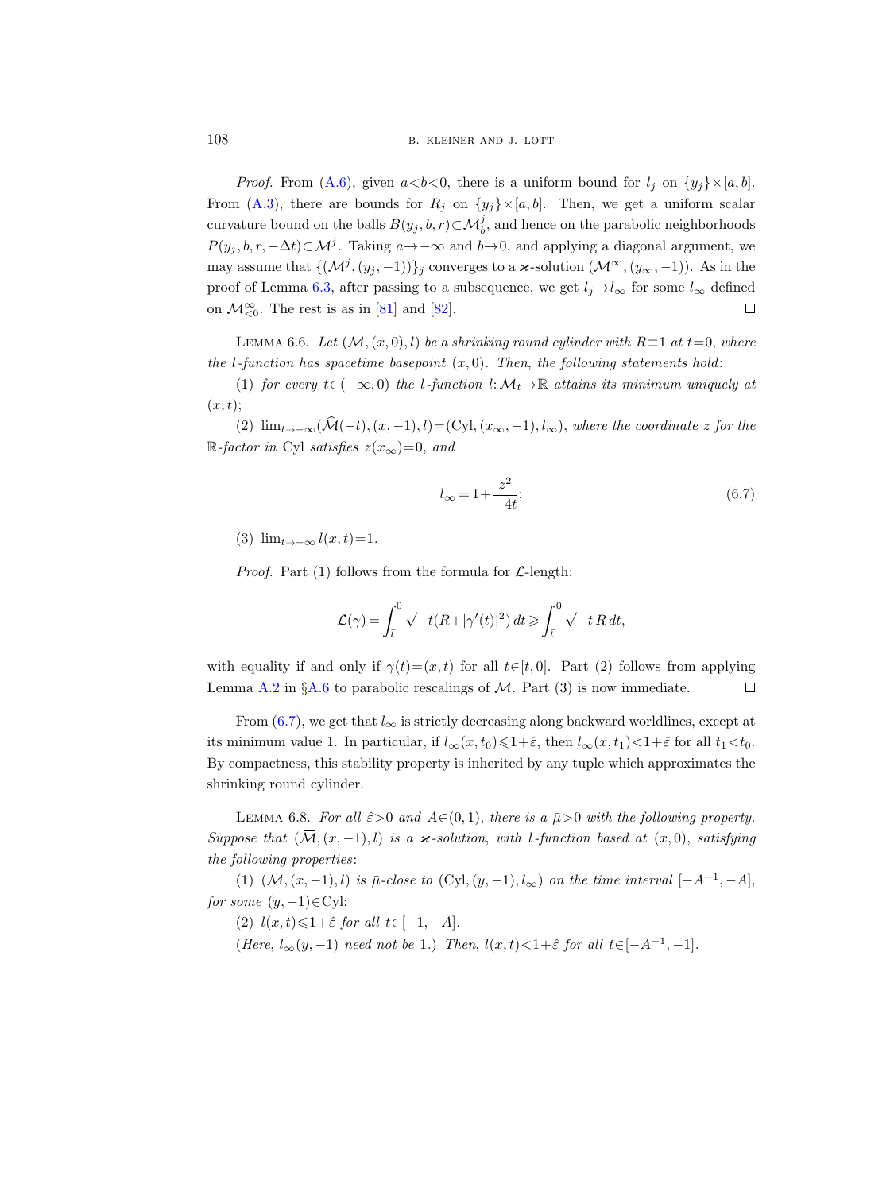*Proof.* From (A.6), given $a<b<0$, there is a uniform bound for $l_j$ on $\{y_j\}\times[a,b]$. From (A.3), there are bounds for $R_j$ on $\{y_j\}\times[a,b]$. Then, we get a uniform scalar curvature bound on the balls $B(y_j,b,r)\subset\mathcal{M}^j_b$, and hence on the parabolic neighborhoods $P(y_j,b,r,-\Delta t)\subset\mathcal{M}^j$. Taking $a\to-\infty$ and $b\to0$, and applying a diagonal argument, we may assume that $\{(\mathcal{M}^j,(y_j,-1))\}_j$ converges to a $\varkappa$-solution $(\mathcal{M}^\infty,(y_\infty,-1))$. As in the proof of Lemma 6.3, after passing to a subsequence, we get $l_j\to l_\infty$ for some $l_\infty$ defined on $\mathcal{M}^\infty_{<0}$. The rest is as in [81] and [82]. $\square$

Lemma 6.6. *Let $(\mathcal{M},(x,0),l)$ be a shrinking round cylinder with $R\equiv1$ at $t=0$, where the $l$-function has spacetime basepoint $(x,0)$. Then, the following statements hold*:

(1) *for every $t\in(-\infty,0)$ the $l$-function $l:\mathcal{M}_t\to\mathbb{R}$ attains its minimum uniquely at $(x,t)$*;

(2) $\lim_{t\to-\infty}(\widehat{\mathcal{M}}(-t),(x,-1),l)=(\mathrm{Cyl},(x_\infty,-1),l_\infty)$, *where the coordinate $z$ for the $\mathbb{R}$-factor in* Cyl *satisfies $z(x_\infty)=0$, and*

$$l_\infty=1+\frac{z^2}{-4t};\tag{6.7}$$

(3) $\lim_{t\to-\infty}l(x,t)=1$.

*Proof.* Part (1) follows from the formula for $\mathcal{L}$-length:

$$\mathcal{L}(\gamma)=\int_{\bar t}^{0}\sqrt{-t}\,(R+|\gamma'(t)|^2)\,dt\geqslant\int_{\bar t}^{0}\sqrt{-t}\,R\,dt,$$

with equality if and only if $\gamma(t)=(x,t)$ for all $t\in[\bar t,0]$. Part (2) follows from applying Lemma A.2 in §A.6 to parabolic rescalings of $\mathcal{M}$. Part (3) is now immediate. $\square$

From (6.7), we get that $l_\infty$ is strictly decreasing along backward worldlines, except at its minimum value 1. In particular, if $l_\infty(x,t_0)\leqslant1+\hat\varepsilon$, then $l_\infty(x,t_1)<1+\hat\varepsilon$ for all $t_1<t_0$. By compactness, this stability property is inherited by any tuple which approximates the shrinking round cylinder.

Lemma 6.8. *For all $\hat\varepsilon>0$ and $A\in(0,1)$, there is a $\bar\mu>0$ with the following property. Suppose that $(\overline{\mathcal{M}},(x,-1),l)$ is a $\varkappa$-solution, with $l$-function based at $(x,0)$, satisfying the following properties*:

(1) *$(\overline{\mathcal{M}},(x,-1),l)$ is $\bar\mu$-close to $(\mathrm{Cyl},(y,-1),l_\infty)$ on the time interval $[-A^{-1},-A]$, for some $(y,-1)\in\mathrm{Cyl}$*;

(2) *$l(x,t)\leqslant1+\hat\varepsilon$ for all $t\in[-1,-A]$.*

*(Here, $l_\infty(y,-1)$ need not be 1.) Then, $l(x,t)<1+\hat\varepsilon$ for all $t\in[-A^{-1},-1]$.*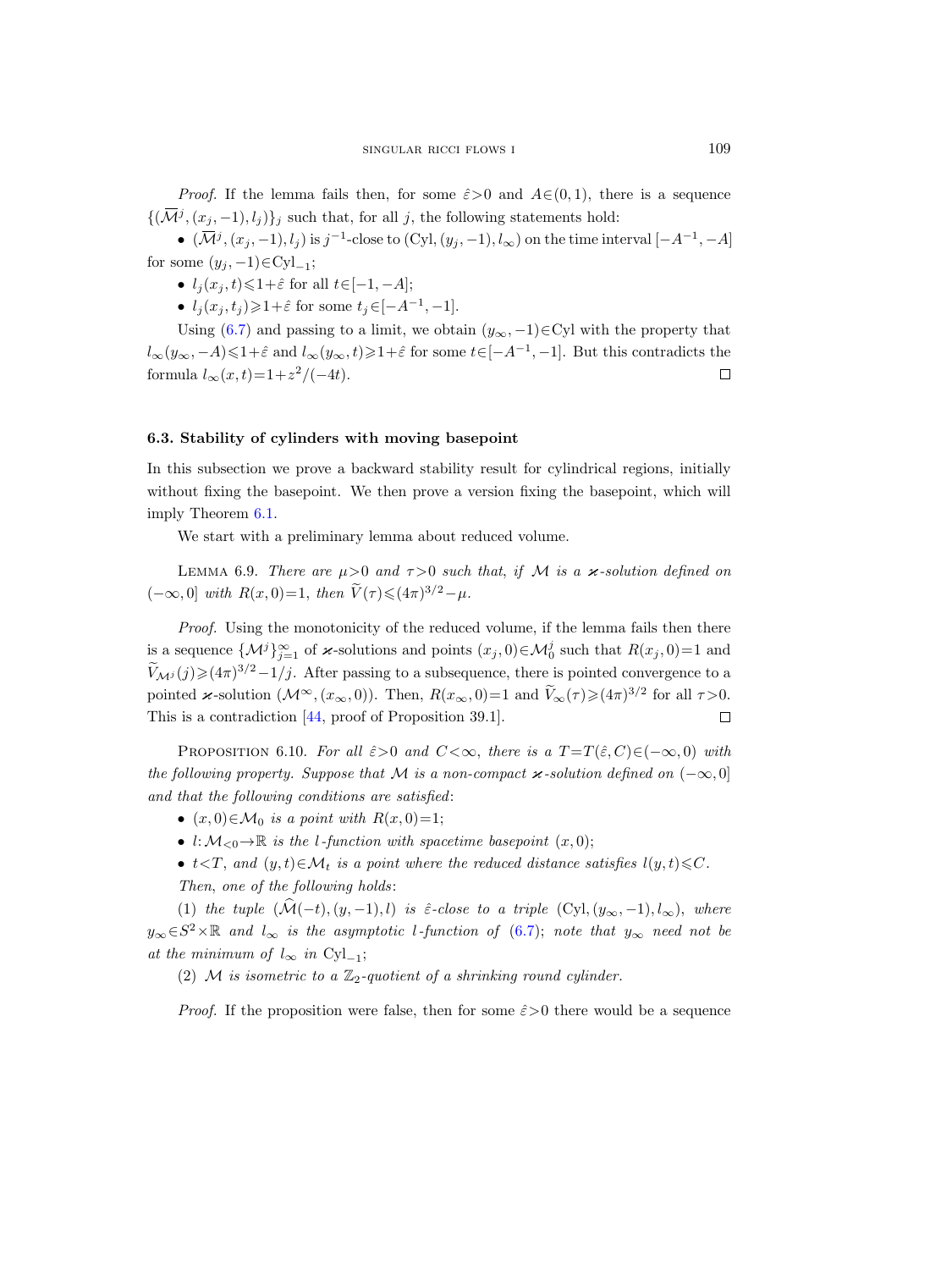*Proof.* If the lemma fails then, for some $\hat{\varepsilon}>0$ and $A\in(0,1)$, there is a sequence $\{(\overline{\mathcal{M}}^j,(x_j,-1),l_j)\}_j$ such that, for all $j$, the following statements hold:

- $(\overline{\mathcal{M}}^j,(x_j,-1),l_j)$ is $j^{-1}$-close to $(\mathrm{Cyl},(y_j,-1),l_\infty)$ on the time interval $[-A^{-1},-A]$ for some $(y_j,-1)\in\mathrm{Cyl}_{-1}$;
- $l_j(x_j,t)\leqslant 1+\hat{\varepsilon}$ for all $t\in[-1,-A]$;
- $l_j(x_j,t_j)\geqslant 1+\hat{\varepsilon}$ for some $t_j\in[-A^{-1},-1]$.

Using (6.7) and passing to a limit, we obtain $(y_\infty,-1)\in\mathrm{Cyl}$ with the property that $l_\infty(y_\infty,-A)\leqslant 1+\hat{\varepsilon}$ and $l_\infty(y_\infty,t)\geqslant 1+\hat{\varepsilon}$ for some $t\in[-A^{-1},-1]$. But this contradicts the formula $l_\infty(x,t)=1+z^2/(-4t)$. □

### 6.3. Stability of cylinders with moving basepoint

In this subsection we prove a backward stability result for cylindrical regions, initially without fixing the basepoint. We then prove a version fixing the basepoint, which will imply Theorem 6.1.

We start with a preliminary lemma about reduced volume.

LEMMA 6.9. *There are $\mu>0$ and $\tau>0$ such that, if $\mathcal{M}$ is a $\varkappa$-solution defined on $(-\infty,0]$ with $R(x,0)=1$, then $\widetilde{V}(\tau)\leqslant(4\pi)^{3/2}-\mu$.*

*Proof.* Using the monotonicity of the reduced volume, if the lemma fails then there is a sequence $\{\mathcal{M}^j\}_{j=1}^\infty$ of $\varkappa$-solutions and points $(x_j,0)\in\mathcal{M}_0^j$ such that $R(x_j,0)=1$ and $\widetilde{V}_{\mathcal{M}^j}(j)\geqslant(4\pi)^{3/2}-1/j$. After passing to a subsequence, there is pointed convergence to a pointed $\varkappa$-solution $(\mathcal{M}^\infty,(x_\infty,0))$. Then, $R(x_\infty,0)=1$ and $\widetilde{V}_\infty(\tau)\geqslant(4\pi)^{3/2}$ for all $\tau>0$. This is a contradiction [44, proof of Proposition 39.1]. □

PROPOSITION 6.10. *For all $\hat{\varepsilon}>0$ and $C<\infty$, there is a $T=T(\hat{\varepsilon},C)\in(-\infty,0)$ with the following property. Suppose that $\mathcal{M}$ is a non-compact $\varkappa$-solution defined on $(-\infty,0]$ and that the following conditions are satisfied*:

- *$(x,0)\in\mathcal{M}_0$ is a point with $R(x,0)=1$;*
- *$l\colon\mathcal{M}_{<0}\to\mathbb{R}$ is the $l$-function with spacetime basepoint $(x,0)$;*
- *$t<T$, and $(y,t)\in\mathcal{M}_t$ is a point where the reduced distance satisfies $l(y,t)\leqslant C$.*

*Then, one of the following holds*:

(1) *the tuple $(\widehat{\mathcal{M}}(-t),(y,-1),l)$ is $\hat{\varepsilon}$-close to a triple $(\mathrm{Cyl},(y_\infty,-1),l_\infty)$, where $y_\infty\in S^2\times\mathbb{R}$ and $l_\infty$ is the asymptotic $l$-function of (6.7); note that $y_\infty$ need not be at the minimum of $l_\infty$ in $\mathrm{Cyl}_{-1}$;*

(2) *$\mathcal{M}$ is isometric to a $\mathbb{Z}_2$-quotient of a shrinking round cylinder.*

*Proof.* If the proposition were false, then for some $\hat{\varepsilon}>0$ there would be a sequence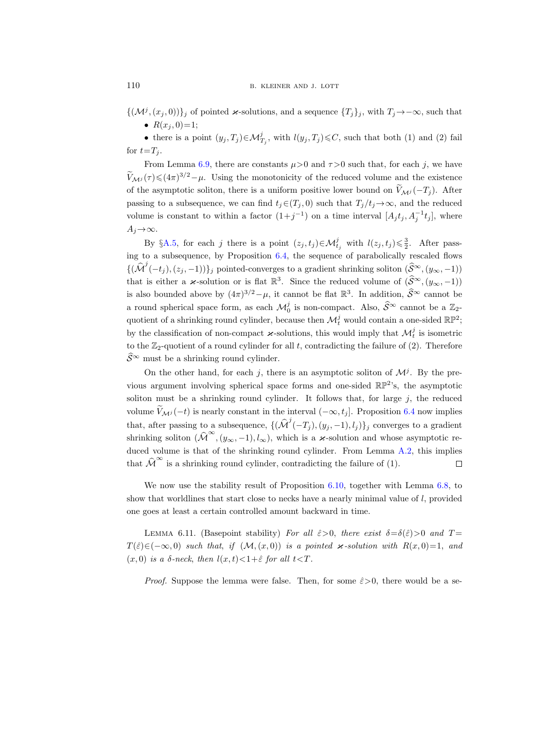$\{(\mathcal{M}^j,(x_j,0))\}_j$ of pointed $\varkappa$-solutions, and a sequence $\{T_j\}_j$, with $T_j\to-\infty$, such that

- $R(x_j,0)=1$;
- there is a point $(y_j,T_j)\in\mathcal{M}^j_{T_j}$, with $l(y_j,T_j)\leqslant C$, such that both (1) and (2) fail for $t=T_j$.

From Lemma 6.9, there are constants $\mu>0$ and $\tau>0$ such that, for each $j$, we have $\widetilde{V}_{\mathcal{M}^j}(\tau)\leqslant(4\pi)^{3/2}-\mu$. Using the monotonicity of the reduced volume and the existence of the asymptotic soliton, there is a uniform positive lower bound on $\widetilde{V}_{\mathcal{M}^j}(-T_j)$. After passing to a subsequence, we can find $t_j\in(T_j,0)$ such that $T_j/t_j\to\infty$, and the reduced volume is constant to within a factor $(1+j^{-1})$ on a time interval $[A_jt_j,A_j^{-1}t_j]$, where $A_j\to\infty$.

By §A.5, for each $j$ there is a point $(z_j,t_j)\in\mathcal{M}^j_{t_j}$ with $l(z_j,t_j)\leqslant\frac{3}{2}$. After passing to a subsequence, by Proposition 6.4, the sequence of parabolically rescaled flows $\{(\widehat{\mathcal{M}}^j(-t_j),(z_j,-1))\}_j$ pointed-converges to a gradient shrinking soliton $(\widehat{\mathcal{S}}^\infty,(y_\infty,-1))$ that is either a $\varkappa$-solution or is flat $\mathbb{R}^3$. Since the reduced volume of $(\widehat{\mathcal{S}}^\infty,(y_\infty,-1))$ is also bounded above by $(4\pi)^{3/2}-\mu$, it cannot be flat $\mathbb{R}^3$. In addition, $\widehat{\mathcal{S}}^\infty$ cannot be a round spherical space form, as each $\mathcal{M}^j_0$ is non-compact. Also, $\widehat{\mathcal{S}}^\infty$ cannot be a $\mathbb{Z}_2$-quotient of a shrinking round cylinder, because then $\mathcal{M}^j_t$ would contain a one-sided $\mathbb{R}P^2$; by the classification of non-compact $\varkappa$-solutions, this would imply that $\mathcal{M}^j_t$ is isometric to the $\mathbb{Z}_2$-quotient of a round cylinder for all $t$, contradicting the failure of (2). Therefore $\widehat{\mathcal{S}}^\infty$ must be a shrinking round cylinder.

On the other hand, for each $j$, there is an asymptotic soliton of $\mathcal{M}^j$. By the previous argument involving spherical space forms and one-sided $\mathbb{R}P^2$'s, the asymptotic soliton must be a shrinking round cylinder. It follows that, for large $j$, the reduced volume $\widetilde{V}_{\mathcal{M}^j}(-t)$ is nearly constant in the interval $(-\infty,t_j]$. Proposition 6.4 now implies that, after passing to a subsequence, $\{(\widehat{\mathcal{M}}^j(-T_j),(y_j,-1),l_j)\}_j$ converges to a gradient shrinking soliton $(\widehat{\mathcal{M}}^\infty,(y_\infty,-1),l_\infty)$, which is a $\varkappa$-solution and whose asymptotic reduced volume is that of the shrinking round cylinder. From Lemma A.2, this implies that $\widehat{\mathcal{M}}^\infty$ is a shrinking round cylinder, contradicting the failure of (1). $\square$

We now use the stability result of Proposition 6.10, together with Lemma 6.8, to show that worldlines that start close to necks have a nearly minimal value of $l$, provided one goes at least a certain controlled amount backward in time.

Lemma 6.11. (Basepoint stability) *For all $\hat{\varepsilon}>0$, there exist $\delta=\delta(\hat{\varepsilon})>0$ and $T=T(\hat{\varepsilon})\in(-\infty,0)$ such that, if $(\mathcal{M},(x,0))$ is a pointed $\varkappa$-solution with $R(x,0)=1$, and $(x,0)$ is a $\delta$-neck, then $l(x,t)<1+\hat{\varepsilon}$ for all $t<T$.*

*Proof.* Suppose the lemma were false. Then, for some $\hat{\varepsilon}>0$, there would be a se-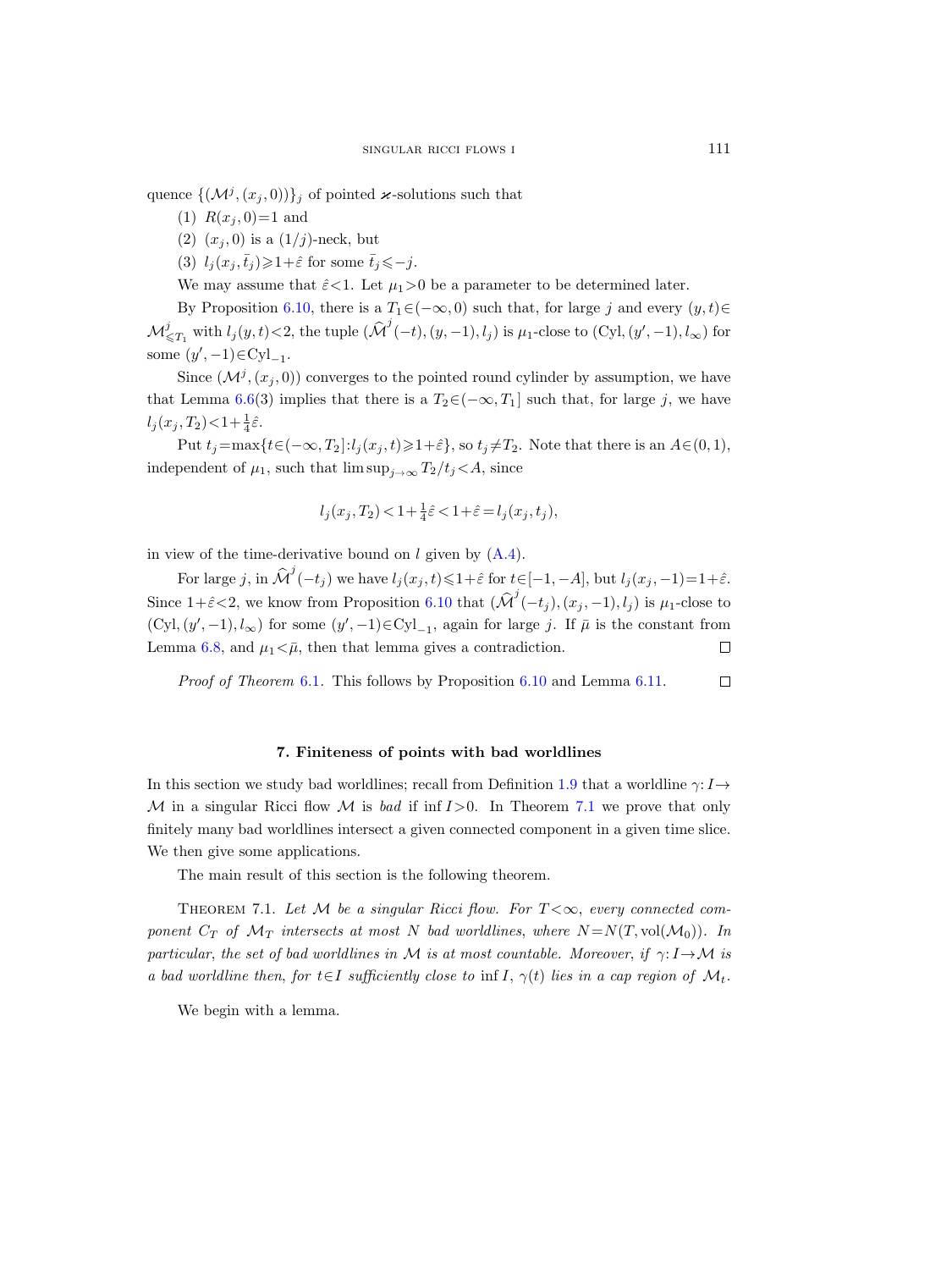quence $\{(\mathcal{M}^j,(x_j,0))\}_j$ of pointed $\varkappa$-solutions such that

(1) $R(x_j,0)=1$ and

(2) $(x_j,0)$ is a $(1/j)$-neck, but

(3) $l_j(x_j,\bar{t}_j)\geqslant 1+\hat{\varepsilon}$ for some $\bar{t}_j\leqslant -j$.

We may assume that $\hat{\varepsilon}<1$. Let $\mu_1>0$ be a parameter to be determined later.

By Proposition 6.10, there is a $T_1\in(-\infty,0)$ such that, for large $j$ and every $(y,t)\in\mathcal{M}^j_{\leqslant T_1}$ with $l_j(y,t)<2$, the tuple $(\widehat{\mathcal{M}}^j(-t),(y,-1),l_j)$ is $\mu_1$-close to $(\mathrm{Cyl},(y',-1),l_\infty)$ for some $(y',-1)\in\mathrm{Cyl}_{-1}$.

Since $(\mathcal{M}^j,(x_j,0))$ converges to the pointed round cylinder by assumption, we have that Lemma 6.6(3) implies that there is a $T_2\in(-\infty,T_1]$ such that, for large $j$, we have $l_j(x_j,T_2)<1+\frac{1}{4}\hat{\varepsilon}$.

Put $t_j=\max\{t\in(-\infty,T_2]:l_j(x_j,t)\geqslant 1+\hat{\varepsilon}\}$, so $t_j\neq T_2$. Note that there is an $A\in(0,1)$, independent of $\mu_1$, such that $\limsup_{j\to\infty}T_2/t_j<A$, since

$$l_j(x_j,T_2)<1+\tfrac{1}{4}\hat{\varepsilon}<1+\hat{\varepsilon}=l_j(x_j,t_j),$$

in view of the time-derivative bound on $l$ given by (A.4).

For large $j$, in $\widehat{\mathcal{M}}^j(-t_j)$ we have $l_j(x_j,t)\leqslant 1+\hat{\varepsilon}$ for $t\in[-1,-A]$, but $l_j(x_j,-1)=1+\hat{\varepsilon}$. Since $1+\hat{\varepsilon}<2$, we know from Proposition 6.10 that $(\widehat{\mathcal{M}}^j(-t_j),(x_j,-1),l_j)$ is $\mu_1$-close to $(\mathrm{Cyl},(y',-1),l_\infty)$ for some $(y',-1)\in\mathrm{Cyl}_{-1}$, again for large $j$. If $\bar{\mu}$ is the constant from Lemma 6.8, and $\mu_1<\bar{\mu}$, then that lemma gives a contradiction. ∎

*Proof of Theorem* 6.1. This follows by Proposition 6.10 and Lemma 6.11. ∎

## 7. Finiteness of points with bad worldlines

In this section we study bad worldlines; recall from Definition 1.9 that a worldline $\gamma\colon I\to\mathcal{M}$ in a singular Ricci flow $\mathcal{M}$ is *bad* if $\inf I>0$. In Theorem 7.1 we prove that only finitely many bad worldlines intersect a given connected component in a given time slice. We then give some applications.

The main result of this section is the following theorem.

THEOREM 7.1. *Let $\mathcal{M}$ be a singular Ricci flow. For $T<\infty$, every connected component $C_T$ of $\mathcal{M}_T$ intersects at most $N$ bad worldlines, where $N=N(T,\mathrm{vol}(\mathcal{M}_0))$. In particular, the set of bad worldlines in $\mathcal{M}$ is at most countable. Moreover, if $\gamma\colon I\to\mathcal{M}$ is a bad worldline then, for $t\in I$ sufficiently close to $\inf I$, $\gamma(t)$ lies in a cap region of $\mathcal{M}_t$.*

We begin with a lemma.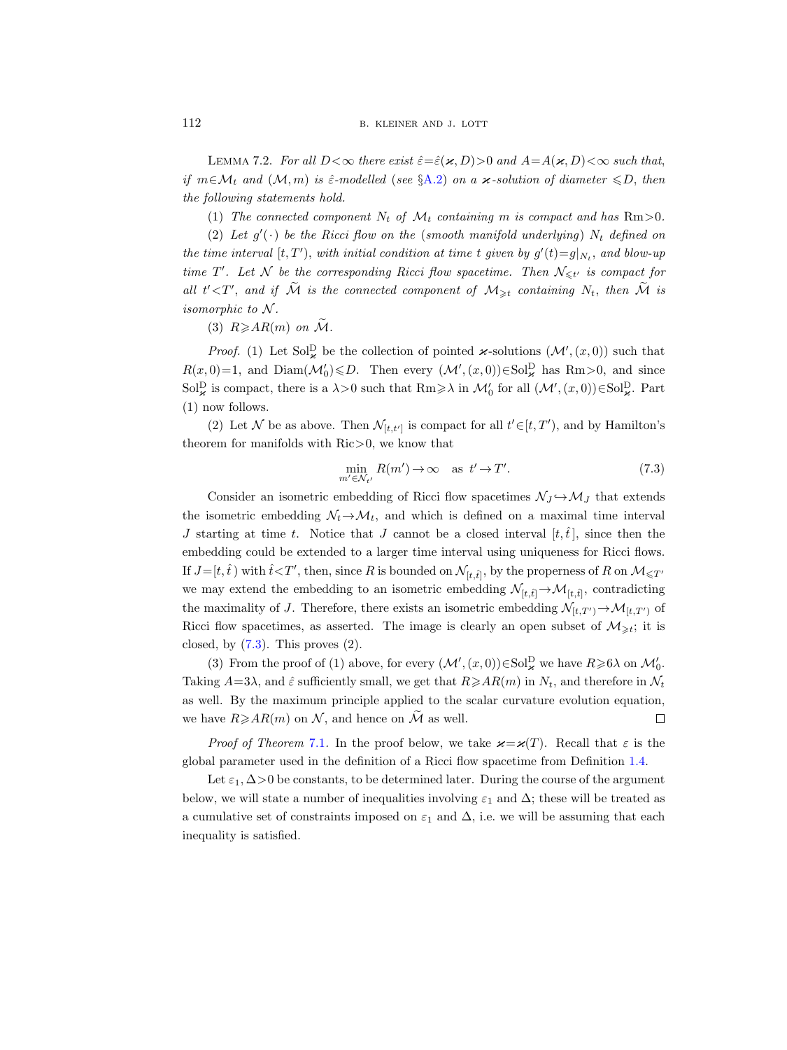**Lemma 7.2.** *For all $D<\infty$ there exist $\hat{\varepsilon}=\hat{\varepsilon}(\varkappa, D)>0$ and $A=A(\varkappa, D)<\infty$ such that, if $m\in\mathcal{M}_t$ and $(\mathcal{M}, m)$ is $\hat{\varepsilon}$-modelled (see §A.2) on a $\varkappa$-solution of diameter $\leqslant D$, then the following statements hold.*

*(1) The connected component $N_t$ of $\mathcal{M}_t$ containing $m$ is compact and has $\mathrm{Rm}>0$.*

*(2) Let $g'(\cdot)$ be the Ricci flow on the (smooth manifold underlying) $N_t$ defined on the time interval $[t, T')$, with initial condition at time $t$ given by $g'(t)=g|_{N_t}$, and blow-up time $T'$. Let $\mathcal{N}$ be the corresponding Ricci flow spacetime. Then $\mathcal{N}_{\leqslant t'}$ is compact for all $t'<T'$, and if $\widetilde{\mathcal{M}}$ is the connected component of $\mathcal{M}_{\geqslant t}$ containing $N_t$, then $\widetilde{\mathcal{M}}$ is isomorphic to $\mathcal{N}$.*

*(3) $R\geqslant AR(m)$ on $\widetilde{\mathcal{M}}$.*

*Proof.* (1) Let $\mathrm{Sol}^{\mathrm{D}}_{\varkappa}$ be the collection of pointed $\varkappa$-solutions $(\mathcal{M}', (x,0))$ such that $R(x,0)=1$, and $\mathrm{Diam}(\mathcal{M}'_0)\leqslant D$. Then every $(\mathcal{M}', (x,0))\in\mathrm{Sol}^{\mathrm{D}}_{\varkappa}$ has $\mathrm{Rm}>0$, and since $\mathrm{Sol}^{\mathrm{D}}_{\varkappa}$ is compact, there is a $\lambda>0$ such that $\mathrm{Rm}\geqslant\lambda$ in $\mathcal{M}'_0$ for all $(\mathcal{M}', (x,0))\in\mathrm{Sol}^{\mathrm{D}}_{\varkappa}$. Part (1) now follows.

(2) Let $\mathcal{N}$ be as above. Then $\mathcal{N}_{[t,t']}$ is compact for all $t'\in[t, T')$, and by Hamilton's theorem for manifolds with $\mathrm{Ric}>0$, we know that

$$\min_{m'\in\mathcal{N}_{t'}} R(m')\to\infty \quad \text{as } t'\to T'. \tag{7.3}$$

Consider an isometric embedding of Ricci flow spacetimes $\mathcal{N}_J\hookrightarrow\mathcal{M}_J$ that extends the isometric embedding $\mathcal{N}_t\to\mathcal{M}_t$, and which is defined on a maximal time interval $J$ starting at time $t$. Notice that $J$ cannot be a closed interval $[t,\hat{t}]$, since then the embedding could be extended to a larger time interval using uniqueness for Ricci flows. If $J=[t,\hat{t})$ with $\hat{t}<T'$, then, since $R$ is bounded on $\mathcal{N}_{[t,\hat{t}]}$, by the properness of $R$ on $\mathcal{M}_{\leqslant T'}$ we may extend the embedding to an isometric embedding $\mathcal{N}_{[t,\hat{t}]}\to\mathcal{M}_{[t,\hat{t}]}$, contradicting the maximality of $J$. Therefore, there exists an isometric embedding $\mathcal{N}_{[t,T')}\to\mathcal{M}_{[t,T')}$ of Ricci flow spacetimes, as asserted. The image is clearly an open subset of $\mathcal{M}_{\geqslant t}$; it is closed, by (7.3). This proves (2).

(3) From the proof of (1) above, for every $(\mathcal{M}', (x,0))\in\mathrm{Sol}^{\mathrm{D}}_{\varkappa}$ we have $R\geqslant 6\lambda$ on $\mathcal{M}'_0$. Taking $A=3\lambda$, and $\hat{\varepsilon}$ sufficiently small, we get that $R\geqslant AR(m)$ in $N_t$, and therefore in $\mathcal{N}_t$ as well. By the maximum principle applied to the scalar curvature evolution equation, we have $R\geqslant AR(m)$ on $\mathcal{N}$, and hence on $\widetilde{\mathcal{M}}$ as well. $\square$

*Proof of Theorem* 7.1. In the proof below, we take $\varkappa=\varkappa(T)$. Recall that $\varepsilon$ is the global parameter used in the definition of a Ricci flow spacetime from Definition 1.4.

Let $\varepsilon_1, \Delta>0$ be constants, to be determined later. During the course of the argument below, we will state a number of inequalities involving $\varepsilon_1$ and $\Delta$; these will be treated as a cumulative set of constraints imposed on $\varepsilon_1$ and $\Delta$, i.e. we will be assuming that each inequality is satisfied.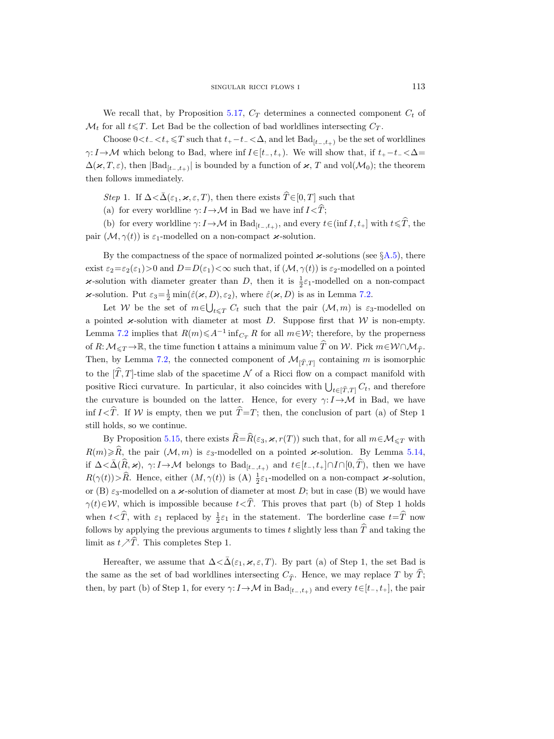We recall that, by Proposition 5.17, $C_T$ determines a connected component $C_t$ of $\mathcal{M}_t$ for all $t\leqslant T$. Let Bad be the collection of bad worldlines intersecting $C_T$.

Choose $0<t_-<t_+\leqslant T$ such that $t_+-t_-<\Delta$, and let $\mathrm{Bad}_{[t_-,t_+)}$ be the set of worldlines $\gamma: I\to\mathcal{M}$ which belong to Bad, where $\inf I\in[t_-,t_+)$. We will show that, if $t_+-t_-<\Delta=\Delta(\varkappa,T,\varepsilon)$, then $|\mathrm{Bad}_{[t_-,t_+)}|$ is bounded by a function of $\varkappa$, $T$ and $\mathrm{vol}(\mathcal{M}_0)$; the theorem then follows immediately.

*Step* 1. If $\Delta<\bar{\Delta}(\varepsilon_1,\varkappa,\varepsilon,T)$, then there exists $\widehat{T}\in[0,T]$ such that

(a) for every worldline $\gamma: I\to\mathcal{M}$ in Bad we have $\inf I<\widehat{T}$;

(b) for every worldline $\gamma: I\to\mathcal{M}$ in $\mathrm{Bad}_{[t_-,t_+)}$, and every $t\in(\inf I,t_+]$ with $t\leqslant\widehat{T}$, the pair $(\mathcal{M},\gamma(t))$ is $\varepsilon_1$-modelled on a non-compact $\varkappa$-solution.

By the compactness of the space of normalized pointed $\varkappa$-solutions (see §A.5), there exist $\varepsilon_2=\varepsilon_2(\varepsilon_1)>0$ and $D=D(\varepsilon_1)<\infty$ such that, if $(\mathcal{M},\gamma(t))$ is $\varepsilon_2$-modelled on a pointed $\varkappa$-solution with diameter greater than $D$, then it is $\frac{1}{2}\varepsilon_1$-modelled on a non-compact $\varkappa$-solution. Put $\varepsilon_3=\frac{1}{2}\min(\hat{\varepsilon}(\varkappa,D),\varepsilon_2)$, where $\hat{\varepsilon}(\varkappa,D)$ is as in Lemma 7.2.

Let $\mathcal{W}$ be the set of $m\in\bigcup_{t\leqslant T}C_t$ such that the pair $(\mathcal{M},m)$ is $\varepsilon_3$-modelled on a pointed $\varkappa$-solution with diameter at most $D$. Suppose first that $\mathcal{W}$ is non-empty. Lemma 7.2 implies that $R(m)\leqslant A^{-1}\inf_{C_T}R$ for all $m\in\mathcal{W}$; therefore, by the properness of $R:\mathcal{M}_{\leqslant T}\to\mathbb{R}$, the time function $\mathfrak{t}$ attains a minimum value $\widehat{T}$ on $\mathcal{W}$. Pick $m\in\mathcal{W}\cap\mathcal{M}_{\widehat{T}}$. Then, by Lemma 7.2, the connected component of $\mathcal{M}_{[\widehat{T},T]}$ containing $m$ is isomorphic to the $[\widehat{T},T]$-time slab of the spacetime $\mathcal{N}$ of a Ricci flow on a compact manifold with positive Ricci curvature. In particular, it also coincides with $\bigcup_{t\in[\widehat{T},T]}C_t$, and therefore the curvature is bounded on the latter. Hence, for every $\gamma: I\to\mathcal{M}$ in Bad, we have $\inf I<\widehat{T}$. If $\mathcal{W}$ is empty, then we put $\widehat{T}=T$; then, the conclusion of part (a) of Step 1 still holds, so we continue.

By Proposition 5.15, there exists $\widehat{R}=\widehat{R}(\varepsilon_3,\varkappa,r(T))$ such that, for all $m\in\mathcal{M}_{\leqslant T}$ with $R(m)\geqslant\widehat{R}$, the pair $(\mathcal{M},m)$ is $\varepsilon_3$-modelled on a pointed $\varkappa$-solution. By Lemma 5.14, if $\Delta<\bar{\Delta}(\widehat{R},\varkappa)$, $\gamma: I\to\mathcal{M}$ belongs to $\mathrm{Bad}_{[t_-,t_+)}$ and $t\in[t_-,t_+]\cap I\cap[0,\widehat{T})$, then we have $R(\gamma(t))>\widehat{R}$. Hence, either $(M,\gamma(t))$ is (A) $\frac{1}{2}\varepsilon_1$-modelled on a non-compact $\varkappa$-solution, or (B) $\varepsilon_3$-modelled on a $\varkappa$-solution of diameter at most $D$; but in case (B) we would have $\gamma(t)\in\mathcal{W}$, which is impossible because $t<\widehat{T}$. This proves that part (b) of Step 1 holds when $t<\widehat{T}$, with $\varepsilon_1$ replaced by $\frac{1}{2}\varepsilon_1$ in the statement. The borderline case $t=\widehat{T}$ now follows by applying the previous arguments to times $t$ slightly less than $\widehat{T}$ and taking the limit as $t\nearrow\widehat{T}$. This completes Step 1.

Hereafter, we assume that $\Delta<\bar{\Delta}(\varepsilon_1,\varkappa,\varepsilon,T)$. By part (a) of Step 1, the set Bad is the same as the set of bad worldlines intersecting $C_{\widehat{T}}$. Hence, we may replace $T$ by $\widehat{T}$; then, by part (b) of Step 1, for every $\gamma: I\to\mathcal{M}$ in $\mathrm{Bad}_{[t_-,t_+)}$ and every $t\in[t_-,t_+]$, the pair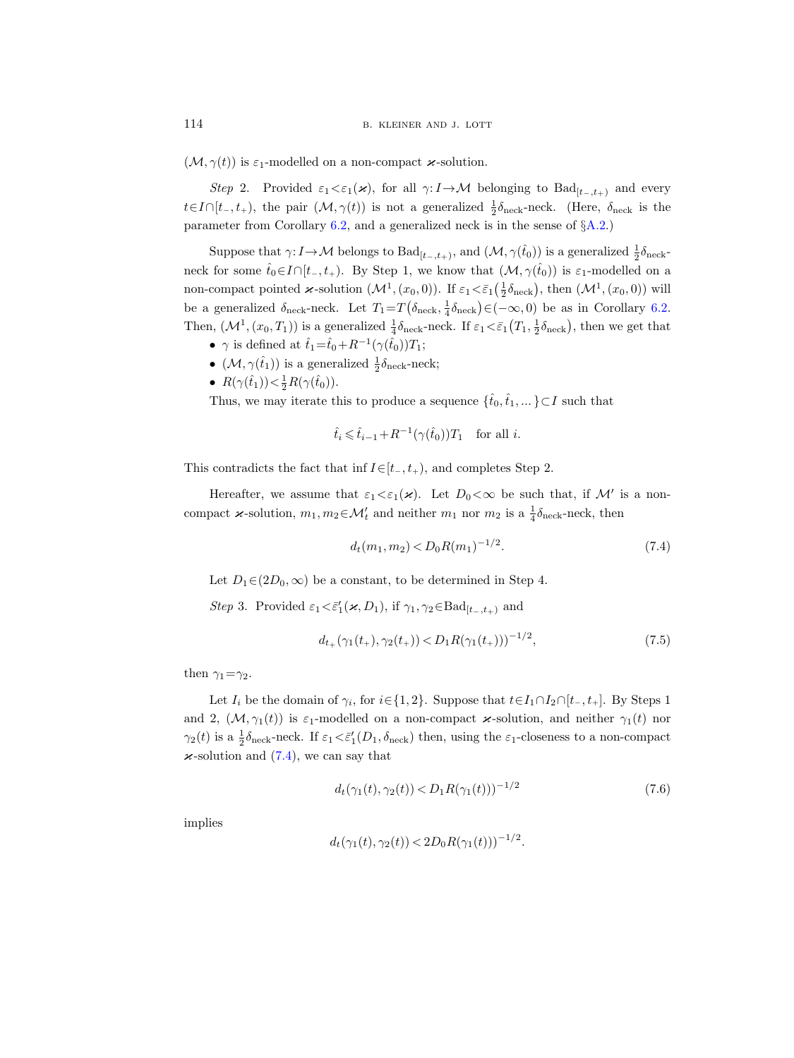$(\mathcal{M}, \gamma(t))$ is $\varepsilon_1$-modelled on a non-compact $\varkappa$-solution.

*Step* 2. Provided $\varepsilon_1 < \varepsilon_1(\varkappa)$, for all $\gamma: I \to \mathcal{M}$ belonging to $\mathrm{Bad}_{[t_-,t_+)}$ and every $t \in I \cap [t_-, t_+)$, the pair $(\mathcal{M}, \gamma(t))$ is not a generalized $\frac{1}{2}\delta_{\mathrm{neck}}$-neck. (Here, $\delta_{\mathrm{neck}}$ is the parameter from Corollary 6.2, and a generalized neck is in the sense of §A.2.)

Suppose that $\gamma: I \to \mathcal{M}$ belongs to $\mathrm{Bad}_{[t_-,t_+)}$, and $(\mathcal{M}, \gamma(\hat{t}_0))$ is a generalized $\frac{1}{2}\delta_{\mathrm{neck}}$-neck for some $\hat{t}_0 \in I \cap [t_-, t_+)$. By Step 1, we know that $(\mathcal{M}, \gamma(\hat{t}_0))$ is $\varepsilon_1$-modelled on a non-compact pointed $\varkappa$-solution $(\mathcal{M}^1, (x_0, 0))$. If $\varepsilon_1 < \bar{\varepsilon}_1\big(\frac{1}{2}\delta_{\mathrm{neck}}\big)$, then $(\mathcal{M}^1, (x_0, 0))$ will be a generalized $\delta_{\mathrm{neck}}$-neck. Let $T_1 = T\big(\delta_{\mathrm{neck}}, \frac{1}{4}\delta_{\mathrm{neck}}\big) \in (-\infty, 0)$ be as in Corollary 6.2. Then, $(\mathcal{M}^1, (x_0, T_1))$ is a generalized $\frac{1}{4}\delta_{\mathrm{neck}}$-neck. If $\varepsilon_1 < \bar{\varepsilon}_1\big(T_1, \frac{1}{2}\delta_{\mathrm{neck}}\big)$, then we get that

- $\gamma$ is defined at $\hat{t}_1 = \hat{t}_0 + R^{-1}(\gamma(\hat{t}_0))T_1$;
- $(\mathcal{M}, \gamma(\hat{t}_1))$ is a generalized $\frac{1}{2}\delta_{\mathrm{neck}}$-neck;
- $R(\gamma(\hat{t}_1)) < \frac{1}{2}R(\gamma(\hat{t}_0))$.

Thus, we may iterate this to produce a sequence $\{\hat{t}_0, \hat{t}_1, \dots\} \subset I$ such that

$$\hat{t}_i \leqslant \hat{t}_{i-1} + R^{-1}(\gamma(\hat{t}_0))T_1 \quad \text{for all } i.$$

This contradicts the fact that $\inf I \in [t_-, t_+)$, and completes Step 2.

Hereafter, we assume that $\varepsilon_1 < \varepsilon_1(\varkappa)$. Let $D_0 < \infty$ be such that, if $\mathcal{M}'$ is a non-compact $\varkappa$-solution, $m_1, m_2 \in \mathcal{M}'_t$ and neither $m_1$ nor $m_2$ is a $\frac{1}{4}\delta_{\mathrm{neck}}$-neck, then

$$d_t(m_1, m_2) < D_0 R(m_1)^{-1/2}. \tag{7.4}$$

Let $D_1 \in (2D_0, \infty)$ be a constant, to be determined in Step 4.

*Step* 3. Provided $\varepsilon_1 < \bar{\varepsilon}'_1(\varkappa, D_1)$, if $\gamma_1, \gamma_2 \in \mathrm{Bad}_{[t_-,t_+)}$ and

$$d_{t_+}(\gamma_1(t_+), \gamma_2(t_+)) < D_1 R(\gamma_1(t_+)))^{-1/2}, \tag{7.5}$$

then $\gamma_1 = \gamma_2$.

Let $I_i$ be the domain of $\gamma_i$, for $i \in \{1, 2\}$. Suppose that $t \in I_1 \cap I_2 \cap [t_-, t_+]$. By Steps 1 and 2, $(\mathcal{M}, \gamma_1(t))$ is $\varepsilon_1$-modelled on a non-compact $\varkappa$-solution, and neither $\gamma_1(t)$ nor $\gamma_2(t)$ is a $\frac{1}{2}\delta_{\mathrm{neck}}$-neck. If $\varepsilon_1 < \bar{\varepsilon}'_1(D_1, \delta_{\mathrm{neck}})$ then, using the $\varepsilon_1$-closeness to a non-compact $\varkappa$-solution and (7.4), we can say that

$$d_t(\gamma_1(t), \gamma_2(t)) < D_1 R(\gamma_1(t)))^{-1/2} \tag{7.6}$$

implies

$$d_t(\gamma_1(t), \gamma_2(t)) < 2D_0 R(\gamma_1(t)))^{-1/2}.$$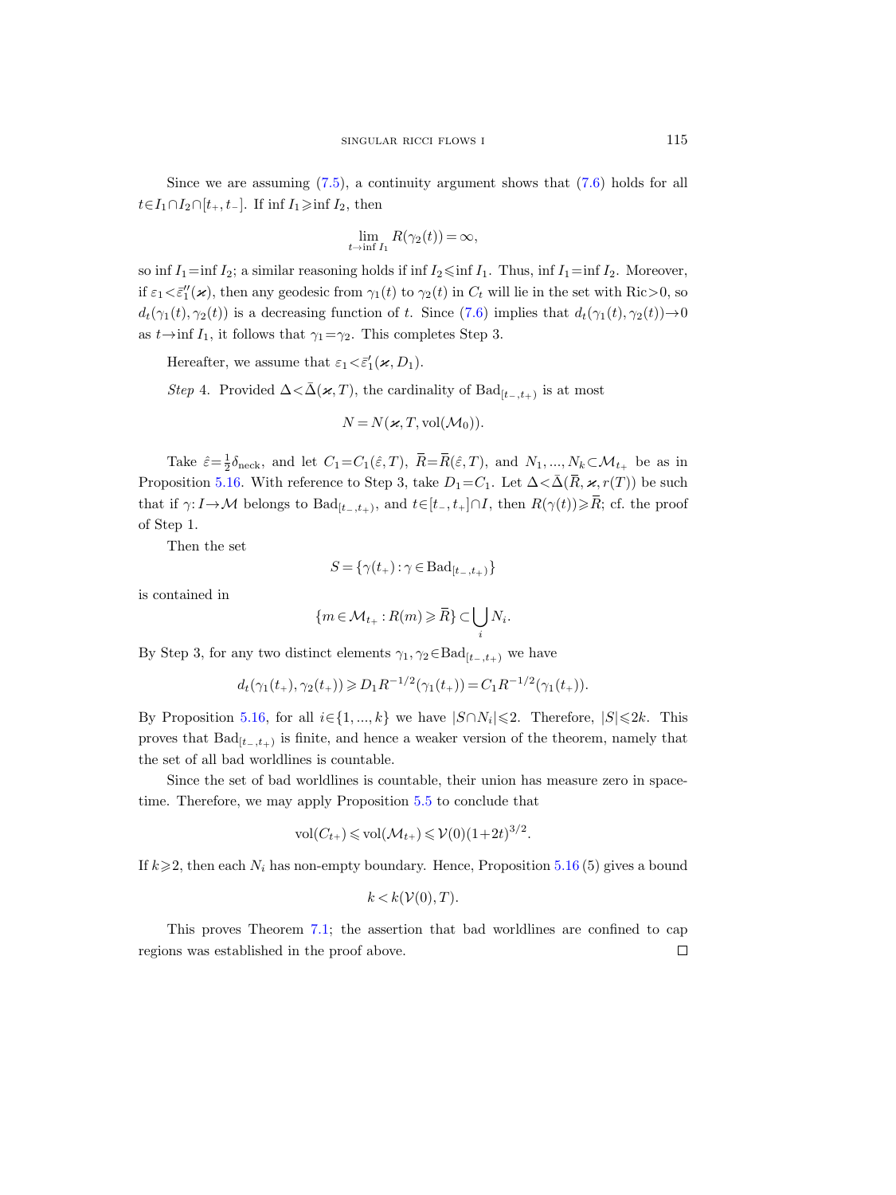Since we are assuming (7.5), a continuity argument shows that (7.6) holds for all $t \in I_1 \cap I_2 \cap [t_+, t_-]$. If $\inf I_1 \geqslant \inf I_2$, then

$$\lim_{t \to \inf I_1} R(\gamma_2(t)) = \infty,$$

so $\inf I_1 = \inf I_2$; a similar reasoning holds if $\inf I_2 \leqslant \inf I_1$. Thus, $\inf I_1 = \inf I_2$. Moreover, if $\varepsilon_1 < \bar{\varepsilon}_1''(\varkappa)$, then any geodesic from $\gamma_1(t)$ to $\gamma_2(t)$ in $C_t$ will lie in the set with $\mathrm{Ric} > 0$, so $d_t(\gamma_1(t), \gamma_2(t))$ is a decreasing function of $t$. Since (7.6) implies that $d_t(\gamma_1(t), \gamma_2(t)) \to 0$ as $t \to \inf I_1$, it follows that $\gamma_1 = \gamma_2$. This completes Step 3.

Hereafter, we assume that $\varepsilon_1 < \bar{\varepsilon}_1'(\varkappa, D_1)$.

*Step* 4. Provided $\Delta < \bar{\Delta}(\varkappa, T)$, the cardinality of $\mathrm{Bad}_{[t_-, t_+)}$ is at most

$$N = N(\varkappa, T, \mathrm{vol}(\mathcal{M}_0)).$$

Take $\hat{\varepsilon} = \frac{1}{2}\delta_{\mathrm{neck}}$, and let $C_1 = C_1(\hat{\varepsilon}, T)$, $\overline{R} = \overline{R}(\hat{\varepsilon}, T)$, and $N_1, ..., N_k \subset \mathcal{M}_{t_+}$ be as in Proposition 5.16. With reference to Step 3, take $D_1 = C_1$. Let $\Delta < \bar{\Delta}(\overline{R}, \varkappa, r(T))$ be such that if $\gamma: I \to \mathcal{M}$ belongs to $\mathrm{Bad}_{[t_-, t_+)}$, and $t \in [t_-, t_+] \cap I$, then $R(\gamma(t)) \geqslant \overline{R}$; cf. the proof of Step 1.

Then the set

$$S = \{\gamma(t_+) : \gamma \in \mathrm{Bad}_{[t_-, t_+)}\}$$

is contained in

$$\{m \in \mathcal{M}_{t_+} : R(m) \geqslant \overline{R}\} \subset \bigcup_i N_i.$$

By Step 3, for any two distinct elements $\gamma_1, \gamma_2 \in \mathrm{Bad}_{[t_-, t_+)}$ we have

$$d_t(\gamma_1(t_+), \gamma_2(t_+)) \geqslant D_1 R^{-1/2}(\gamma_1(t_+)) = C_1 R^{-1/2}(\gamma_1(t_+)).$$

By Proposition 5.16, for all $i \in \{1, ..., k\}$ we have $|S \cap N_i| \leqslant 2$. Therefore, $|S| \leqslant 2k$. This proves that $\mathrm{Bad}_{[t_-, t_+)}$ is finite, and hence a weaker version of the theorem, namely that the set of all bad worldlines is countable.

Since the set of bad worldlines is countable, their union has measure zero in space-time. Therefore, we may apply Proposition 5.5 to conclude that

$$\mathrm{vol}(C_{t+}) \leqslant \mathrm{vol}(\mathcal{M}_{t+}) \leqslant \mathcal{V}(0)(1+2t)^{3/2}.$$

If $k \geqslant 2$, then each $N_i$ has non-empty boundary. Hence, Proposition 5.16 (5) gives a bound

$$k < k(\mathcal{V}(0), T).$$

This proves Theorem 7.1; the assertion that bad worldlines are confined to cap regions was established in the proof above. $\square$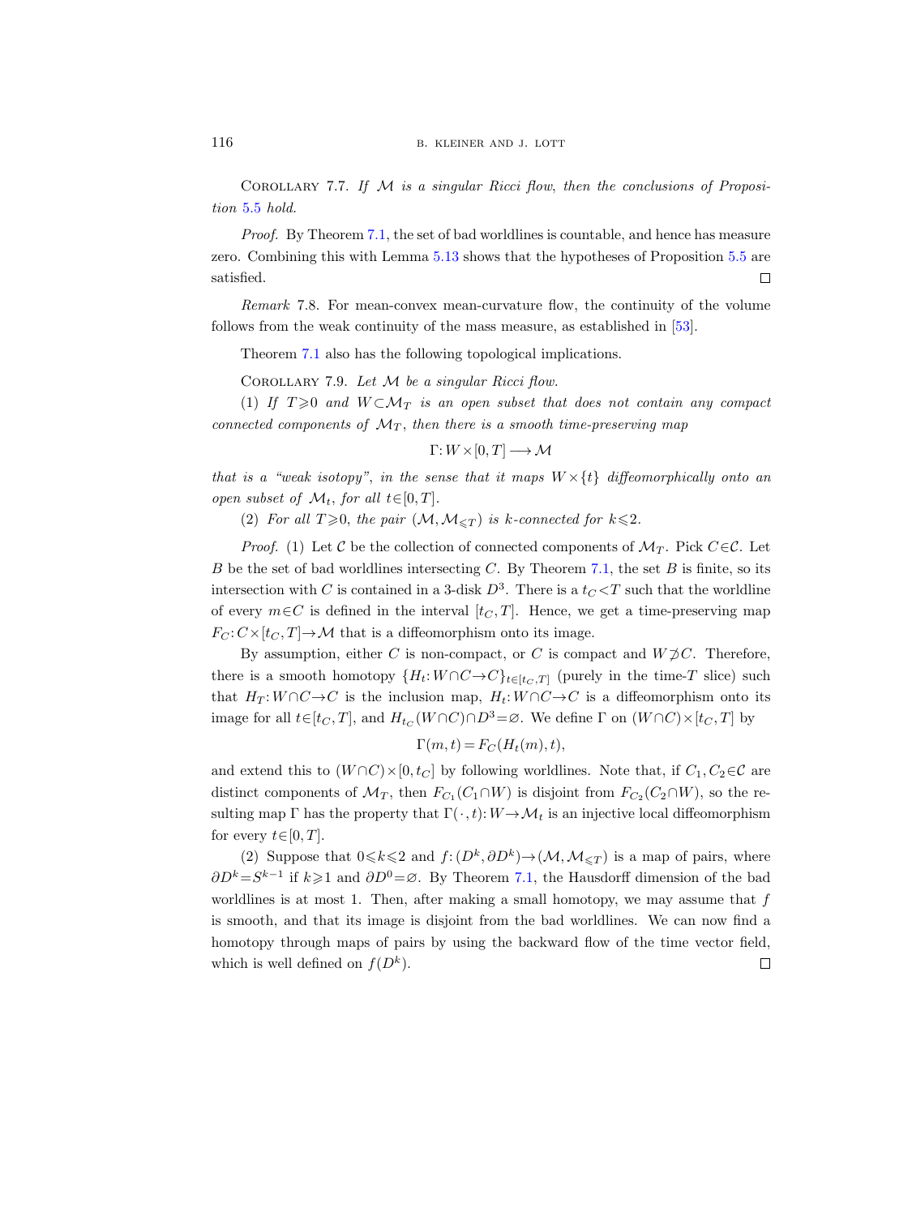Corollary 7.7. *If $\mathcal{M}$ is a singular Ricci flow, then the conclusions of Proposition 5.5 hold.*

*Proof.* By Theorem 7.1, the set of bad worldlines is countable, and hence has measure zero. Combining this with Lemma 5.13 shows that the hypotheses of Proposition 5.5 are satisfied. $\square$

*Remark* 7.8. For mean-convex mean-curvature flow, the continuity of the volume follows from the weak continuity of the mass measure, as established in [53].

Theorem 7.1 also has the following topological implications.

Corollary 7.9. *Let $\mathcal{M}$ be a singular Ricci flow.*

*(1) If $T\geqslant 0$ and $W\subset\mathcal{M}_T$ is an open subset that does not contain any compact connected components of $\mathcal{M}_T$, then there is a smooth time-preserving map*

$$\Gamma: W\times[0,T]\longrightarrow\mathcal{M}$$

*that is a "weak isotopy", in the sense that it maps $W\times\{t\}$ diffeomorphically onto an open subset of $\mathcal{M}_t$, for all $t\in[0,T]$.*

*(2) For all $T\geqslant 0$, the pair $(\mathcal{M},\mathcal{M}_{\leqslant T})$ is $k$-connected for $k\leqslant 2$.*

*Proof.* (1) Let $\mathcal{C}$ be the collection of connected components of $\mathcal{M}_T$. Pick $C\in\mathcal{C}$. Let $B$ be the set of bad worldlines intersecting $C$. By Theorem 7.1, the set $B$ is finite, so its intersection with $C$ is contained in a 3-disk $D^3$. There is a $t_C<T$ such that the worldline of every $m\in C$ is defined in the interval $[t_C,T]$. Hence, we get a time-preserving map $F_C: C\times[t_C,T]\to\mathcal{M}$ that is a diffeomorphism onto its image.

By assumption, either $C$ is non-compact, or $C$ is compact and $W\not\supset C$. Therefore, there is a smooth homotopy $\{H_t: W\cap C\to C\}_{t\in[t_C,T]}$ (purely in the time-$T$ slice) such that $H_T: W\cap C\to C$ is the inclusion map, $H_t: W\cap C\to C$ is a diffeomorphism onto its image for all $t\in[t_C,T]$, and $H_{t_C}(W\cap C)\cap D^3=\varnothing$. We define $\Gamma$ on $(W\cap C)\times[t_C,T]$ by

$$\Gamma(m,t)=F_C(H_t(m),t),$$

and extend this to $(W\cap C)\times[0,t_C]$ by following worldlines. Note that, if $C_1,C_2\in\mathcal{C}$ are distinct components of $\mathcal{M}_T$, then $F_{C_1}(C_1\cap W)$ is disjoint from $F_{C_2}(C_2\cap W)$, so the resulting map $\Gamma$ has the property that $\Gamma(\cdot,t): W\to\mathcal{M}_t$ is an injective local diffeomorphism for every $t\in[0,T]$.

(2) Suppose that $0\leqslant k\leqslant 2$ and $f:(D^k,\partial D^k)\to(\mathcal{M},\mathcal{M}_{\leqslant T})$ is a map of pairs, where $\partial D^k=S^{k-1}$ if $k\geqslant 1$ and $\partial D^0=\varnothing$. By Theorem 7.1, the Hausdorff dimension of the bad worldlines is at most 1. Then, after making a small homotopy, we may assume that $f$ is smooth, and that its image is disjoint from the bad worldlines. We can now find a homotopy through maps of pairs by using the backward flow of the time vector field, which is well defined on $f(D^k)$. $\square$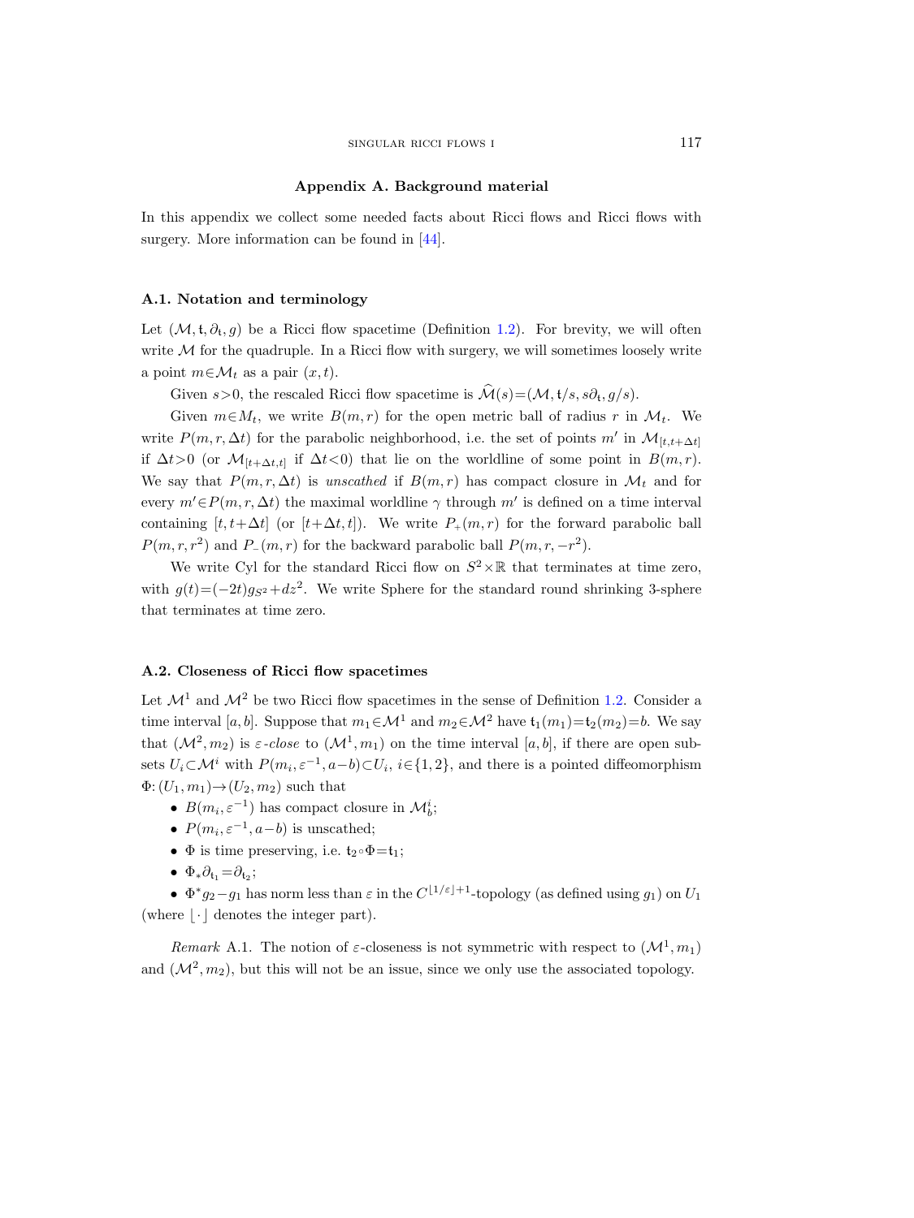## Appendix A. Background material

In this appendix we collect some needed facts about Ricci flows and Ricci flows with surgery. More information can be found in [44].

### A.1. Notation and terminology

Let $(\mathcal{M}, \mathfrak{t}, \partial_{\mathfrak{t}}, g)$ be a Ricci flow spacetime (Definition 1.2). For brevity, we will often write $\mathcal{M}$ for the quadruple. In a Ricci flow with surgery, we will sometimes loosely write a point $m \in \mathcal{M}_t$ as a pair $(x, t)$.

Given $s > 0$, the rescaled Ricci flow spacetime is $\widehat{\mathcal{M}}(s) = (\mathcal{M}, \mathfrak{t}/s, s\partial_{\mathfrak{t}}, g/s)$.

Given $m \in M_t$, we write $B(m, r)$ for the open metric ball of radius $r$ in $\mathcal{M}_t$. We write $P(m, r, \Delta t)$ for the parabolic neighborhood, i.e. the set of points $m'$ in $\mathcal{M}_{[t, t+\Delta t]}$ if $\Delta t > 0$ (or $\mathcal{M}_{[t+\Delta t, t]}$ if $\Delta t < 0$) that lie on the worldline of some point in $B(m, r)$. We say that $P(m, r, \Delta t)$ is *unscathed* if $B(m, r)$ has compact closure in $\mathcal{M}_t$ and for every $m' \in P(m, r, \Delta t)$ the maximal worldline $\gamma$ through $m'$ is defined on a time interval containing $[t, t+\Delta t]$ (or $[t+\Delta t, t]$). We write $P_+(m, r)$ for the forward parabolic ball $P(m, r, r^2)$ and $P_-(m, r)$ for the backward parabolic ball $P(m, r, -r^2)$.

We write Cyl for the standard Ricci flow on $S^2 \times \mathbb{R}$ that terminates at time zero, with $g(t) = (-2t) g_{S^2} + dz^2$. We write Sphere for the standard round shrinking 3-sphere that terminates at time zero.

### A.2. Closeness of Ricci flow spacetimes

Let $\mathcal{M}^1$ and $\mathcal{M}^2$ be two Ricci flow spacetimes in the sense of Definition 1.2. Consider a time interval $[a, b]$. Suppose that $m_1 \in \mathcal{M}^1$ and $m_2 \in \mathcal{M}^2$ have $\mathfrak{t}_1(m_1) = \mathfrak{t}_2(m_2) = b$. We say that $(\mathcal{M}^2, m_2)$ is $\varepsilon$*-close* to $(\mathcal{M}^1, m_1)$ on the time interval $[a, b]$, if there are open subsets $U_i \subset \mathcal{M}^i$ with $P(m_i, \varepsilon^{-1}, a-b) \subset U_i$, $i \in \{1, 2\}$, and there is a pointed diffeomorphism $\Phi: (U_1, m_1) \to (U_2, m_2)$ such that

- $B(m_i, \varepsilon^{-1})$ has compact closure in $\mathcal{M}^i_b$;
- $P(m_i, \varepsilon^{-1}, a-b)$ is unscathed;
- $\Phi$ is time preserving, i.e. $\mathfrak{t}_2 \circ \Phi = \mathfrak{t}_1$;
- $\Phi_* \partial_{\mathfrak{t}_1} = \partial_{\mathfrak{t}_2}$;
- $\Phi^* g_2 - g_1$ has norm less than $\varepsilon$ in the $C^{\lfloor 1/\varepsilon \rfloor + 1}$-topology (as defined using $g_1$) on $U_1$ (where $\lfloor \cdot \rfloor$ denotes the integer part).

*Remark* A.1. The notion of $\varepsilon$-closeness is not symmetric with respect to $(\mathcal{M}^1, m_1)$ and $(\mathcal{M}^2, m_2)$, but this will not be an issue, since we only use the associated topology.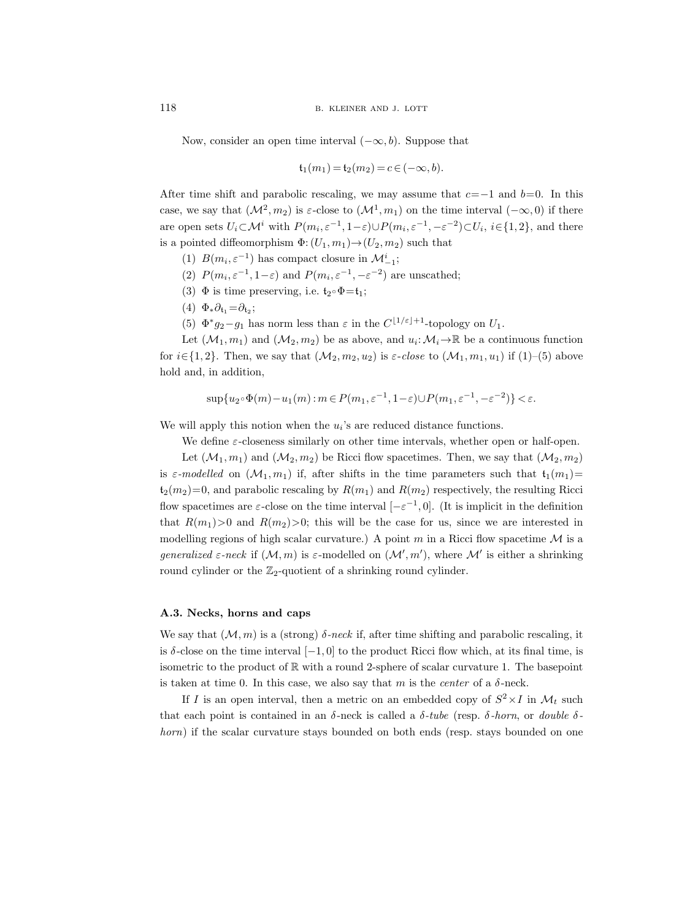Now, consider an open time interval $(-\infty, b)$. Suppose that

$$\mathfrak{t}_1(m_1) = \mathfrak{t}_2(m_2) = c \in (-\infty, b).$$

After time shift and parabolic rescaling, we may assume that $c=-1$ and $b=0$. In this case, we say that $(\mathcal{M}^2, m_2)$ is $\varepsilon$-close to $(\mathcal{M}^1, m_1)$ on the time interval $(-\infty, 0)$ if there are open sets $U_i \subset \mathcal{M}^i$ with $P(m_i, \varepsilon^{-1}, 1-\varepsilon) \cup P(m_i, \varepsilon^{-1}, -\varepsilon^{-2}) \subset U_i$, $i \in \{1, 2\}$, and there is a pointed diffeomorphism $\Phi: (U_1, m_1) \to (U_2, m_2)$ such that

(1) $B(m_i, \varepsilon^{-1})$ has compact closure in $\mathcal{M}^i_{-1}$;

(2) $P(m_i, \varepsilon^{-1}, 1-\varepsilon)$ and $P(m_i, \varepsilon^{-1}, -\varepsilon^{-2})$ are unscathed;

(3) $\Phi$ is time preserving, i.e. $\mathfrak{t}_2 \circ \Phi = \mathfrak{t}_1$;

(4) $\Phi_* \partial_{\mathfrak{t}_1} = \partial_{\mathfrak{t}_2}$;

(5) $\Phi^* g_2 - g_1$ has norm less than $\varepsilon$ in the $C^{[1/\varepsilon]+1}$-topology on $U_1$.

Let $(\mathcal{M}_1, m_1)$ and $(\mathcal{M}_2, m_2)$ be as above, and $u_i: \mathcal{M}_i \to \mathbb{R}$ be a continuous function for $i \in \{1, 2\}$. Then, we say that $(\mathcal{M}_2, m_2, u_2)$ is *$\varepsilon$-close* to $(\mathcal{M}_1, m_1, u_1)$ if (1)–(5) above hold and, in addition,

$$\sup\{u_2 \circ \Phi(m) - u_1(m) : m \in P(m_1, \varepsilon^{-1}, 1-\varepsilon) \cup P(m_1, \varepsilon^{-1}, -\varepsilon^{-2})\} < \varepsilon.$$

We will apply this notion when the $u_i$'s are reduced distance functions.

We define $\varepsilon$-closeness similarly on other time intervals, whether open or half-open.

Let $(\mathcal{M}_1, m_1)$ and $(\mathcal{M}_2, m_2)$ be Ricci flow spacetimes. Then, we say that $(\mathcal{M}_2, m_2)$ is *$\varepsilon$-modelled* on $(\mathcal{M}_1, m_1)$ if, after shifts in the time parameters such that $\mathfrak{t}_1(m_1) = \mathfrak{t}_2(m_2) = 0$, and parabolic rescaling by $R(m_1)$ and $R(m_2)$ respectively, the resulting Ricci flow spacetimes are $\varepsilon$-close on the time interval $[-\varepsilon^{-1}, 0]$. (It is implicit in the definition that $R(m_1) > 0$ and $R(m_2) > 0$; this will be the case for us, since we are interested in modelling regions of high scalar curvature.) A point $m$ in a Ricci flow spacetime $\mathcal{M}$ is a *generalized $\varepsilon$-neck* if $(\mathcal{M}, m)$ is $\varepsilon$-modelled on $(\mathcal{M}', m')$, where $\mathcal{M}'$ is either a shrinking round cylinder or the $\mathbb{Z}_2$-quotient of a shrinking round cylinder.

### A.3. Necks, horns and caps

We say that $(\mathcal{M}, m)$ is a (strong) *$\delta$-neck* if, after time shifting and parabolic rescaling, it is $\delta$-close on the time interval $[-1, 0]$ to the product Ricci flow which, at its final time, is isometric to the product of $\mathbb{R}$ with a round 2-sphere of scalar curvature 1. The basepoint is taken at time 0. In this case, we also say that $m$ is the *center* of a $\delta$-neck.

If $I$ is an open interval, then a metric on an embedded copy of $S^2 \times I$ in $\mathcal{M}_t$ such that each point is contained in an $\delta$-neck is called a *$\delta$-tube* (resp. *$\delta$-horn*, or *double $\delta$-horn*) if the scalar curvature stays bounded on both ends (resp. stays bounded on one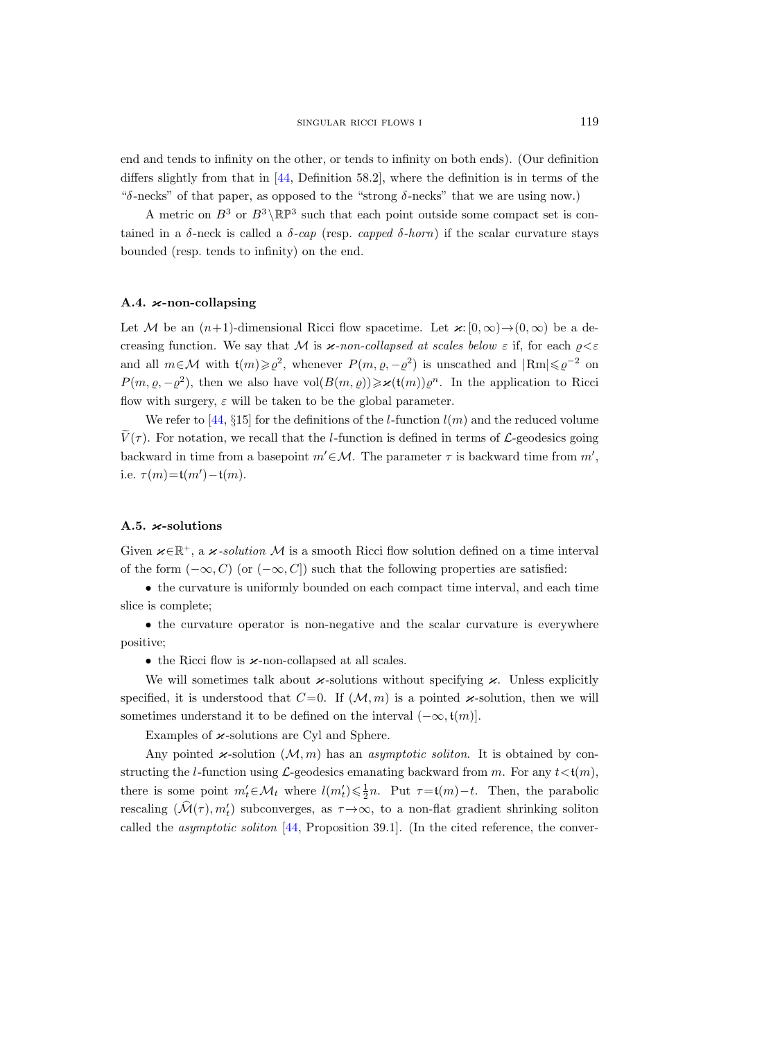end and tends to infinity on the other, or tends to infinity on both ends). (Our definition differs slightly from that in [44, Definition 58.2], where the definition is in terms of the "$\delta$-necks" of that paper, as opposed to the "strong $\delta$-necks" that we are using now.)

A metric on $B^3$ or $B^3 \setminus \mathbb{RP}^3$ such that each point outside some compact set is contained in a $\delta$-neck is called a *$\delta$-cap* (resp. *capped $\delta$-horn*) if the scalar curvature stays bounded (resp. tends to infinity) on the end.

### A.4. $\varkappa$-non-collapsing

Let $\mathcal{M}$ be an $(n+1)$-dimensional Ricci flow spacetime. Let $\varkappa: [0,\infty) \to (0,\infty)$ be a decreasing function. We say that $\mathcal{M}$ is *$\varkappa$-non-collapsed at scales below $\varepsilon$* if, for each $\varrho < \varepsilon$ and all $m \in \mathcal{M}$ with $\mathfrak{t}(m) \geqslant \varrho^2$, whenever $P(m, \varrho, -\varrho^2)$ is unscathed and $|\mathrm{Rm}| \leqslant \varrho^{-2}$ on $P(m, \varrho, -\varrho^2)$, then we also have $\mathrm{vol}(B(m,\varrho)) \geqslant \varkappa(\mathfrak{t}(m))\varrho^n$. In the application to Ricci flow with surgery, $\varepsilon$ will be taken to be the global parameter.

We refer to [44, §15] for the definitions of the $l$-function $l(m)$ and the reduced volume $\widetilde{V}(\tau)$. For notation, we recall that the $l$-function is defined in terms of $\mathcal{L}$-geodesics going backward in time from a basepoint $m' \in \mathcal{M}$. The parameter $\tau$ is backward time from $m'$, i.e. $\tau(m) = \mathfrak{t}(m') - \mathfrak{t}(m)$.

### A.5. $\varkappa$-solutions

Given $\varkappa \in \mathbb{R}^+$, a *$\varkappa$-solution* $\mathcal{M}$ is a smooth Ricci flow solution defined on a time interval of the form $(-\infty, C)$ (or $(-\infty, C]$) such that the following properties are satisfied:

- the curvature is uniformly bounded on each compact time interval, and each time slice is complete;
- the curvature operator is non-negative and the scalar curvature is everywhere positive;
- the Ricci flow is $\varkappa$-non-collapsed at all scales.

We will sometimes talk about $\varkappa$-solutions without specifying $\varkappa$. Unless explicitly specified, it is understood that $C=0$. If $(\mathcal{M}, m)$ is a pointed $\varkappa$-solution, then we will sometimes understand it to be defined on the interval $(-\infty, \mathfrak{t}(m)]$.

Examples of $\varkappa$-solutions are Cyl and Sphere.

Any pointed $\varkappa$-solution $(\mathcal{M}, m)$ has an *asymptotic soliton*. It is obtained by constructing the $l$-function using $\mathcal{L}$-geodesics emanating backward from $m$. For any $t < \mathfrak{t}(m)$, there is some point $m'_t \in \mathcal{M}_t$ where $l(m'_t) \leqslant \frac{1}{2}n$. Put $\tau = \mathfrak{t}(m) - t$. Then, the parabolic rescaling $(\widehat{\mathcal{M}}(\tau), m'_t)$ subconverges, as $\tau \to \infty$, to a non-flat gradient shrinking soliton called the *asymptotic soliton* [44, Proposition 39.1]. (In the cited reference, the conver-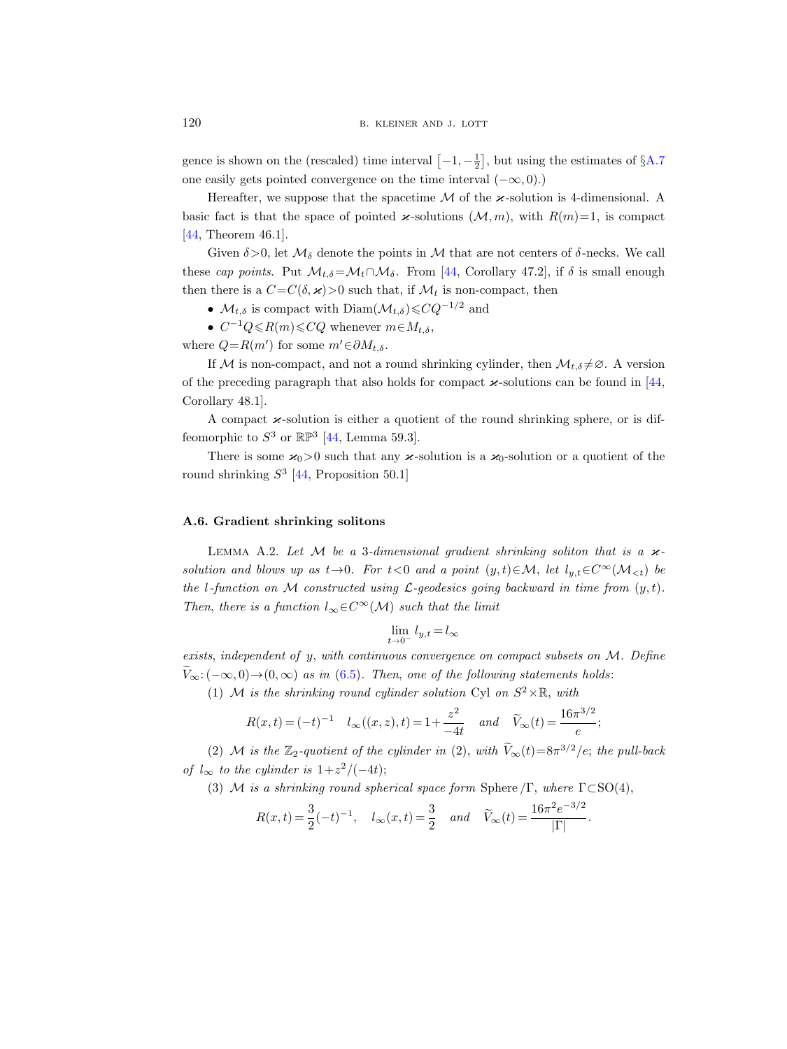gence is shown on the (rescaled) time interval $\left[-1,-\frac{1}{2}\right]$, but using the estimates of §A.7 one easily gets pointed convergence on the time interval $(-\infty, 0)$.)

Hereafter, we suppose that the spacetime $\mathcal{M}$ of the $\varkappa$-solution is 4-dimensional. A basic fact is that the space of pointed $\varkappa$-solutions $(\mathcal{M}, m)$, with $R(m)=1$, is compact [44, Theorem 46.1].

Given $\delta>0$, let $\mathcal{M}_\delta$ denote the points in $\mathcal{M}$ that are not centers of $\delta$-necks. We call these *cap points*. Put $\mathcal{M}_{t,\delta}=\mathcal{M}_t\cap\mathcal{M}_\delta$. From [44, Corollary 47.2], if $\delta$ is small enough then there is a $C=C(\delta,\varkappa)>0$ such that, if $\mathcal{M}_t$ is non-compact, then

- $\mathcal{M}_{t,\delta}$ is compact with $\operatorname{Diam}(\mathcal{M}_{t,\delta})\leqslant CQ^{-1/2}$ and
- $C^{-1}Q\leqslant R(m)\leqslant CQ$ whenever $m\in M_{t,\delta}$,

where $Q=R(m')$ for some $m'\in\partial M_{t,\delta}$.

If $\mathcal{M}$ is non-compact, and not a round shrinking cylinder, then $\mathcal{M}_{t,\delta}\neq\varnothing$. A version of the preceding paragraph that also holds for compact $\varkappa$-solutions can be found in [44, Corollary 48.1].

A compact $\varkappa$-solution is either a quotient of the round shrinking sphere, or is diffeomorphic to $S^3$ or $\mathbb{RP}^3$ [44, Lemma 59.3].

There is some $\varkappa_0>0$ such that any $\varkappa$-solution is a $\varkappa_0$-solution or a quotient of the round shrinking $S^3$ [44, Proposition 50.1]

### A.6. Gradient shrinking solitons

Lemma A.2. *Let $\mathcal{M}$ be a 3-dimensional gradient shrinking soliton that is a $\varkappa$-solution and blows up as $t\to 0$. For $t<0$ and a point $(y,t)\in\mathcal{M}$, let $l_{y,t}\in C^\infty(\mathcal{M}_{<t})$ be the $l$-function on $\mathcal{M}$ constructed using $\mathcal{L}$-geodesics going backward in time from $(y,t)$. Then, there is a function $l_\infty\in C^\infty(\mathcal{M})$ such that the limit*

$$\lim_{t\to 0^-} l_{y,t}=l_\infty$$

*exists, independent of $y$, with continuous convergence on compact subsets on $\mathcal{M}$. Define $\widetilde{V}_\infty\colon(-\infty,0)\to(0,\infty)$ as in (6.5). Then, one of the following statements holds:*

(1) *$\mathcal{M}$ is the shrinking round cylinder solution* Cyl *on $S^2\times\mathbb{R}$, with*

$$R(x,t)=(-t)^{-1}\quad l_\infty((x,z),t)=1+\frac{z^2}{-4t}\quad\textit{and}\quad \widetilde{V}_\infty(t)=\frac{16\pi^{3/2}}{e};$$

(2) *$\mathcal{M}$ is the $\mathbb{Z}_2$-quotient of the cylinder in (2), with $\widetilde{V}_\infty(t)=8\pi^{3/2}/e$; the pull-back of $l_\infty$ to the cylinder is $1+z^2/(-4t)$;*

(3) *$\mathcal{M}$ is a shrinking round spherical space form* Sphere$/\Gamma$, *where $\Gamma\subset\mathrm{SO}(4)$,*

$$R(x,t)=\frac{3}{2}(-t)^{-1},\quad l_\infty(x,t)=\frac{3}{2}\quad\textit{and}\quad \widetilde{V}_\infty(t)=\frac{16\pi^2e^{-3/2}}{|\Gamma|}.$$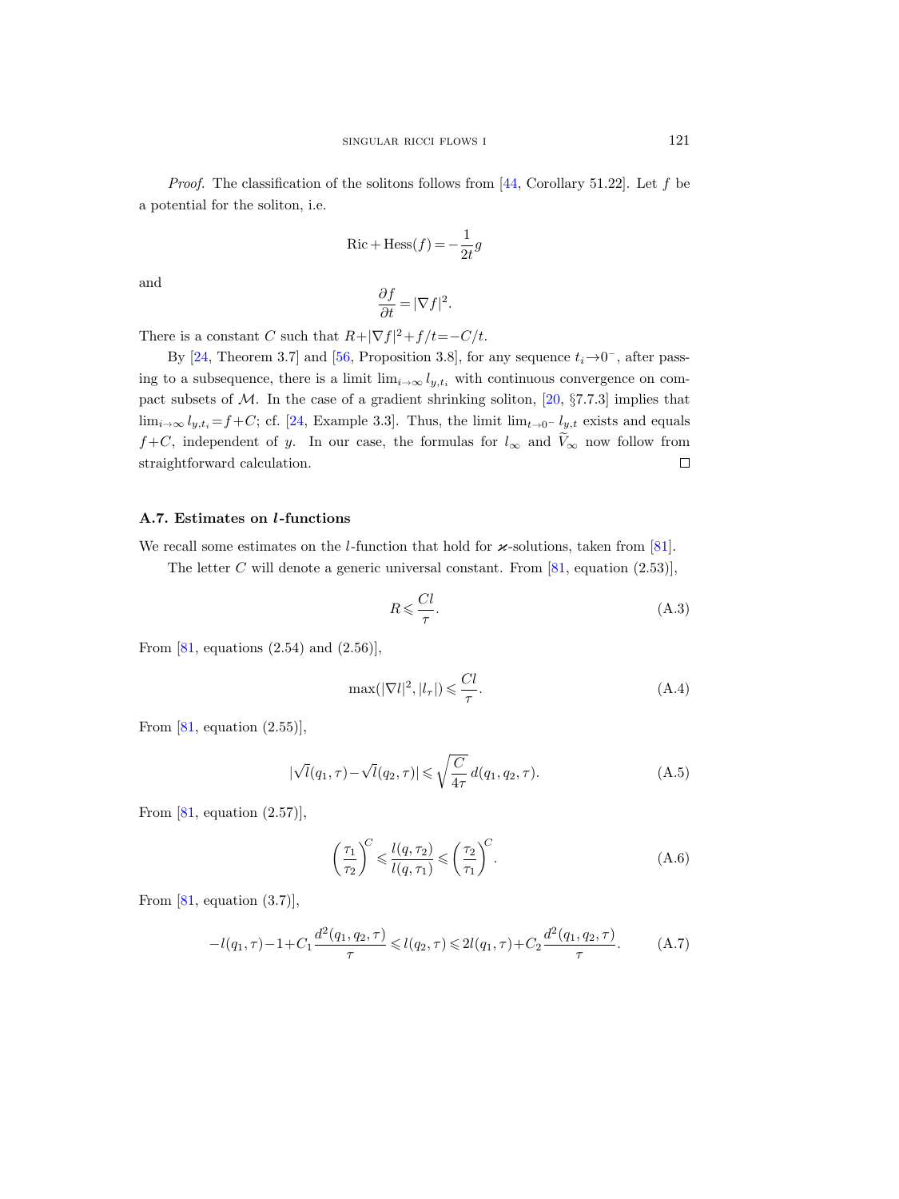*Proof.* The classification of the solitons follows from [44, Corollary 51.22]. Let $f$ be a potential for the soliton, i.e.

$$\mathrm{Ric} + \mathrm{Hess}(f) = -\frac{1}{2t} g$$

and

$$\frac{\partial f}{\partial t} = |\nabla f|^2.$$

There is a constant $C$ such that $R + |\nabla f|^2 + f/t = -C/t$.

By [24, Theorem 3.7] and [56, Proposition 3.8], for any sequence $t_i \to 0^-$, after passing to a subsequence, there is a limit $\lim_{i\to\infty} l_{y,t_i}$ with continuous convergence on compact subsets of $\mathcal{M}$. In the case of a gradient shrinking soliton, [20, §7.7.3] implies that $\lim_{i\to\infty} l_{y,t_i} = f + C$; cf. [24, Example 3.3]. Thus, the limit $\lim_{t\to 0^-} l_{y,t}$ exists and equals $f + C$, independent of $y$. In our case, the formulas for $l_\infty$ and $\widetilde{V}_\infty$ now follow from straightforward calculation. $\square$

### A.7. Estimates on $l$-functions

We recall some estimates on the $l$-function that hold for $\varkappa$-solutions, taken from [81].

The letter $C$ will denote a generic universal constant. From [81, equation (2.53)],

$$R \leqslant \frac{Cl}{\tau}. \tag{A.3}$$

From [81, equations (2.54) and (2.56)],

$$\max(|\nabla l|^2, |l_\tau|) \leqslant \frac{Cl}{\tau}. \tag{A.4}$$

From [81, equation (2.55)],

$$|\sqrt{l}(q_1, \tau) - \sqrt{l}(q_2, \tau)| \leqslant \sqrt{\frac{C}{4\tau}}\, d(q_1, q_2, \tau). \tag{A.5}$$

From [81, equation (2.57)],

$$\left(\frac{\tau_1}{\tau_2}\right)^C \leqslant \frac{l(q, \tau_2)}{l(q, \tau_1)} \leqslant \left(\frac{\tau_2}{\tau_1}\right)^C. \tag{A.6}$$

From [81, equation (3.7)],

$$-l(q_1, \tau) - 1 + C_1 \frac{d^2(q_1, q_2, \tau)}{\tau} \leqslant l(q_2, \tau) \leqslant 2l(q_1, \tau) + C_2 \frac{d^2(q_1, q_2, \tau)}{\tau}. \tag{A.7}$$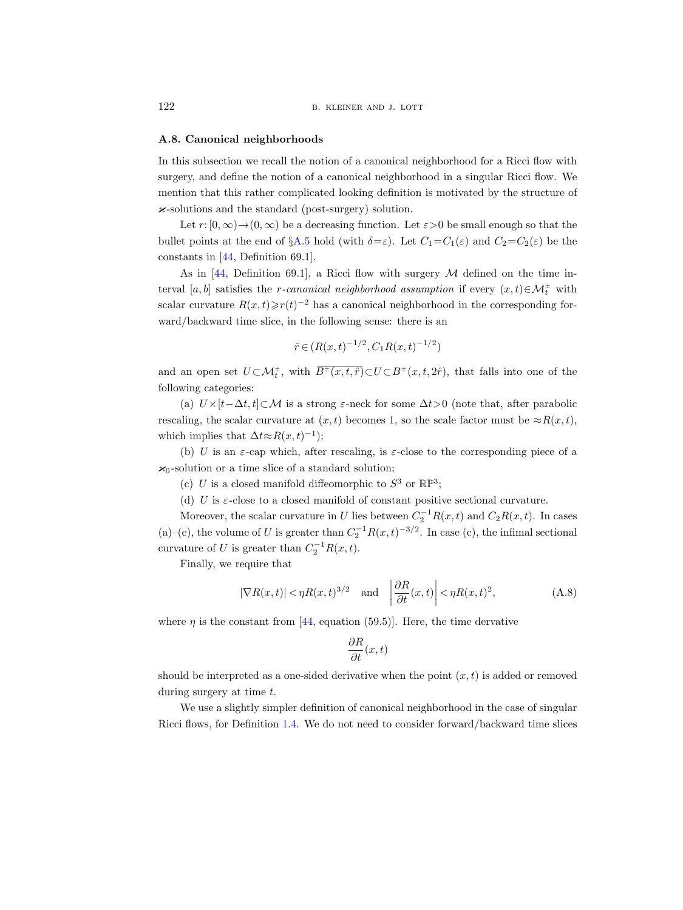### A.8. Canonical neighborhoods

In this subsection we recall the notion of a canonical neighborhood for a Ricci flow with surgery, and define the notion of a canonical neighborhood in a singular Ricci flow. We mention that this rather complicated looking definition is motivated by the structure of $\varkappa$-solutions and the standard (post-surgery) solution.

Let $r: [0, \infty) \to (0, \infty)$ be a decreasing function. Let $\varepsilon > 0$ be small enough so that the bullet points at the end of §A.5 hold (with $\delta = \varepsilon$). Let $C_1 = C_1(\varepsilon)$ and $C_2 = C_2(\varepsilon)$ be the constants in [44, Definition 69.1].

As in [44, Definition 69.1], a Ricci flow with surgery $\mathcal{M}$ defined on the time interval $[a, b]$ satisfies the *$r$-canonical neighborhood assumption* if every $(x, t) \in \mathcal{M}_t^{\pm}$ with scalar curvature $R(x, t) \geqslant r(t)^{-2}$ has a canonical neighborhood in the corresponding forward/backward time slice, in the following sense: there is an

$$\hat{r} \in (R(x,t)^{-1/2}, C_1 R(x,t)^{-1/2})$$

and an open set $U \subset \mathcal{M}_t^{\pm}$, with $\overline{B^{\pm}(x, t, \hat{r})} \subset U \subset B^{\pm}(x, t, 2\hat{r})$, that falls into one of the following categories:

(a) $U \times [t - \Delta t, t] \subset \mathcal{M}$ is a strong $\varepsilon$-neck for some $\Delta t > 0$ (note that, after parabolic rescaling, the scalar curvature at $(x, t)$ becomes 1, so the scale factor must be $\approx R(x, t)$, which implies that $\Delta t \approx R(x, t)^{-1}$);

(b) $U$ is an $\varepsilon$-cap which, after rescaling, is $\varepsilon$-close to the corresponding piece of a $\varkappa_0$-solution or a time slice of a standard solution;

(c) $U$ is a closed manifold diffeomorphic to $S^3$ or $\mathbb{RP}^3$;

(d) $U$ is $\varepsilon$-close to a closed manifold of constant positive sectional curvature.

Moreover, the scalar curvature in $U$ lies between $C_2^{-1} R(x, t)$ and $C_2 R(x, t)$. In cases (a)–(c), the volume of $U$ is greater than $C_2^{-1} R(x, t)^{-3/2}$. In case (c), the infimal sectional curvature of $U$ is greater than $C_2^{-1} R(x, t)$.

Finally, we require that

$$|\nabla R(x, t)| < \eta R(x, t)^{3/2} \quad \text{and} \quad \left| \frac{\partial R}{\partial t}(x, t) \right| < \eta R(x, t)^2, \tag{A.8}$$

where $\eta$ is the constant from [44, equation (59.5)]. Here, the time dervative

$$\frac{\partial R}{\partial t}(x, t)$$

should be interpreted as a one-sided derivative when the point $(x, t)$ is added or removed during surgery at time $t$.

We use a slightly simpler definition of canonical neighborhood in the case of singular Ricci flows, for Definition 1.4. We do not need to consider forward/backward time slices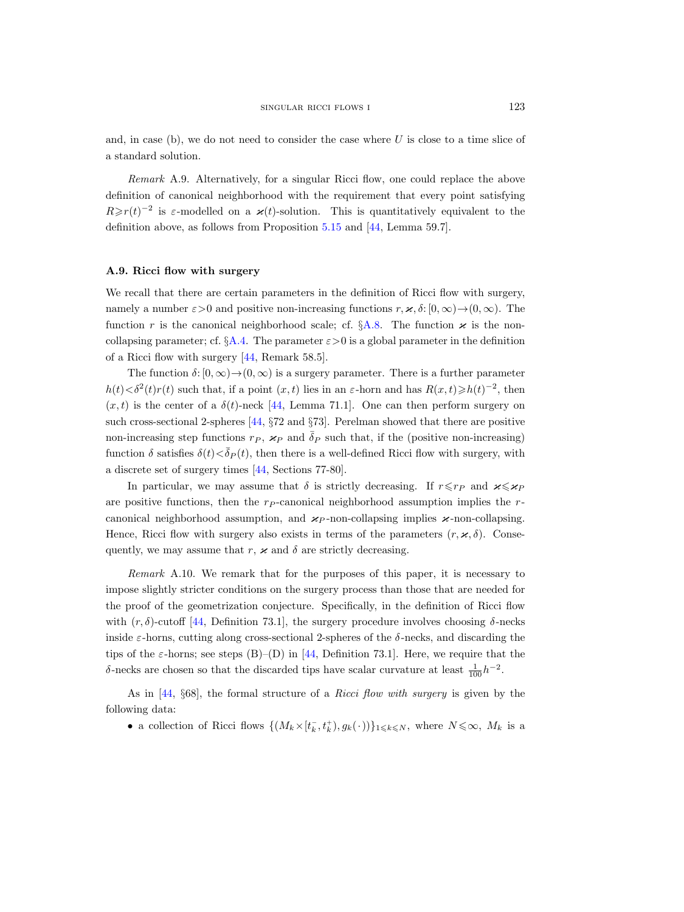and, in case (b), we do not need to consider the case where $U$ is close to a time slice of a standard solution.

*Remark* A.9. Alternatively, for a singular Ricci flow, one could replace the above definition of canonical neighborhood with the requirement that every point satisfying $R \geqslant r(t)^{-2}$ is $\varepsilon$-modelled on a $\varkappa(t)$-solution. This is quantitatively equivalent to the definition above, as follows from Proposition 5.15 and [44, Lemma 59.7].

### A.9. Ricci flow with surgery

We recall that there are certain parameters in the definition of Ricci flow with surgery, namely a number $\varepsilon > 0$ and positive non-increasing functions $r, \varkappa, \delta: [0, \infty) \to (0, \infty)$. The function $r$ is the canonical neighborhood scale; cf. §A.8. The function $\varkappa$ is the non-collapsing parameter; cf. §A.4. The parameter $\varepsilon > 0$ is a global parameter in the definition of a Ricci flow with surgery [44, Remark 58.5].

The function $\delta: [0, \infty) \to (0, \infty)$ is a surgery parameter. There is a further parameter $h(t) < \delta^2(t) r(t)$ such that, if a point $(x, t)$ lies in an $\varepsilon$-horn and has $R(x, t) \geqslant h(t)^{-2}$, then $(x, t)$ is the center of a $\delta(t)$-neck [44, Lemma 71.1]. One can then perform surgery on such cross-sectional 2-spheres [44, §72 and §73]. Perelman showed that there are positive non-increasing step functions $r_P$, $\varkappa_P$ and $\bar{\delta}_P$ such that, if the (positive non-increasing) function $\delta$ satisfies $\delta(t) < \bar{\delta}_P(t)$, then there is a well-defined Ricci flow with surgery, with a discrete set of surgery times [44, Sections 77-80].

In particular, we may assume that $\delta$ is strictly decreasing. If $r \leqslant r_P$ and $\varkappa \leqslant \varkappa_P$ are positive functions, then the $r_P$-canonical neighborhood assumption implies the $r$-canonical neighborhood assumption, and $\varkappa_P$-non-collapsing implies $\varkappa$-non-collapsing. Hence, Ricci flow with surgery also exists in terms of the parameters $(r, \varkappa, \delta)$. Consequently, we may assume that $r$, $\varkappa$ and $\delta$ are strictly decreasing.

*Remark* A.10. We remark that for the purposes of this paper, it is necessary to impose slightly stricter conditions on the surgery process than those that are needed for the proof of the geometrization conjecture. Specifically, in the definition of Ricci flow with $(r, \delta)$-cutoff [44, Definition 73.1], the surgery procedure involves choosing $\delta$-necks inside $\varepsilon$-horns, cutting along cross-sectional 2-spheres of the $\delta$-necks, and discarding the tips of the $\varepsilon$-horns; see steps (B)–(D) in [44, Definition 73.1]. Here, we require that the $\delta$-necks are chosen so that the discarded tips have scalar curvature at least $\frac{1}{100} h^{-2}$.

As in [44, §68], the formal structure of a *Ricci flow with surgery* is given by the following data:

- a collection of Ricci flows $\{(M_k \times [t_k^-, t_k^+), g_k(\cdot))\}_{1 \leqslant k \leqslant N}$, where $N \leqslant \infty$, $M_k$ is a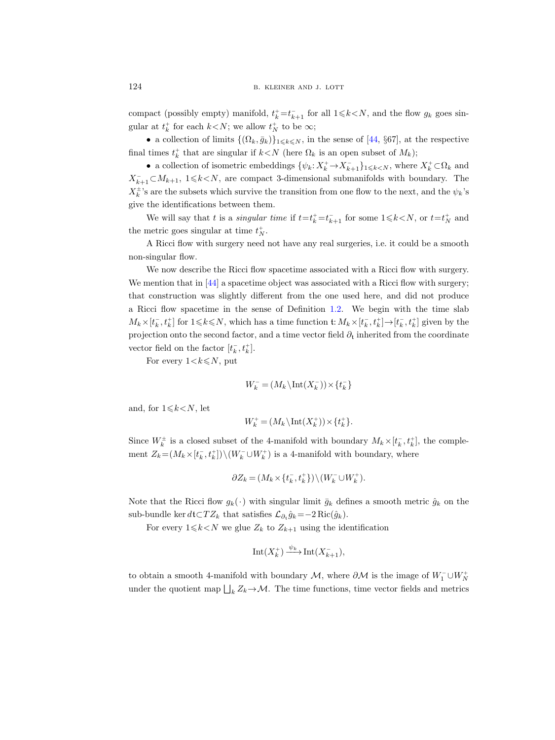compact (possibly empty) manifold, $t_k^+ = t_{k+1}^-$ for all $1 \leqslant k < N$, and the flow $g_k$ goes singular at $t_k^+$ for each $k < N$; we allow $t_N^+$ to be $\infty$;

- a collection of limits $\{(\Omega_k, \bar{g}_k)\}_{1 \leqslant k \leqslant N}$, in the sense of [44, §67], at the respective final times $t_k^+$ that are singular if $k < N$ (here $\Omega_k$ is an open subset of $M_k$);

- a collection of isometric embeddings $\{\psi_k : X_k^+ \to X_{k+1}^-\}_{1 \leqslant k < N}$, where $X_k^+ \subset \Omega_k$ and $X_{k+1}^- \subset M_{k+1}$, $1 \leqslant k < N$, are compact 3-dimensional submanifolds with boundary. The $X_k^\pm$'s are the subsets which survive the transition from one flow to the next, and the $\psi_k$'s give the identifications between them.

We will say that $t$ is a *singular time* if $t = t_k^+ = t_{k+1}^-$ for some $1 \leqslant k < N$, or $t = t_N^+$ and the metric goes singular at time $t_N^+$.

A Ricci flow with surgery need not have any real surgeries, i.e. it could be a smooth non-singular flow.

We now describe the Ricci flow spacetime associated with a Ricci flow with surgery. We mention that in [44] a spacetime object was associated with a Ricci flow with surgery; that construction was slightly different from the one used here, and did not produce a Ricci flow spacetime in the sense of Definition 1.2. We begin with the time slab $M_k \times [t_k^-, t_k^+]$ for $1 \leqslant k \leqslant N$, which has a time function $\mathfrak{t}: M_k \times [t_k^-, t_k^+] \to [t_k^-, t_k^+]$ given by the projection onto the second factor, and a time vector field $\partial_\mathfrak{t}$ inherited from the coordinate vector field on the factor $[t_k^-, t_k^+]$.

For every $1 < k \leqslant N$, put

$$W_k^- = (M_k \setminus \operatorname{Int}(X_k^-)) \times \{t_k^-\}$$

and, for $1 \leqslant k < N$, let

$$W_k^+ = (M_k \setminus \operatorname{Int}(X_k^+)) \times \{t_k^+\}.$$

Since $W_k^\pm$ is a closed subset of the 4-manifold with boundary $M_k \times [t_k^-, t_k^+]$, the complement $Z_k = (M_k \times [t_k^-, t_k^+]) \setminus (W_k^- \cup W_k^+)$ is a 4-manifold with boundary, where

$$\partial Z_k = (M_k \times \{t_k^-, t_k^+\}) \setminus (W_k^- \cup W_k^+).$$

Note that the Ricci flow $g_k(\cdot)$ with singular limit $\bar{g}_k$ defines a smooth metric $\hat{g}_k$ on the sub-bundle $\ker d\mathfrak{t} \subset TZ_k$ that satisfies $\mathcal{L}_{\partial_\mathfrak{t}} \hat{g}_k = -2 \operatorname{Ric}(\hat{g}_k)$.

For every $1 \leqslant k < N$ we glue $Z_k$ to $Z_{k+1}$ using the identification

$$\operatorname{Int}(X_k^+) \xrightarrow{\psi_k} \operatorname{Int}(X_{k+1}^-),$$

to obtain a smooth 4-manifold with boundary $\mathcal{M}$, where $\partial \mathcal{M}$ is the image of $W_1^- \cup W_N^+$ under the quotient map $\bigsqcup_k Z_k \to \mathcal{M}$. The time functions, time vector fields and metrics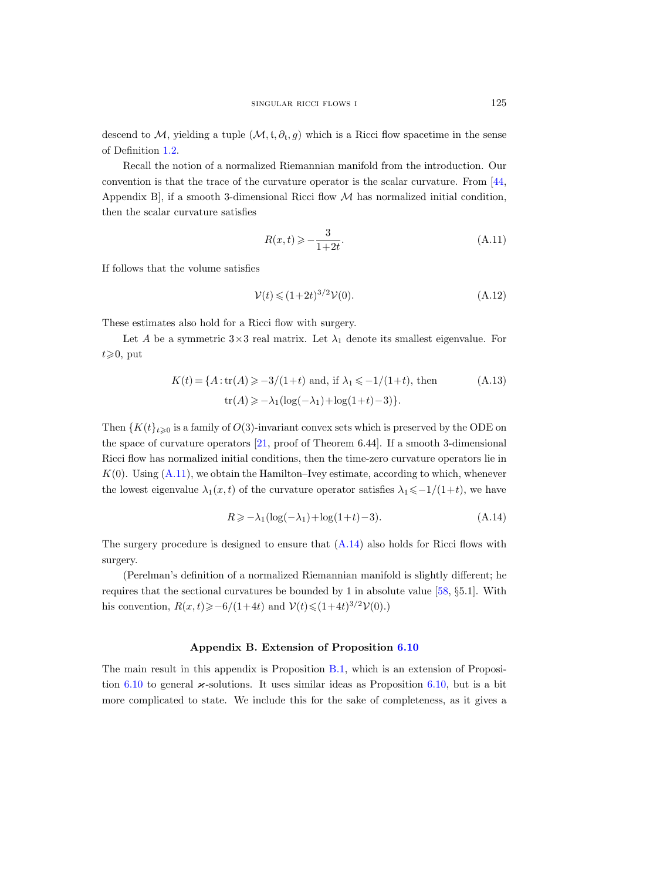descend to $\mathcal{M}$, yielding a tuple $(\mathcal{M}, \mathfrak{t}, \partial_{\mathfrak{t}}, g)$ which is a Ricci flow spacetime in the sense of Definition 1.2.

Recall the notion of a normalized Riemannian manifold from the introduction. Our convention is that the trace of the curvature operator is the scalar curvature. From [44, Appendix B], if a smooth 3-dimensional Ricci flow $\mathcal{M}$ has normalized initial condition, then the scalar curvature satisfies

$$R(x,t) \geqslant -\frac{3}{1+2t}. \tag{A.11}$$

If follows that the volume satisfies

$$\mathcal{V}(t) \leqslant (1+2t)^{3/2}\mathcal{V}(0). \tag{A.12}$$

These estimates also hold for a Ricci flow with surgery.

Let $A$ be a symmetric $3\times 3$ real matrix. Let $\lambda_1$ denote its smallest eigenvalue. For $t \geqslant 0$, put

$$\begin{aligned} K(t) = \{A : \operatorname{tr}(A) \geqslant -3/(1+t) \text{ and, if } \lambda_1 \leqslant -1/(1+t), \text{ then} \\ \operatorname{tr}(A) \geqslant -\lambda_1(\log(-\lambda_1) + \log(1+t) - 3)\}. \end{aligned} \tag{A.13}$$

Then $\{K(t)\}_{t \geqslant 0}$ is a family of $O(3)$-invariant convex sets which is preserved by the ODE on the space of curvature operators [21, proof of Theorem 6.44]. If a smooth 3-dimensional Ricci flow has normalized initial conditions, then the time-zero curvature operators lie in $K(0)$. Using (A.11), we obtain the Hamilton–Ivey estimate, according to which, whenever the lowest eigenvalue $\lambda_1(x,t)$ of the curvature operator satisfies $\lambda_1 \leqslant -1/(1+t)$, we have

$$R \geqslant -\lambda_1(\log(-\lambda_1) + \log(1+t) - 3). \tag{A.14}$$

The surgery procedure is designed to ensure that (A.14) also holds for Ricci flows with surgery.

(Perelman's definition of a normalized Riemannian manifold is slightly different; he requires that the sectional curvatures be bounded by 1 in absolute value [58, §5.1]. With his convention, $R(x,t) \geqslant -6/(1+4t)$ and $\mathcal{V}(t) \leqslant (1+4t)^{3/2}\mathcal{V}(0)$.)

## Appendix B. Extension of Proposition 6.10

The main result in this appendix is Proposition B.1, which is an extension of Proposition 6.10 to general $\varkappa$-solutions. It uses similar ideas as Proposition 6.10, but is a bit more complicated to state. We include this for the sake of completeness, as it gives a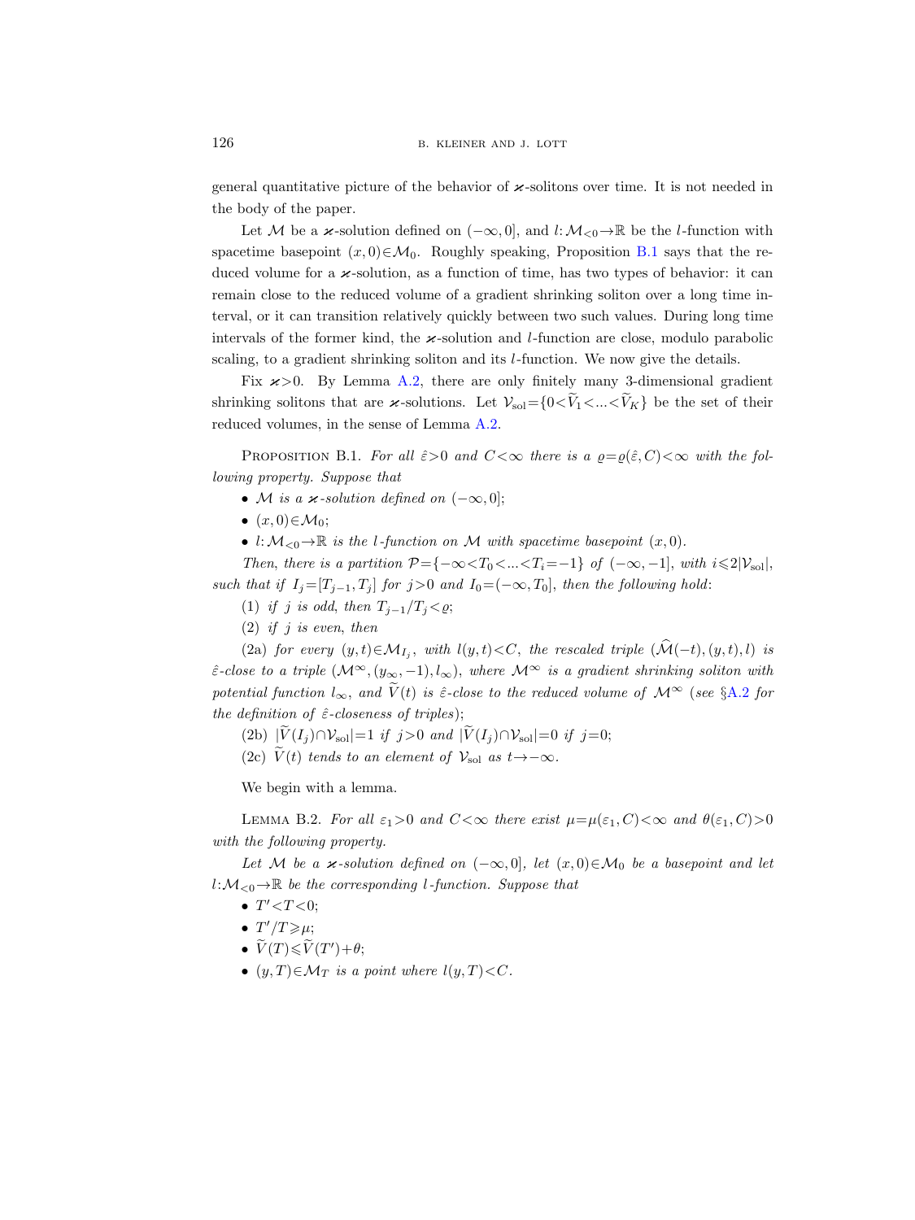general quantitative picture of the behavior of $\varkappa$-solitons over time. It is not needed in the body of the paper.

Let $\mathcal{M}$ be a $\varkappa$-solution defined on $(-\infty, 0]$, and $l: \mathcal{M}_{<0} \to \mathbb{R}$ be the $l$-function with spacetime basepoint $(x, 0) \in \mathcal{M}_0$. Roughly speaking, Proposition B.1 says that the reduced volume for a $\varkappa$-solution, as a function of time, has two types of behavior: it can remain close to the reduced volume of a gradient shrinking soliton over a long time interval, or it can transition relatively quickly between two such values. During long time intervals of the former kind, the $\varkappa$-solution and $l$-function are close, modulo parabolic scaling, to a gradient shrinking soliton and its $l$-function. We now give the details.

Fix $\varkappa > 0$. By Lemma A.2, there are only finitely many 3-dimensional gradient shrinking solitons that are $\varkappa$-solutions. Let $\mathcal{V}_{\mathrm{sol}} = \{0 < \widetilde{V}_1 < \ldots < \widetilde{V}_K\}$ be the set of their reduced volumes, in the sense of Lemma A.2.

Proposition B.1. *For all $\hat{\varepsilon} > 0$ and $C < \infty$ there is a $\varrho = \varrho(\hat{\varepsilon}, C) < \infty$ with the following property. Suppose that*

- *$\mathcal{M}$ is a $\varkappa$-solution defined on $(-\infty, 0]$;*
- *$(x, 0) \in \mathcal{M}_0$;*
- *$l: \mathcal{M}_{<0} \to \mathbb{R}$ is the $l$-function on $\mathcal{M}$ with spacetime basepoint $(x, 0)$.*

*Then, there is a partition $\mathcal{P} = \{-\infty < T_0 < \ldots < T_i = -1\}$ of $(-\infty, -1]$, with $i \leqslant 2|\mathcal{V}_{\mathrm{sol}}|$, such that if $I_j = [T_{j-1}, T_j]$ for $j > 0$ and $I_0 = (-\infty, T_0]$, then the following hold:*

*(1) if $j$ is odd, then $T_{j-1}/T_j < \varrho$;*

*(2) if $j$ is even, then*

*(2a) for every $(y, t) \in \mathcal{M}_{I_j}$, with $l(y, t) < C$, the rescaled triple $(\widehat{\mathcal{M}}(-t), (y, t), l)$ is $\hat{\varepsilon}$-close to a triple $(\mathcal{M}^\infty, (y_\infty, -1), l_\infty)$, where $\mathcal{M}^\infty$ is a gradient shrinking soliton with potential function $l_\infty$, and $\widetilde{V}(t)$ is $\hat{\varepsilon}$-close to the reduced volume of $\mathcal{M}^\infty$ (see §A.2 for the definition of $\hat{\varepsilon}$-closeness of triples);*

*(2b) $|\widetilde{V}(I_j) \cap \mathcal{V}_{\mathrm{sol}}| = 1$ if $j > 0$ and $|\widetilde{V}(I_j) \cap \mathcal{V}_{\mathrm{sol}}| = 0$ if $j = 0$;*

*(2c) $\widetilde{V}(t)$ tends to an element of $\mathcal{V}_{\mathrm{sol}}$ as $t \to -\infty$.*

We begin with a lemma.

Lemma B.2. *For all $\varepsilon_1 > 0$ and $C < \infty$ there exist $\mu = \mu(\varepsilon_1, C) < \infty$ and $\theta(\varepsilon_1, C) > 0$ with the following property.*

*Let $\mathcal{M}$ be a $\varkappa$-solution defined on $(-\infty, 0]$, let $(x, 0) \in \mathcal{M}_0$ be a basepoint and let $l: \mathcal{M}_{<0} \to \mathbb{R}$ be the corresponding $l$-function. Suppose that*

- *$T' < T < 0$;*
- *$T'/T \geqslant \mu$;*
- *$\widetilde{V}(T) \leqslant \widetilde{V}(T') + \theta$;*
- *$(y, T) \in \mathcal{M}_T$ is a point where $l(y, T) < C$.*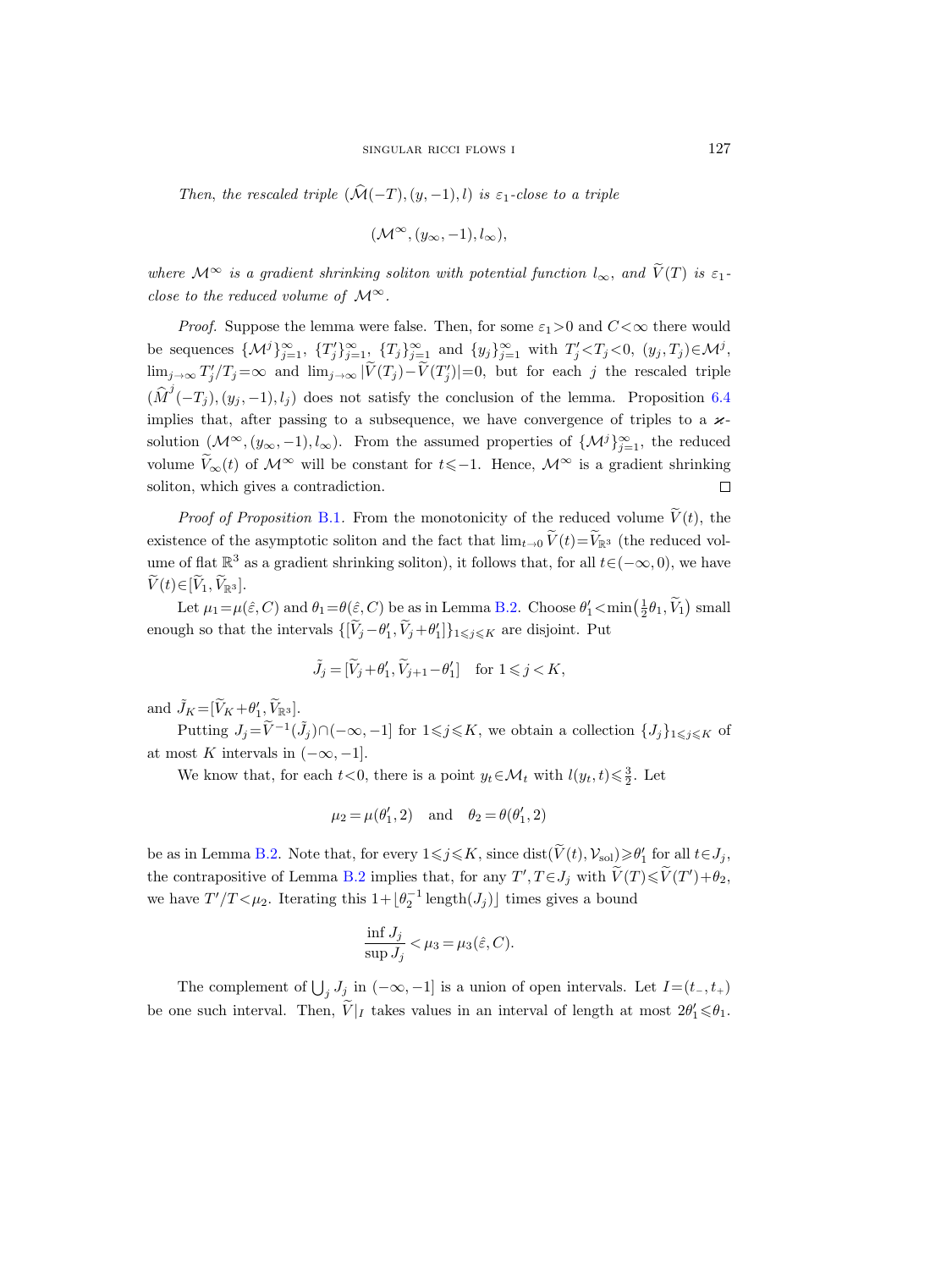*Then, the rescaled triple $(\widehat{\mathcal{M}}(-T),(y,-1),l)$ is $\varepsilon_1$-close to a triple*

$$(\mathcal{M}^\infty,(y_\infty,-1),l_\infty),$$

*where $\mathcal{M}^\infty$ is a gradient shrinking soliton with potential function $l_\infty$, and $\widetilde{V}(T)$ is $\varepsilon_1$-close to the reduced volume of $\mathcal{M}^\infty$.*

*Proof.* Suppose the lemma were false. Then, for some $\varepsilon_1>0$ and $C<\infty$ there would be sequences $\{\mathcal{M}^j\}_{j=1}^\infty$, $\{T_j'\}_{j=1}^\infty$, $\{T_j\}_{j=1}^\infty$ and $\{y_j\}_{j=1}^\infty$ with $T_j'<T_j<0$, $(y_j,T_j)\in\mathcal{M}^j$, $\lim_{j\to\infty}T_j'/T_j=\infty$ and $\lim_{j\to\infty}|\widetilde{V}(T_j)-\widetilde{V}(T_j')|=0$, but for each $j$ the rescaled triple $(\widehat{M}^j(-T_j),(y_j,-1),l_j)$ does not satisfy the conclusion of the lemma. Proposition 6.4 implies that, after passing to a subsequence, we have convergence of triples to a $\varkappa$-solution $(\mathcal{M}^\infty,(y_\infty,-1),l_\infty)$. From the assumed properties of $\{\mathcal{M}^j\}_{j=1}^\infty$, the reduced volume $\widetilde{V}_\infty(t)$ of $\mathcal{M}^\infty$ will be constant for $t\leqslant -1$. Hence, $\mathcal{M}^\infty$ is a gradient shrinking soliton, which gives a contradiction. □

*Proof of Proposition* B.1. From the monotonicity of the reduced volume $\widetilde{V}(t)$, the existence of the asymptotic soliton and the fact that $\lim_{t\to 0}\widetilde{V}(t)=\widetilde{V}_{\mathbb{R}^3}$ (the reduced volume of flat $\mathbb{R}^3$ as a gradient shrinking soliton), it follows that, for all $t\in(-\infty,0)$, we have $\widetilde{V}(t)\in[\widetilde{V}_1,\widetilde{V}_{\mathbb{R}^3}]$.

Let $\mu_1=\mu(\hat{\varepsilon},C)$ and $\theta_1=\theta(\hat{\varepsilon},C)$ be as in Lemma B.2. Choose $\theta_1'<\min\bigl(\frac{1}{2}\theta_1,\widetilde{V}_1\bigr)$ small enough so that the intervals $\{[\widetilde{V}_j-\theta_1',\widetilde{V}_j+\theta_1']\}_{1\leqslant j\leqslant K}$ are disjoint. Put

$$\tilde{J}_j=[\widetilde{V}_j+\theta_1',\widetilde{V}_{j+1}-\theta_1']\quad\text{for } 1\leqslant j<K,$$

and $\tilde{J}_K=[\widetilde{V}_K+\theta_1',\widetilde{V}_{\mathbb{R}^3}]$.

Putting $J_j=\widetilde{V}^{-1}(\tilde{J}_j)\cap(-\infty,-1]$ for $1\leqslant j\leqslant K$, we obtain a collection $\{J_j\}_{1\leqslant j\leqslant K}$ of at most $K$ intervals in $(-\infty,-1]$.

We know that, for each $t<0$, there is a point $y_t\in\mathcal{M}_t$ with $l(y_t,t)\leqslant\frac{3}{2}$. Let

$$\mu_2=\mu(\theta_1',2)\quad\text{and}\quad\theta_2=\theta(\theta_1',2)$$

be as in Lemma B.2. Note that, for every $1\leqslant j\leqslant K$, since $\operatorname{dist}(\widetilde{V}(t),\mathcal{V}_{\mathrm{sol}})\geqslant\theta_1'$ for all $t\in J_j$, the contrapositive of Lemma B.2 implies that, for any $T',T\in J_j$ with $\widetilde{V}(T)\leqslant\widetilde{V}(T')+\theta_2$, we have $T'/T<\mu_2$. Iterating this $1+\lfloor\theta_2^{-1}\operatorname{length}(J_j)\rfloor$ times gives a bound

$$\frac{\inf J_j}{\sup J_j}<\mu_3=\mu_3(\hat{\varepsilon},C).$$

The complement of $\bigcup_j J_j$ in $(-\infty,-1]$ is a union of open intervals. Let $I=(t_-,t_+)$ be one such interval. Then, $\widetilde{V}|_I$ takes values in an interval of length at most $2\theta_1'\leqslant\theta_1$.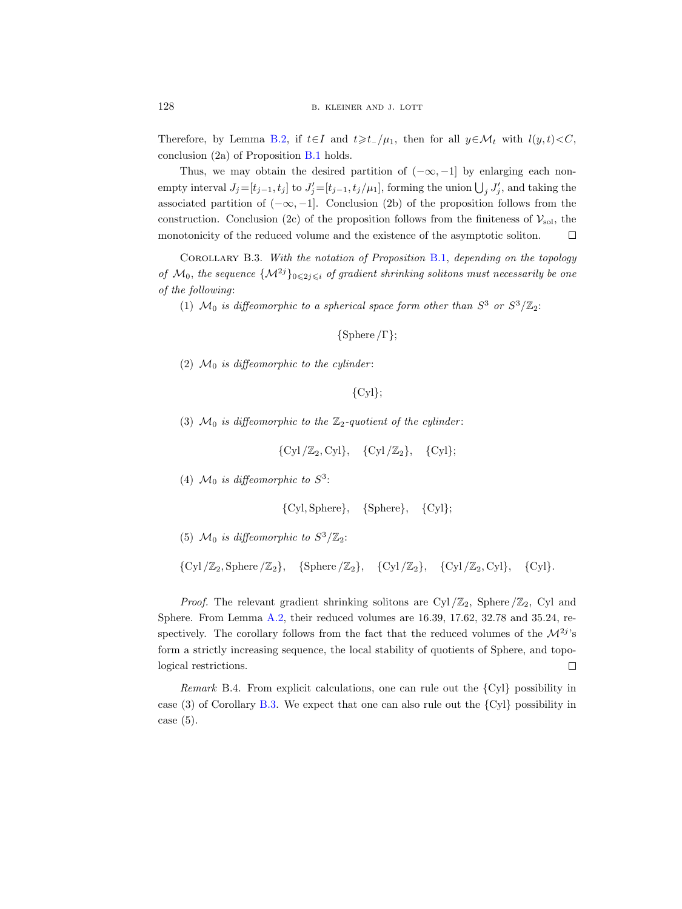Therefore, by Lemma B.2, if $t \in I$ and $t \geqslant t_-/\mu_1$, then for all $y \in \mathcal{M}_t$ with $l(y,t) < C$, conclusion (2a) of Proposition B.1 holds.

Thus, we may obtain the desired partition of $(-\infty, -1]$ by enlarging each nonempty interval $J_j = [t_{j-1}, t_j]$ to $J'_j = [t_{j-1}, t_j/\mu_1]$, forming the union $\bigcup_j J'_j$, and taking the associated partition of $(-\infty, -1]$. Conclusion (2b) of the proposition follows from the construction. Conclusion (2c) of the proposition follows from the finiteness of $\mathcal{V}_{\mathrm{sol}}$, the monotonicity of the reduced volume and the existence of the asymptotic soliton. □

Corollary B.3. *With the notation of Proposition B.1, depending on the topology of $\mathcal{M}_0$, the sequence $\{\mathcal{M}^{2j}\}_{0 \leqslant 2j \leqslant i}$ of gradient shrinking solitons must necessarily be one of the following*:

(1) *$\mathcal{M}_0$ is diffeomorphic to a spherical space form other than $S^3$ or $S^3/\mathbb{Z}_2$*:

$$\{\mathrm{Sphere}/\Gamma\};$$

(2) *$\mathcal{M}_0$ is diffeomorphic to the cylinder*:

$$\{\mathrm{Cyl}\};$$

(3) *$\mathcal{M}_0$ is diffeomorphic to the $\mathbb{Z}_2$-quotient of the cylinder*:

$$\{\mathrm{Cyl}/\mathbb{Z}_2, \mathrm{Cyl}\}, \quad \{\mathrm{Cyl}/\mathbb{Z}_2\}, \quad \{\mathrm{Cyl}\};$$

(4) *$\mathcal{M}_0$ is diffeomorphic to $S^3$*:

$$\{\mathrm{Cyl}, \mathrm{Sphere}\}, \quad \{\mathrm{Sphere}\}, \quad \{\mathrm{Cyl}\};$$

(5) *$\mathcal{M}_0$ is diffeomorphic to $S^3/\mathbb{Z}_2$*:

$$\{\mathrm{Cyl}/\mathbb{Z}_2, \mathrm{Sphere}/\mathbb{Z}_2\}, \quad \{\mathrm{Sphere}/\mathbb{Z}_2\}, \quad \{\mathrm{Cyl}/\mathbb{Z}_2\}, \quad \{\mathrm{Cyl}/\mathbb{Z}_2, \mathrm{Cyl}\}, \quad \{\mathrm{Cyl}\}.$$

*Proof.* The relevant gradient shrinking solitons are $\mathrm{Cyl}/\mathbb{Z}_2$, $\mathrm{Sphere}/\mathbb{Z}_2$, Cyl and Sphere. From Lemma A.2, their reduced volumes are 16.39, 17.62, 32.78 and 35.24, respectively. The corollary follows from the fact that the reduced volumes of the $\mathcal{M}^{2j}$'s form a strictly increasing sequence, the local stability of quotients of Sphere, and topological restrictions. □

*Remark* B.4. From explicit calculations, one can rule out the $\{\mathrm{Cyl}\}$ possibility in case (3) of Corollary B.3. We expect that one can also rule out the $\{\mathrm{Cyl}\}$ possibility in case (5).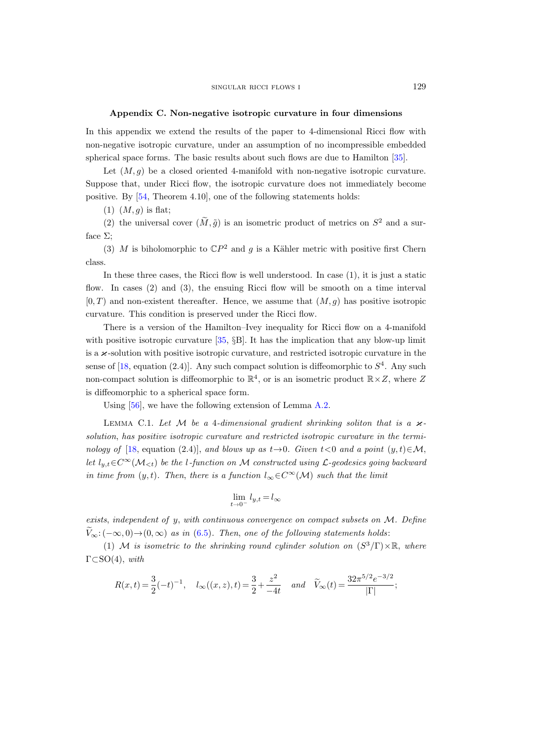## Appendix C. Non-negative isotropic curvature in four dimensions

In this appendix we extend the results of the paper to 4-dimensional Ricci flow with non-negative isotropic curvature, under an assumption of no incompressible embedded spherical space forms. The basic results about such flows are due to Hamilton [35].

Let $(M, g)$ be a closed oriented 4-manifold with non-negative isotropic curvature. Suppose that, under Ricci flow, the isotropic curvature does not immediately become positive. By [54, Theorem 4.10], one of the following statements holds:

(1) $(M, g)$ is flat;

(2) the universal cover $(\widetilde{M}, \tilde{g})$ is an isometric product of metrics on $S^2$ and a surface $\Sigma$;

(3) $M$ is biholomorphic to $\mathbb{C}P^2$ and $g$ is a Kähler metric with positive first Chern class.

In these three cases, the Ricci flow is well understood. In case (1), it is just a static flow. In cases (2) and (3), the ensuing Ricci flow will be smooth on a time interval $[0, T)$ and non-existent thereafter. Hence, we assume that $(M, g)$ has positive isotropic curvature. This condition is preserved under the Ricci flow.

There is a version of the Hamilton–Ivey inequality for Ricci flow on a 4-manifold with positive isotropic curvature [35, §B]. It has the implication that any blow-up limit is a $\varkappa$-solution with positive isotropic curvature, and restricted isotropic curvature in the sense of [18, equation (2.4)]. Any such compact solution is diffeomorphic to $S^4$. Any such non-compact solution is diffeomorphic to $\mathbb{R}^4$, or is an isometric product $\mathbb{R} \times Z$, where $Z$ is diffeomorphic to a spherical space form.

Using [56], we have the following extension of Lemma A.2.

Lemma C.1. *Let $\mathcal{M}$ be a 4-dimensional gradient shrinking soliton that is a $\varkappa$-solution, has positive isotropic curvature and restricted isotropic curvature in the terminology of* [18, equation (2.4)], *and blows up as $t \to 0$. Given $t < 0$ and a point $(y, t) \in \mathcal{M}$, let $l_{y,t} \in C^\infty(\mathcal{M}_{<t})$ be the $l$-function on $\mathcal{M}$ constructed using $\mathcal{L}$-geodesics going backward in time from $(y, t)$. Then, there is a function $l_\infty \in C^\infty(\mathcal{M})$ such that the limit*

$$\lim_{t \to 0^-} l_{y,t} = l_\infty$$

*exists, independent of $y$, with continuous convergence on compact subsets on $\mathcal{M}$. Define $\widetilde{V}_\infty : (-\infty, 0) \to (0, \infty)$ as in* (6.5). *Then, one of the following statements holds*:

(1) *$\mathcal{M}$ is isometric to the shrinking round cylinder solution on $(S^3/\Gamma) \times \mathbb{R}$, where $\Gamma \subset \mathrm{SO}(4)$, with*

$$R(x, t) = \frac{3}{2}(-t)^{-1}, \quad l_\infty((x, z), t) = \frac{3}{2} + \frac{z^2}{-4t} \quad \textit{and} \quad \widetilde{V}_\infty(t) = \frac{32\pi^{5/2} e^{-3/2}}{|\Gamma|};$$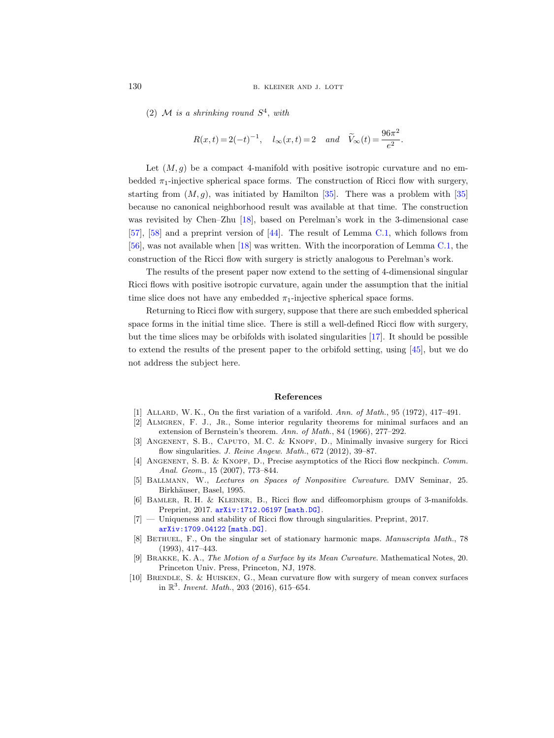(2) $\mathcal{M}$ *is a shrinking round* $S^4$, *with*

$$R(x,t)=2(-t)^{-1}, \quad l_\infty(x,t)=2 \quad \textit{and} \quad \widetilde{V}_\infty(t)=\frac{96\pi^2}{e^2}.$$

Let $(M,g)$ be a compact 4-manifold with positive isotropic curvature and no embedded $\pi_1$-injective spherical space forms. The construction of Ricci flow with surgery, starting from $(M,g)$, was initiated by Hamilton [35]. There was a problem with [35] because no canonical neighborhood result was available at that time. The construction was revisited by Chen–Zhu [18], based on Perelman's work in the 3-dimensional case [57], [58] and a preprint version of [44]. The result of Lemma C.1, which follows from [56], was not available when [18] was written. With the incorporation of Lemma C.1, the construction of the Ricci flow with surgery is strictly analogous to Perelman's work.

The results of the present paper now extend to the setting of 4-dimensional singular Ricci flows with positive isotropic curvature, again under the assumption that the initial time slice does not have any embedded $\pi_1$-injective spherical space forms.

Returning to Ricci flow with surgery, suppose that there are such embedded spherical space forms in the initial time slice. There is still a well-defined Ricci flow with surgery, but the time slices may be orbifolds with isolated singularities [17]. It should be possible to extend the results of the present paper to the orbifold setting, using [45], but we do not address the subject here.

## References

[1] Allard, W. K., On the first variation of a varifold. *Ann. of Math.*, 95 (1972), 417–491.

[2] Almgren, F. J., Jr., Some interior regularity theorems for minimal surfaces and an extension of Bernstein's theorem. *Ann. of Math.*, 84 (1966), 277–292.

[3] Angenent, S. B., Caputo, M. C. & Knopf, D., Minimally invasive surgery for Ricci flow singularities. *J. Reine Angew. Math.*, 672 (2012), 39–87.

[4] Angenent, S. B. & Knopf, D., Precise asymptotics of the Ricci flow neckpinch. *Comm. Anal. Geom.*, 15 (2007), 773–844.

[5] Ballmann, W., *Lectures on Spaces of Nonpositive Curvature*. DMV Seminar, 25. Birkhäuser, Basel, 1995.

[6] Bamler, R. H. & Kleiner, B., Ricci flow and diffeomorphism groups of 3-manifolds. Preprint, 2017. arXiv:1712.06197 [math.DG].

[7] — Uniqueness and stability of Ricci flow through singularities. Preprint, 2017. arXiv:1709.04122 [math.DG].

[8] Bethuel, F., On the singular set of stationary harmonic maps. *Manuscripta Math.*, 78 (1993), 417–443.

[9] Brakke, K. A., *The Motion of a Surface by its Mean Curvature*. Mathematical Notes, 20. Princeton Univ. Press, Princeton, NJ, 1978.

[10] Brendle, S. & Huisken, G., Mean curvature flow with surgery of mean convex surfaces in $\mathbb{R}^3$. *Invent. Math.*, 203 (2016), 615–654.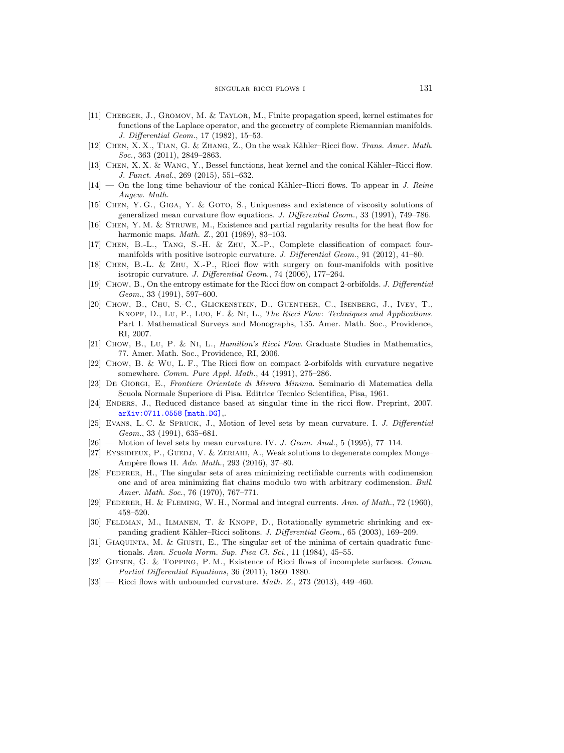[11] Cheeger, J., Gromov, M. & Taylor, M., Finite propagation speed, kernel estimates for functions of the Laplace operator, and the geometry of complete Riemannian manifolds. *J. Differential Geom.*, 17 (1982), 15–53.

[12] Chen, X. X., Tian, G. & Zhang, Z., On the weak Kähler–Ricci flow. *Trans. Amer. Math. Soc.*, 363 (2011), 2849–2863.

[13] Chen, X. X. & Wang, Y., Bessel functions, heat kernel and the conical Kähler–Ricci flow. *J. Funct. Anal.*, 269 (2015), 551–632.

[14] — On the long time behaviour of the conical Kähler–Ricci flows. To appear in *J. Reine Angew. Math.*

[15] Chen, Y. G., Giga, Y. & Goto, S., Uniqueness and existence of viscosity solutions of generalized mean curvature flow equations. *J. Differential Geom.*, 33 (1991), 749–786.

[16] Chen, Y. M. & Struwe, M., Existence and partial regularity results for the heat flow for harmonic maps. *Math. Z.*, 201 (1989), 83–103.

[17] Chen, B.-L., Tang, S.-H. & Zhu, X.-P., Complete classification of compact four-manifolds with positive isotropic curvature. *J. Differential Geom.*, 91 (2012), 41–80.

[18] Chen, B.-L. & Zhu, X.-P., Ricci flow with surgery on four-manifolds with positive isotropic curvature. *J. Differential Geom.*, 74 (2006), 177–264.

[19] Chow, B., On the entropy estimate for the Ricci flow on compact 2-orbifolds. *J. Differential Geom.*, 33 (1991), 597–600.

[20] Chow, B., Chu, S.-C., Glickenstein, D., Guenther, C., Isenberg, J., Ivey, T., Knopf, D., Lu, P., Luo, F. & Ni, L., *The Ricci Flow: Techniques and Applications*. Part I. Mathematical Surveys and Monographs, 135. Amer. Math. Soc., Providence, RI, 2007.

[21] Chow, B., Lu, P. & Ni, L., *Hamilton's Ricci Flow*. Graduate Studies in Mathematics, 77. Amer. Math. Soc., Providence, RI, 2006.

[22] Chow, B. & Wu, L. F., The Ricci flow on compact 2-orbifolds with curvature negative somewhere. *Comm. Pure Appl. Math.*, 44 (1991), 275–286.

[23] De Giorgi, E., *Frontiere Orientate di Misura Minima*. Seminario di Matematica della Scuola Normale Superiore di Pisa. Editrice Tecnico Scientifica, Pisa, 1961.

[24] Enders, J., Reduced distance based at singular time in the ricci flow. Preprint, 2007. arXiv:0711.0558 [math.DG],.

[25] Evans, L. C. & Spruck, J., Motion of level sets by mean curvature. I. *J. Differential Geom.*, 33 (1991), 635–681.

[26] — Motion of level sets by mean curvature. IV. *J. Geom. Anal.*, 5 (1995), 77–114.

[27] Eyssidieux, P., Guedj, V. & Zeriahi, A., Weak solutions to degenerate complex Monge–Ampère flows II. *Adv. Math.*, 293 (2016), 37–80.

[28] Federer, H., The singular sets of area minimizing rectifiable currents with codimension one and of area minimizing flat chains modulo two with arbitrary codimension. *Bull. Amer. Math. Soc.*, 76 (1970), 767–771.

[29] Federer, H. & Fleming, W. H., Normal and integral currents. *Ann. of Math.*, 72 (1960), 458–520.

[30] Feldman, M., Ilmanen, T. & Knopf, D., Rotationally symmetric shrinking and expanding gradient Kähler–Ricci solitons. *J. Differential Geom.*, 65 (2003), 169–209.

[31] Giaquinta, M. & Giusti, E., The singular set of the minima of certain quadratic functionals. *Ann. Scuola Norm. Sup. Pisa Cl. Sci.*, 11 (1984), 45–55.

[32] Giesen, G. & Topping, P. M., Existence of Ricci flows of incomplete surfaces. *Comm. Partial Differential Equations*, 36 (2011), 1860–1880.

[33] — Ricci flows with unbounded curvature. *Math. Z.*, 273 (2013), 449–460.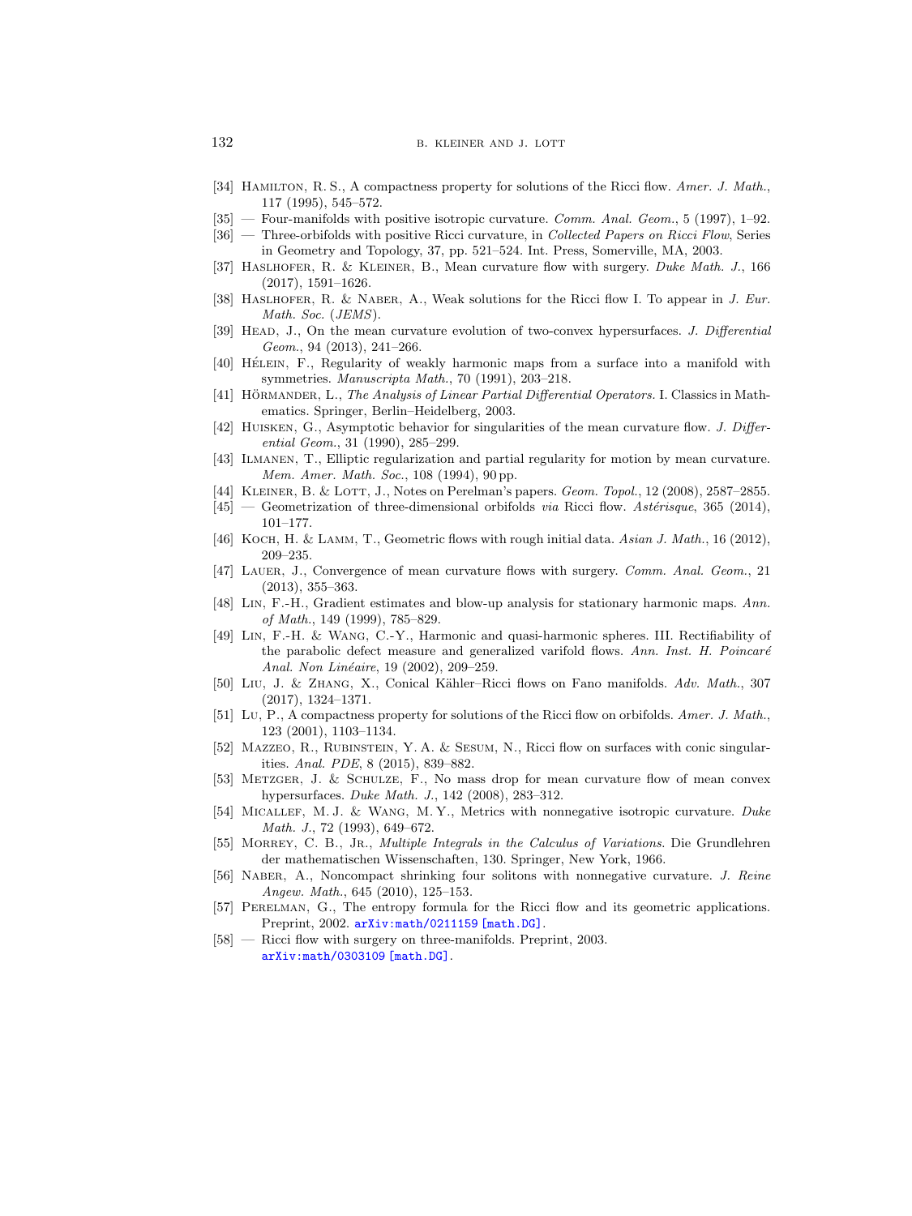- [34] Hamilton, R. S., A compactness property for solutions of the Ricci flow. *Amer. J. Math.*, 117 (1995), 545–572.
- [35] — Four-manifolds with positive isotropic curvature. *Comm. Anal. Geom.*, 5 (1997), 1–92.
- [36] — Three-orbifolds with positive Ricci curvature, in *Collected Papers on Ricci Flow*, Series in Geometry and Topology, 37, pp. 521–524. Int. Press, Somerville, MA, 2003.
- [37] Haslhofer, R. & Kleiner, B., Mean curvature flow with surgery. *Duke Math. J.*, 166 (2017), 1591–1626.
- [38] Haslhofer, R. & Naber, A., Weak solutions for the Ricci flow I. To appear in *J. Eur. Math. Soc.* (*JEMS*).
- [39] Head, J., On the mean curvature evolution of two-convex hypersurfaces. *J. Differential Geom.*, 94 (2013), 241–266.
- [40] Hélein, F., Regularity of weakly harmonic maps from a surface into a manifold with symmetries. *Manuscripta Math.*, 70 (1991), 203–218.
- [41] Hörmander, L., *The Analysis of Linear Partial Differential Operators*. I. Classics in Mathematics. Springer, Berlin–Heidelberg, 2003.
- [42] Huisken, G., Asymptotic behavior for singularities of the mean curvature flow. *J. Differential Geom.*, 31 (1990), 285–299.
- [43] Ilmanen, T., Elliptic regularization and partial regularity for motion by mean curvature. *Mem. Amer. Math. Soc.*, 108 (1994), 90 pp.
- [44] Kleiner, B. & Lott, J., Notes on Perelman's papers. *Geom. Topol.*, 12 (2008), 2587–2855.
- [45] — Geometrization of three-dimensional orbifolds *via* Ricci flow. *Astérisque*, 365 (2014), 101–177.
- [46] Koch, H. & Lamm, T., Geometric flows with rough initial data. *Asian J. Math.*, 16 (2012), 209–235.
- [47] Lauer, J., Convergence of mean curvature flows with surgery. *Comm. Anal. Geom.*, 21 (2013), 355–363.
- [48] Lin, F.-H., Gradient estimates and blow-up analysis for stationary harmonic maps. *Ann. of Math.*, 149 (1999), 785–829.
- [49] Lin, F.-H. & Wang, C.-Y., Harmonic and quasi-harmonic spheres. III. Rectifiability of the parabolic defect measure and generalized varifold flows. *Ann. Inst. H. Poincaré Anal. Non Linéaire*, 19 (2002), 209–259.
- [50] Liu, J. & Zhang, X., Conical Kähler–Ricci flows on Fano manifolds. *Adv. Math.*, 307 (2017), 1324–1371.
- [51] Lu, P., A compactness property for solutions of the Ricci flow on orbifolds. *Amer. J. Math.*, 123 (2001), 1103–1134.
- [52] Mazzeo, R., Rubinstein, Y. A. & Sesum, N., Ricci flow on surfaces with conic singularities. *Anal. PDE*, 8 (2015), 839–882.
- [53] Metzger, J. & Schulze, F., No mass drop for mean curvature flow of mean convex hypersurfaces. *Duke Math. J.*, 142 (2008), 283–312.
- [54] Micallef, M. J. & Wang, M. Y., Metrics with nonnegative isotropic curvature. *Duke Math. J.*, 72 (1993), 649–672.
- [55] Morrey, C. B., Jr., *Multiple Integrals in the Calculus of Variations*. Die Grundlehren der mathematischen Wissenschaften, 130. Springer, New York, 1966.
- [56] Naber, A., Noncompact shrinking four solitons with nonnegative curvature. *J. Reine Angew. Math.*, 645 (2010), 125–153.
- [57] Perelman, G., The entropy formula for the Ricci flow and its geometric applications. Preprint, 2002. arXiv:math/0211159 [math.DG].
- [58] — Ricci flow with surgery on three-manifolds. Preprint, 2003. arXiv:math/0303109 [math.DG].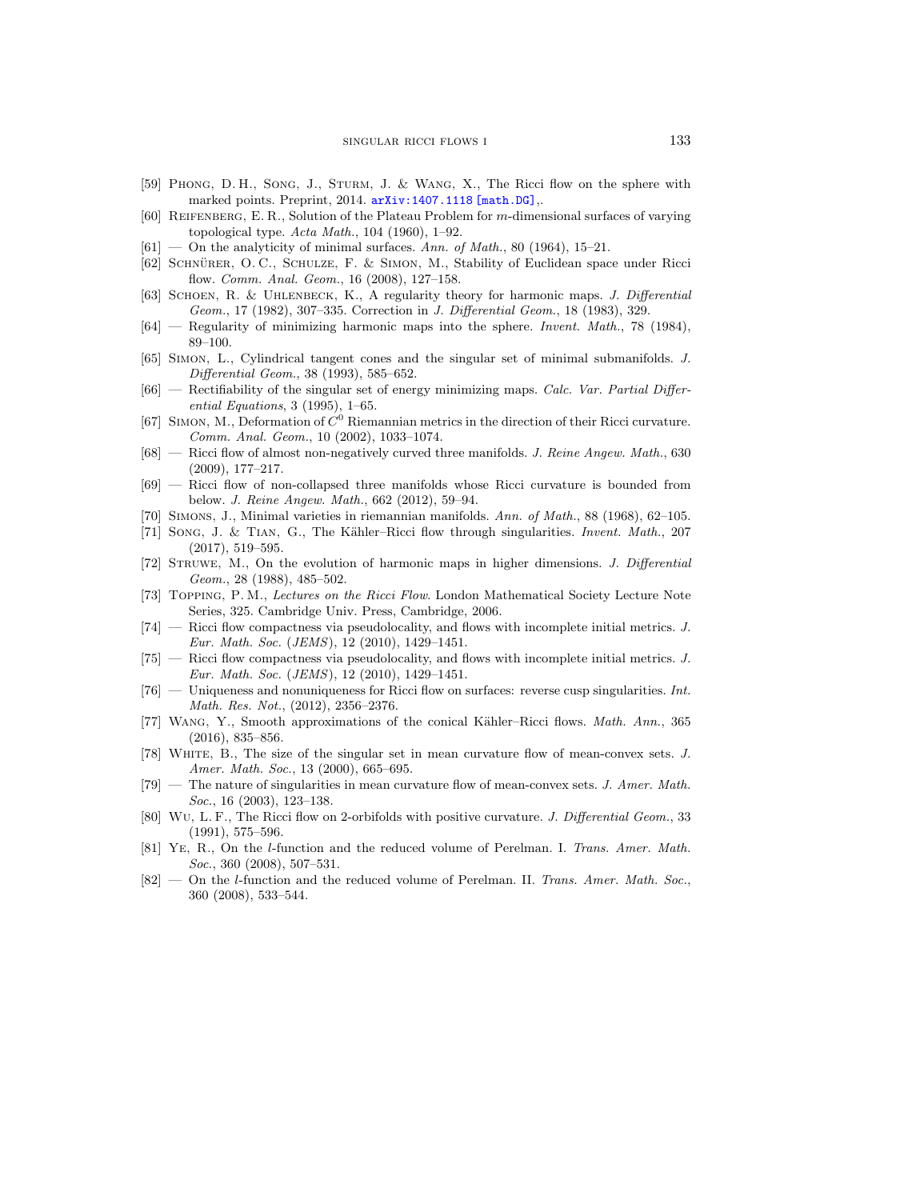[59] Phong, D. H., Song, J., Sturm, J. & Wang, X., The Ricci flow on the sphere with marked points. Preprint, 2014. arXiv:1407.1118 [math.DG],.

[60] Reifenberg, E. R., Solution of the Plateau Problem for $m$-dimensional surfaces of varying topological type. *Acta Math.*, 104 (1960), 1–92.

[61] — On the analyticity of minimal surfaces. *Ann. of Math.*, 80 (1964), 15–21.

[62] Schnürer, O. C., Schulze, F. & Simon, M., Stability of Euclidean space under Ricci flow. *Comm. Anal. Geom.*, 16 (2008), 127–158.

[63] Schoen, R. & Uhlenbeck, K., A regularity theory for harmonic maps. *J. Differential Geom.*, 17 (1982), 307–335. Correction in *J. Differential Geom.*, 18 (1983), 329.

[64] — Regularity of minimizing harmonic maps into the sphere. *Invent. Math.*, 78 (1984), 89–100.

[65] Simon, L., Cylindrical tangent cones and the singular set of minimal submanifolds. *J. Differential Geom.*, 38 (1993), 585–652.

[66] — Rectifiability of the singular set of energy minimizing maps. *Calc. Var. Partial Differential Equations*, 3 (1995), 1–65.

[67] Simon, M., Deformation of $C^0$ Riemannian metrics in the direction of their Ricci curvature. *Comm. Anal. Geom.*, 10 (2002), 1033–1074.

[68] — Ricci flow of almost non-negatively curved three manifolds. *J. Reine Angew. Math.*, 630 (2009), 177–217.

[69] — Ricci flow of non-collapsed three manifolds whose Ricci curvature is bounded from below. *J. Reine Angew. Math.*, 662 (2012), 59–94.

[70] Simons, J., Minimal varieties in riemannian manifolds. *Ann. of Math.*, 88 (1968), 62–105.

[71] Song, J. & Tian, G., The Kähler–Ricci flow through singularities. *Invent. Math.*, 207 (2017), 519–595.

[72] Struwe, M., On the evolution of harmonic maps in higher dimensions. *J. Differential Geom.*, 28 (1988), 485–502.

[73] Topping, P. M., *Lectures on the Ricci Flow*. London Mathematical Society Lecture Note Series, 325. Cambridge Univ. Press, Cambridge, 2006.

[74] — Ricci flow compactness via pseudolocality, and flows with incomplete initial metrics. *J. Eur. Math. Soc.* (*JEMS*), 12 (2010), 1429–1451.

[75] — Ricci flow compactness via pseudolocality, and flows with incomplete initial metrics. *J. Eur. Math. Soc.* (*JEMS*), 12 (2010), 1429–1451.

[76] — Uniqueness and nonuniqueness for Ricci flow on surfaces: reverse cusp singularities. *Int. Math. Res. Not.*, (2012), 2356–2376.

[77] Wang, Y., Smooth approximations of the conical Kähler–Ricci flows. *Math. Ann.*, 365 (2016), 835–856.

[78] White, B., The size of the singular set in mean curvature flow of mean-convex sets. *J. Amer. Math. Soc.*, 13 (2000), 665–695.

[79] — The nature of singularities in mean curvature flow of mean-convex sets. *J. Amer. Math. Soc.*, 16 (2003), 123–138.

[80] Wu, L. F., The Ricci flow on 2-orbifolds with positive curvature. *J. Differential Geom.*, 33 (1991), 575–596.

[81] Ye, R., On the $l$-function and the reduced volume of Perelman. I. *Trans. Amer. Math. Soc.*, 360 (2008), 507–531.

[82] — On the $l$-function and the reduced volume of Perelman. II. *Trans. Amer. Math. Soc.*, 360 (2008), 533–544.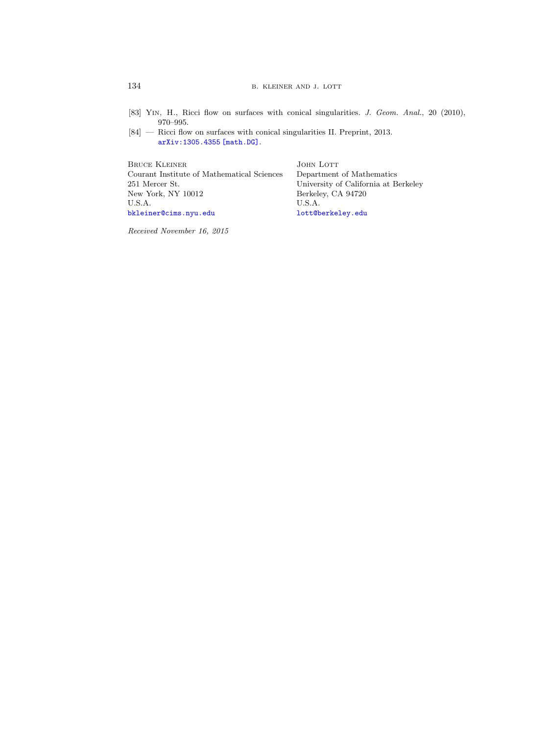[83] Yin, H., Ricci flow on surfaces with conical singularities. *J. Geom. Anal.*, 20 (2010), 970–995.

[84] — Ricci flow on surfaces with conical singularities II. Preprint, 2013. arXiv:1305.4355 [math.DG].

Bruce Kleiner
Courant Institute of Mathematical Sciences
251 Mercer St.
New York, NY 10012
U.S.A.
bkleiner@cims.nyu.edu

John Lott
Department of Mathematics
University of California at Berkeley
Berkeley, CA 94720
U.S.A.
lott@berkeley.edu

*Received November 16, 2015*